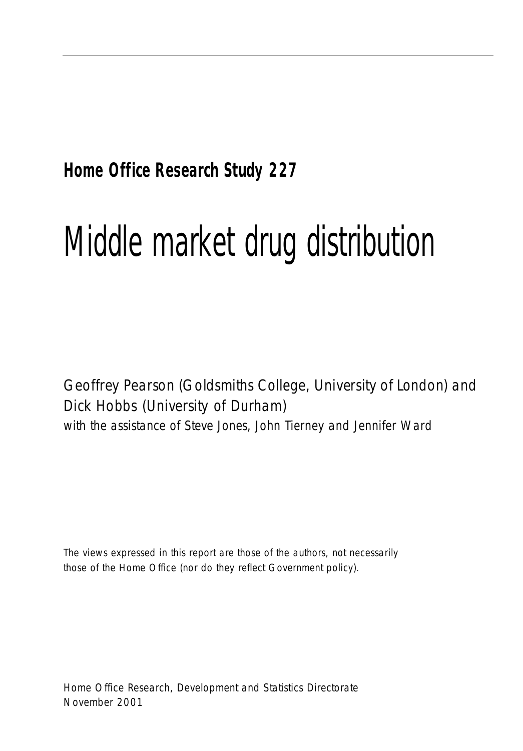**Home Office Research Study 227**

# Middle market drug distribution

Geoffrey Pearson (Goldsmiths College, University of London) and
Dick Hobbs (University of Durham)
with the assistance of Steve Jones, John Tierney and Jennifer Ward

The views expressed in this report are those of the authors, not necessarily
those of the Home Office (nor do they reflect Government policy).

Home Office Research, Development and Statistics Directorate
November 2001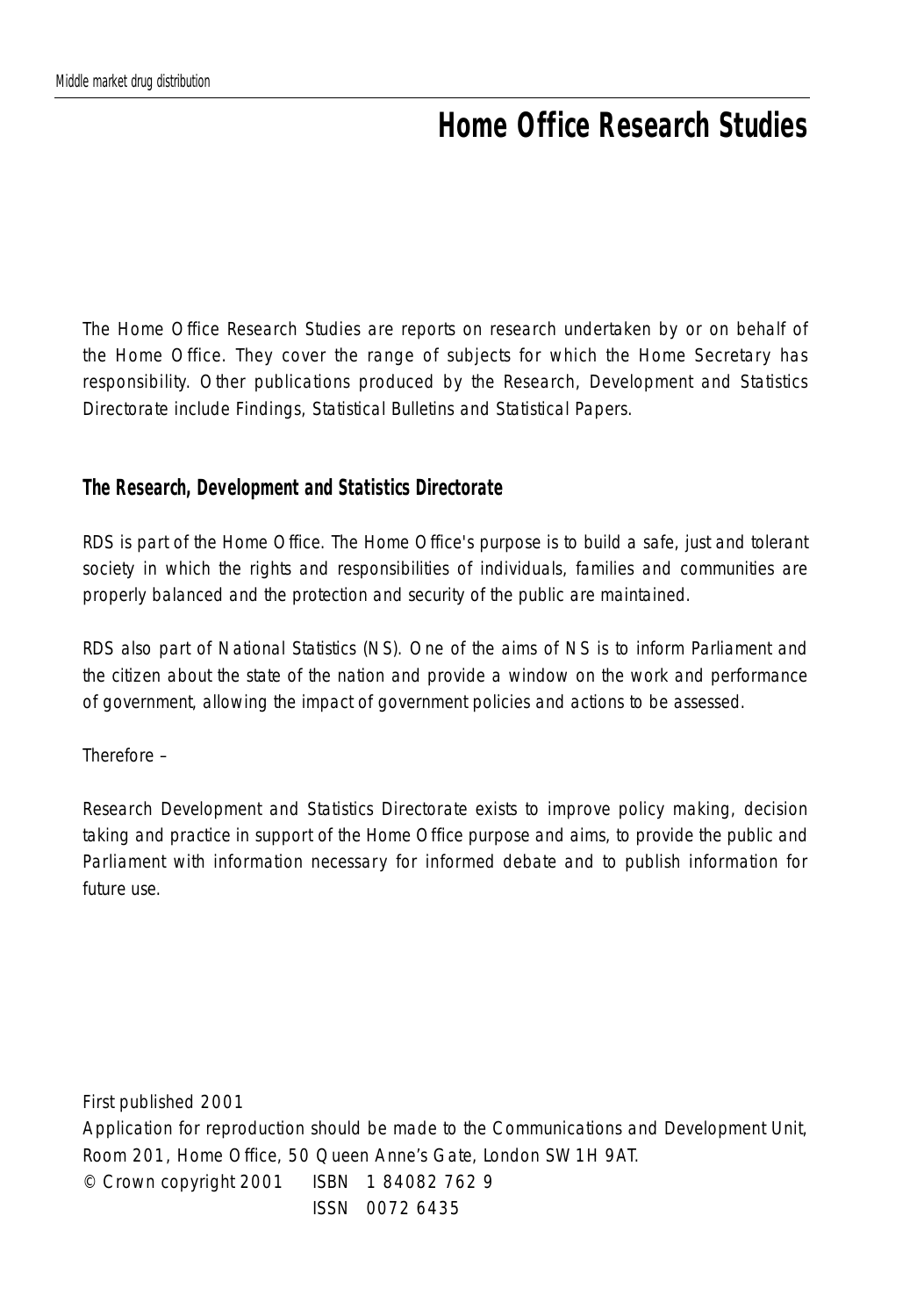# Home Office Research Studies

The Home Office Research Studies are reports on research undertaken by or on behalf of the Home Office. They cover the range of subjects for which the Home Secretary has responsibility. Other publications produced by the Research, Development and Statistics Directorate include Findings, Statistical Bulletins and Statistical Papers.

## The Research, Development and Statistics Directorate

RDS is part of the Home Office. The Home Office's purpose is to build a safe, just and tolerant society in which the rights and responsibilities of individuals, families and communities are properly balanced and the protection and security of the public are maintained.

RDS also part of National Statistics (NS). One of the aims of NS is to inform Parliament and the citizen about the state of the nation and provide a window on the work and performance of government, allowing the impact of government policies and actions to be assessed.

Therefore –

Research Development and Statistics Directorate exists to improve policy making, decision taking and practice in support of the Home Office purpose and aims, to provide the public and Parliament with information necessary for informed debate and to publish information for future use.

First published 2001
Application for reproduction should be made to the Communications and Development Unit, Room 201, Home Office, 50 Queen Anne's Gate, London SW1H 9AT.
© Crown copyright 2001 ISBN 1 84082 762 9
ISSN 0072 6435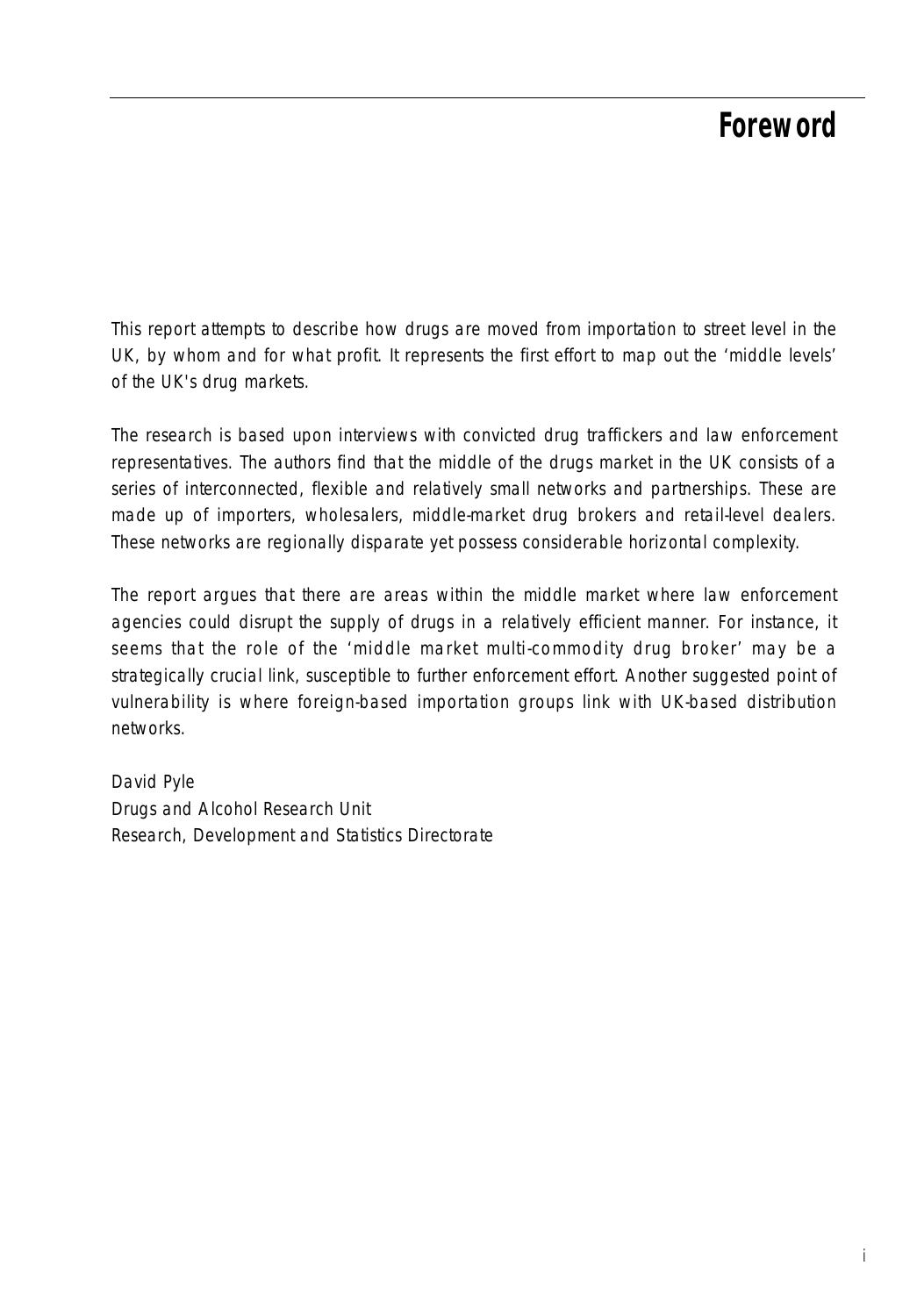# Foreword

This report attempts to describe how drugs are moved from importation to street level in the UK, by whom and for what profit. It represents the first effort to map out the 'middle levels' of the UK's drug markets.

The research is based upon interviews with convicted drug traffickers and law enforcement representatives. The authors find that the middle of the drugs market in the UK consists of a series of interconnected, flexible and relatively small networks and partnerships. These are made up of importers, wholesalers, middle-market drug brokers and retail-level dealers. These networks are regionally disparate yet possess considerable horizontal complexity.

The report argues that there are areas within the middle market where law enforcement agencies could disrupt the supply of drugs in a relatively efficient manner. For instance, it seems that the role of the 'middle market multi-commodity drug broker' may be a strategically crucial link, susceptible to further enforcement effort. Another suggested point of vulnerability is where foreign-based importation groups link with UK-based distribution networks.

David Pyle
Drugs and Alcohol Research Unit
Research, Development and Statistics Directorate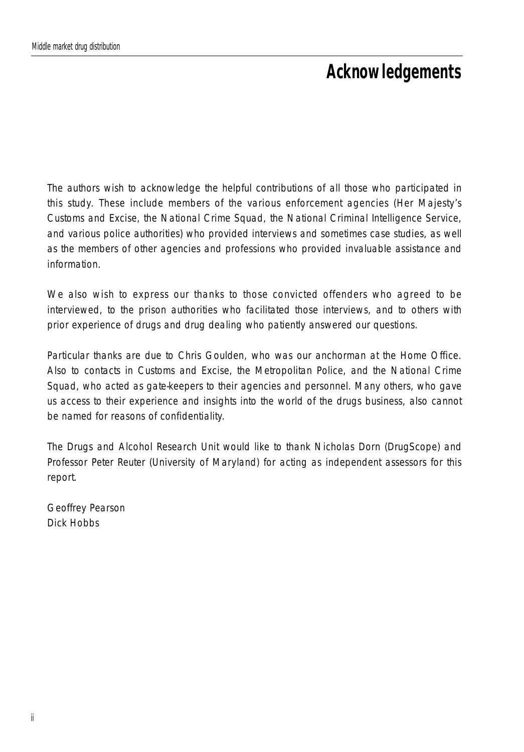# Acknowledgements

The authors wish to acknowledge the helpful contributions of all those who participated in this study. These include members of the various enforcement agencies (Her Majesty's Customs and Excise, the National Crime Squad, the National Criminal Intelligence Service, and various police authorities) who provided interviews and sometimes case studies, as well as the members of other agencies and professions who provided invaluable assistance and information.

We also wish to express our thanks to those convicted offenders who agreed to be interviewed, to the prison authorities who facilitated those interviews, and to others with prior experience of drugs and drug dealing who patiently answered our questions.

Particular thanks are due to Chris Goulden, who was our anchorman at the Home Office. Also to contacts in Customs and Excise, the Metropolitan Police, and the National Crime Squad, who acted as gate-keepers to their agencies and personnel. Many others, who gave us access to their experience and insights into the world of the drugs business, also cannot be named for reasons of confidentiality.

The Drugs and Alcohol Research Unit would like to thank Nicholas Dorn (DrugScope) and Professor Peter Reuter (University of Maryland) for acting as independent assessors for this report.

Geoffrey Pearson
Dick Hobbs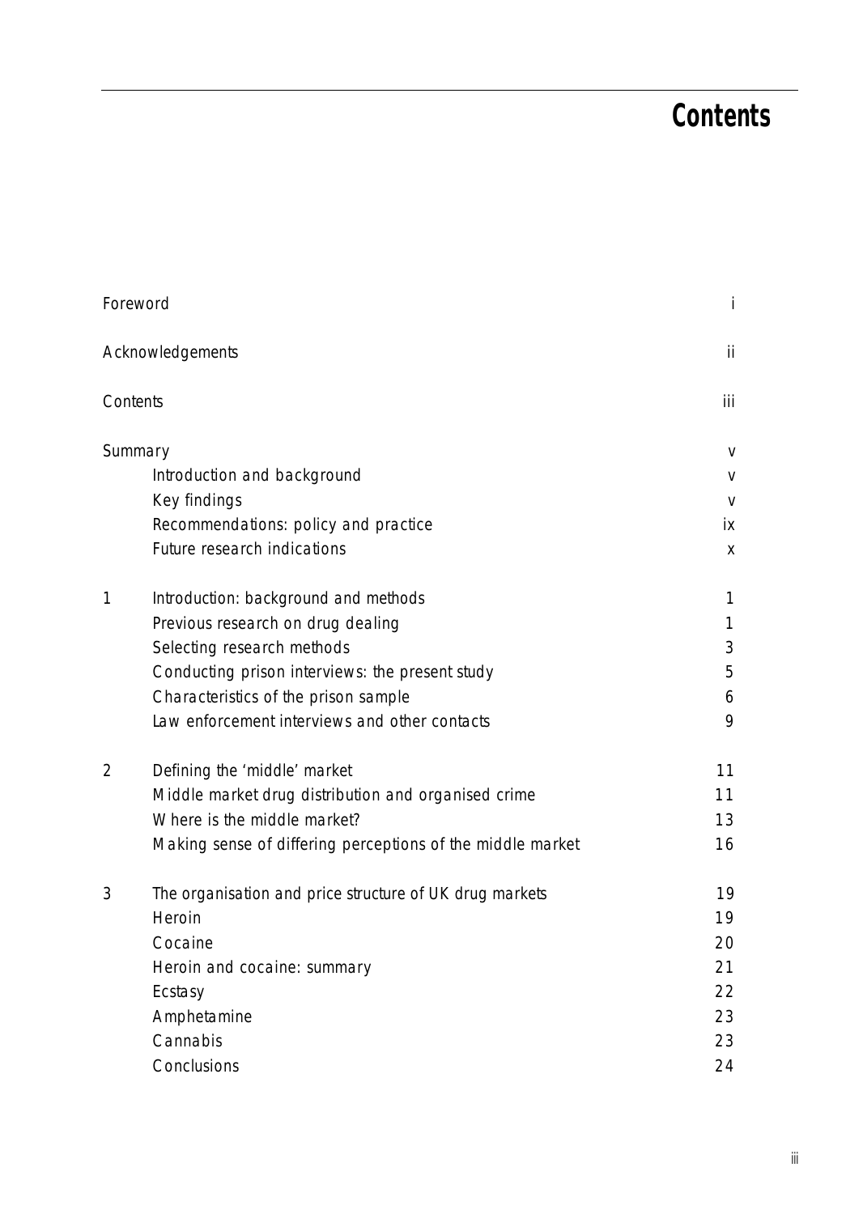# Contents

| | | |
|---|---|---|
| Foreword | | i |
| Acknowledgements | | ii |
| Contents | | iii |
| Summary | | v |
| | Introduction and background | v |
| | Key findings | v |
| | Recommendations: policy and practice | ix |
| | Future research indications | x |
| 1 | Introduction: background and methods | 1 |
| | Previous research on drug dealing | 1 |
| | Selecting research methods | 3 |
| | Conducting prison interviews: the present study | 5 |
| | Characteristics of the prison sample | 6 |
| | Law enforcement interviews and other contacts | 9 |
| 2 | Defining the 'middle' market | 11 |
| | Middle market drug distribution and organised crime | 11 |
| | Where is the middle market? | 13 |
| | Making sense of differing perceptions of the middle market | 16 |
| 3 | The organisation and price structure of UK drug markets | 19 |
| | Heroin | 19 |
| | Cocaine | 20 |
| | Heroin and cocaine: summary | 21 |
| | Ecstasy | 22 |
| | Amphetamine | 23 |
| | Cannabis | 23 |
| | Conclusions | 24 |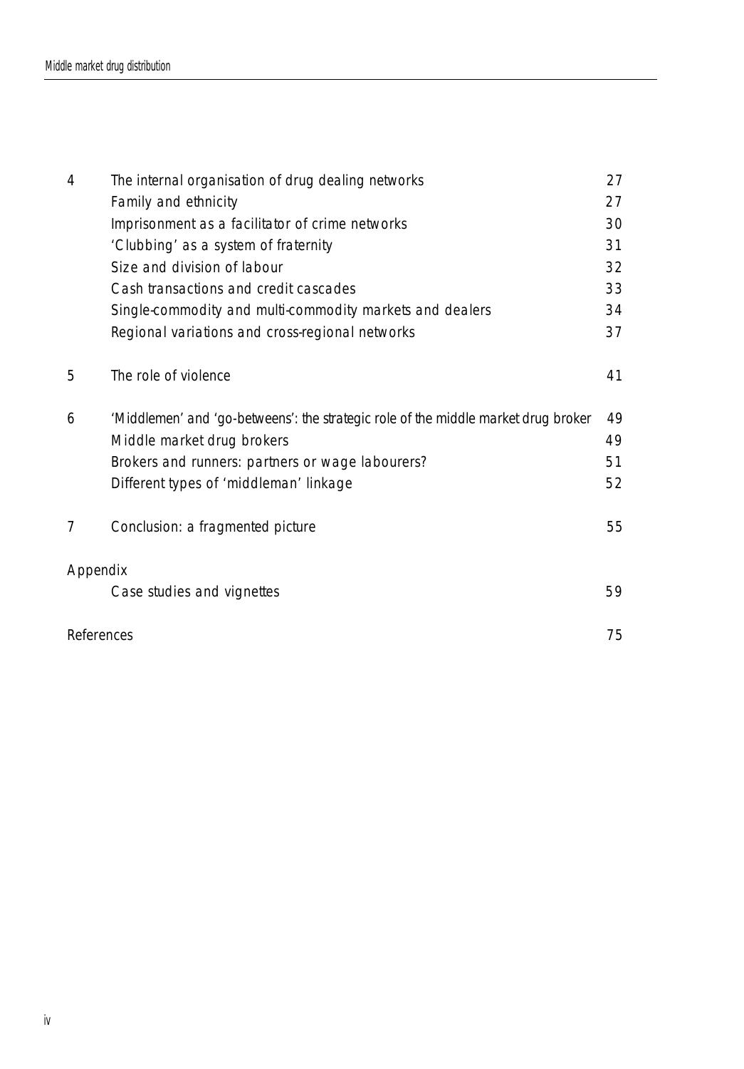| | | |
|---|---|---|
| 4 | The internal organisation of drug dealing networks | 27 |
| | Family and ethnicity | 27 |
| | Imprisonment as a facilitator of crime networks | 30 |
| | 'Clubbing' as a system of fraternity | 31 |
| | Size and division of labour | 32 |
| | Cash transactions and credit cascades | 33 |
| | Single-commodity and multi-commodity markets and dealers | 34 |
| | Regional variations and cross-regional networks | 37 |
| 5 | The role of violence | 41 |
| 6 | 'Middlemen' and 'go-betweens': the strategic role of the middle market drug broker | 49 |
| | Middle market drug brokers | 49 |
| | Brokers and runners: partners or wage labourers? | 51 |
| | Different types of 'middleman' linkage | 52 |
| 7 | Conclusion: a fragmented picture | 55 |
| Appendix | | |
| | Case studies and vignettes | 59 |
| References | | 75 |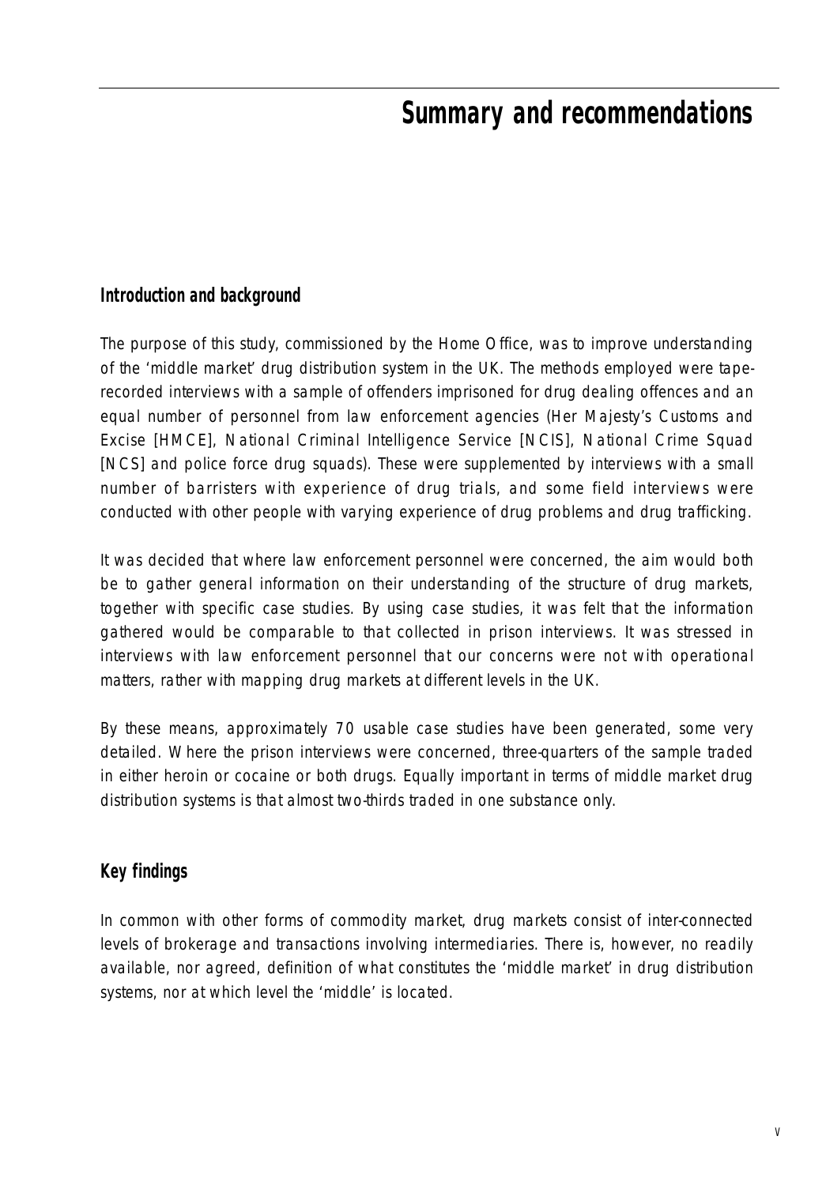# Summary and recommendations

## Introduction and background

The purpose of this study, commissioned by the Home Office, was to improve understanding of the 'middle market' drug distribution system in the UK. The methods employed were tape-recorded interviews with a sample of offenders imprisoned for drug dealing offences and an equal number of personnel from law enforcement agencies (Her Majesty's Customs and Excise [HMCE], National Criminal Intelligence Service [NCIS], National Crime Squad [NCS] and police force drug squads). These were supplemented by interviews with a small number of barristers with experience of drug trials, and some field interviews were conducted with other people with varying experience of drug problems and drug trafficking.

It was decided that where law enforcement personnel were concerned, the aim would both be to gather general information on their understanding of the structure of drug markets, together with specific case studies. By using case studies, it was felt that the information gathered would be comparable to that collected in prison interviews. It was stressed in interviews with law enforcement personnel that our concerns were not with operational matters, rather with mapping drug markets at different levels in the UK.

By these means, approximately 70 usable case studies have been generated, some very detailed. Where the prison interviews were concerned, three-quarters of the sample traded in either heroin or cocaine or both drugs. Equally important in terms of middle market drug distribution systems is that almost two-thirds traded in one substance only.

## Key findings

In common with other forms of commodity market, drug markets consist of inter-connected levels of brokerage and transactions involving intermediaries. There is, however, no readily available, nor agreed, definition of what constitutes the 'middle market' in drug distribution systems, nor at which level the 'middle' is located.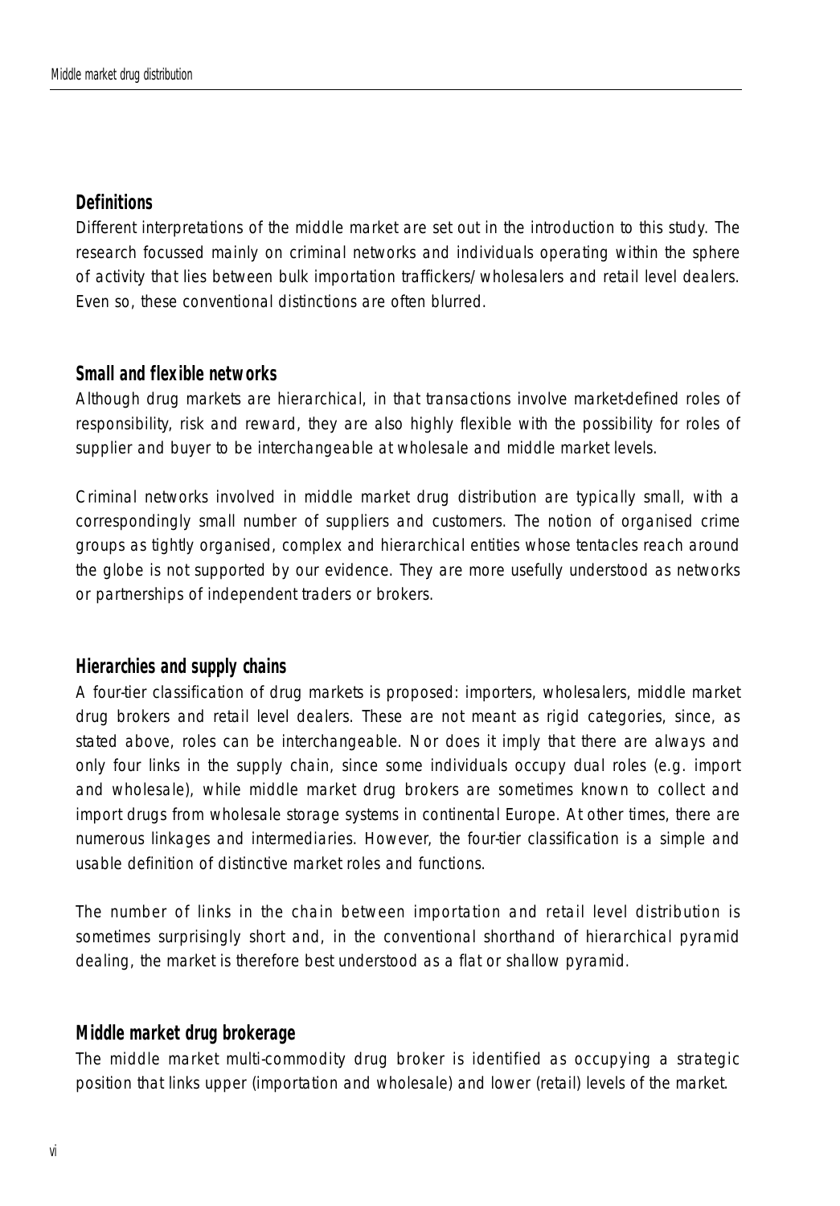## Definitions

Different interpretations of the middle market are set out in the introduction to this study. The research focussed mainly on criminal networks and individuals operating within the sphere of activity that lies between bulk importation traffickers/wholesalers and retail level dealers. Even so, these conventional distinctions are often blurred.

## Small and flexible networks

Although drug markets are hierarchical, in that transactions involve market-defined roles of responsibility, risk and reward, they are also highly flexible with the possibility for roles of supplier and buyer to be interchangeable at wholesale and middle market levels.

Criminal networks involved in middle market drug distribution are typically small, with a correspondingly small number of suppliers and customers. The notion of organised crime groups as tightly organised, complex and hierarchical entities whose tentacles reach around the globe is not supported by our evidence. They are more usefully understood as networks or partnerships of independent traders or brokers.

## Hierarchies and supply chains

A four-tier classification of drug markets is proposed: importers, wholesalers, middle market drug brokers and retail level dealers. These are not meant as rigid categories, since, as stated above, roles can be interchangeable. Nor does it imply that there are always and only four links in the supply chain, since some individuals occupy dual roles (e.g. import and wholesale), while middle market drug brokers are sometimes known to collect and import drugs from wholesale storage systems in continental Europe. At other times, there are numerous linkages and intermediaries. However, the four-tier classification is a simple and usable definition of distinctive market roles and functions.

The number of links in the chain between importation and retail level distribution is sometimes surprisingly short and, in the conventional shorthand of hierarchical pyramid dealing, the market is therefore best understood as a flat or shallow pyramid.

## Middle market drug brokerage

The middle market multi-commodity drug broker is identified as occupying a strategic position that links upper (importation and wholesale) and lower (retail) levels of the market.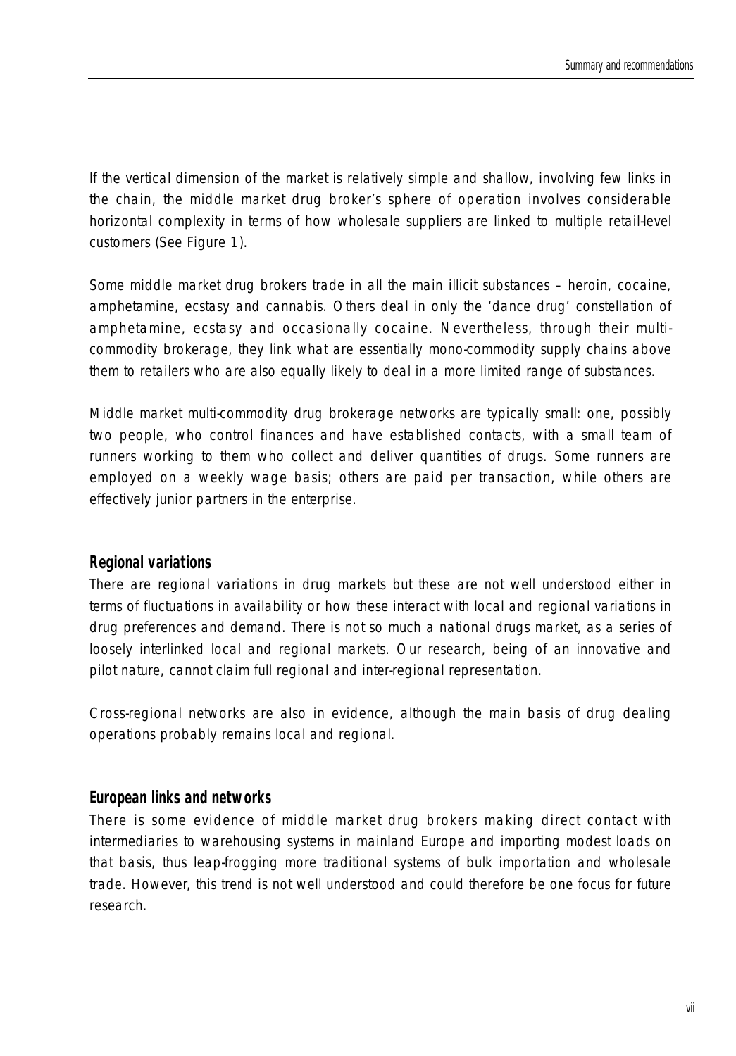If the vertical dimension of the market is relatively simple and shallow, involving few links in the chain, the middle market drug broker's sphere of operation involves considerable horizontal complexity in terms of how wholesale suppliers are linked to multiple retail-level customers (See Figure 1).

Some middle market drug brokers trade in all the main illicit substances – heroin, cocaine, amphetamine, ecstasy and cannabis. Others deal in only the 'dance drug' constellation of amphetamine, ecstasy and occasionally cocaine. Nevertheless, through their multi-commodity brokerage, they link what are essentially mono-commodity supply chains above them to retailers who are also equally likely to deal in a more limited range of substances.

Middle market multi-commodity drug brokerage networks are typically small: one, possibly two people, who control finances and have established contacts, with a small team of runners working to them who collect and deliver quantities of drugs. Some runners are employed on a weekly wage basis; others are paid per transaction, while others are effectively junior partners in the enterprise.

## Regional variations

There are regional variations in drug markets but these are not well understood either in terms of fluctuations in availability or how these interact with local and regional variations in drug preferences and demand. There is not so much a national drugs market, as a series of loosely interlinked local and regional markets. Our research, being of an innovative and pilot nature, cannot claim full regional and inter-regional representation.

Cross-regional networks are also in evidence, although the main basis of drug dealing operations probably remains local and regional.

## European links and networks

There is some evidence of middle market drug brokers making direct contact with intermediaries to warehousing systems in mainland Europe and importing modest loads on that basis, thus leap-frogging more traditional systems of bulk importation and wholesale trade. However, this trend is not well understood and could therefore be one focus for future research.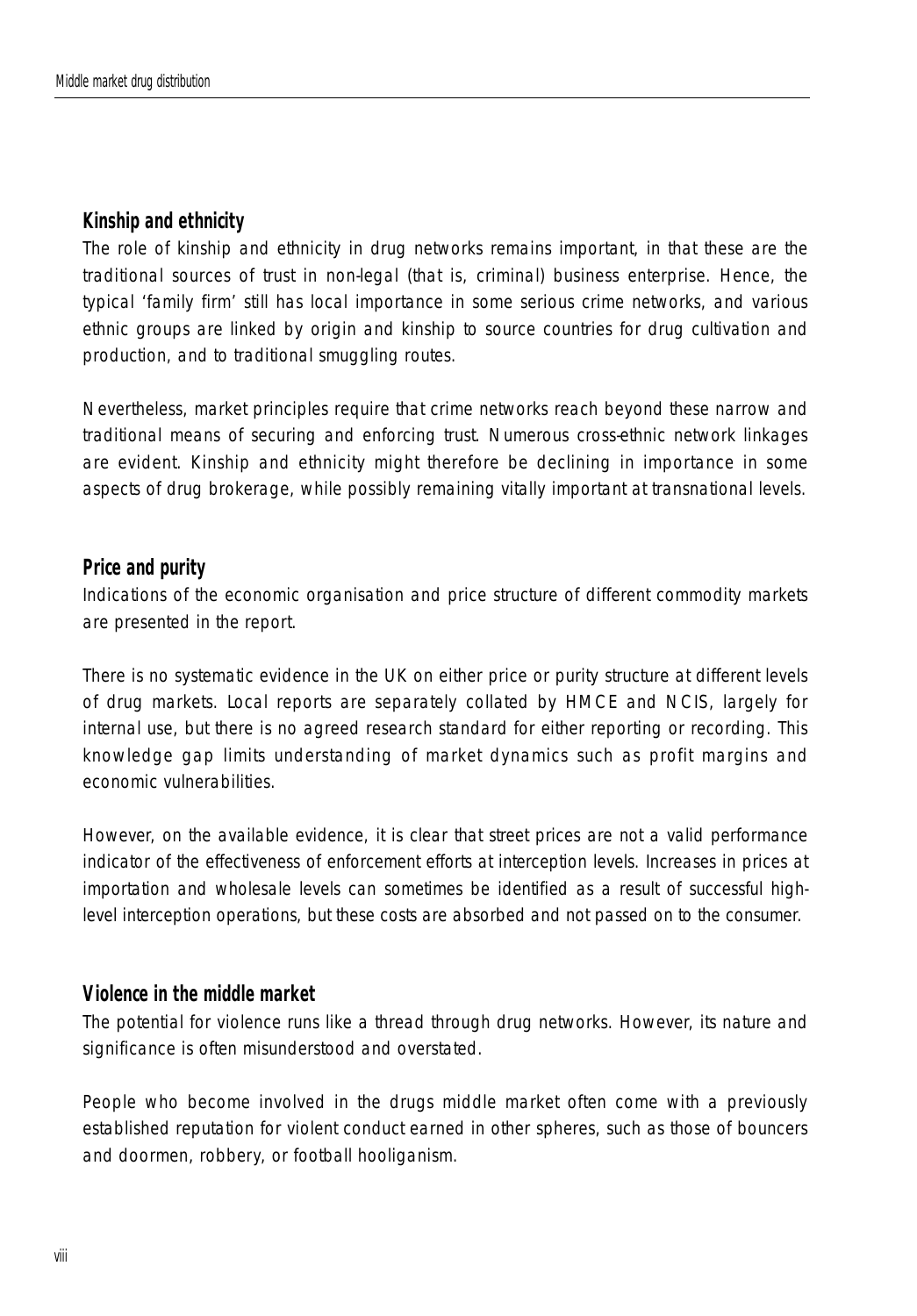## Kinship and ethnicity

The role of kinship and ethnicity in drug networks remains important, in that these are the traditional sources of trust in non-legal (that is, criminal) business enterprise. Hence, the typical 'family firm' still has local importance in some serious crime networks, and various ethnic groups are linked by origin and kinship to source countries for drug cultivation and production, and to traditional smuggling routes.

Nevertheless, market principles require that crime networks reach beyond these narrow and traditional means of securing and enforcing trust. Numerous cross-ethnic network linkages are evident. Kinship and ethnicity might therefore be declining in importance in some aspects of drug brokerage, while possibly remaining vitally important at transnational levels.

## Price and purity

Indications of the economic organisation and price structure of different commodity markets are presented in the report.

There is no systematic evidence in the UK on either price or purity structure at different levels of drug markets. Local reports are separately collated by HMCE and NCIS, largely for internal use, but there is no agreed research standard for either reporting or recording. This knowledge gap limits understanding of market dynamics such as profit margins and economic vulnerabilities.

However, on the available evidence, it is clear that street prices are not a valid performance indicator of the effectiveness of enforcement efforts at interception levels. Increases in prices at importation and wholesale levels can sometimes be identified as a result of successful high-level interception operations, but these costs are absorbed and not passed on to the consumer.

## Violence in the middle market

The potential for violence runs like a thread through drug networks. However, its nature and significance is often misunderstood and overstated.

People who become involved in the drugs middle market often come with a previously established reputation for violent conduct earned in other spheres, such as those of bouncers and doormen, robbery, or football hooliganism.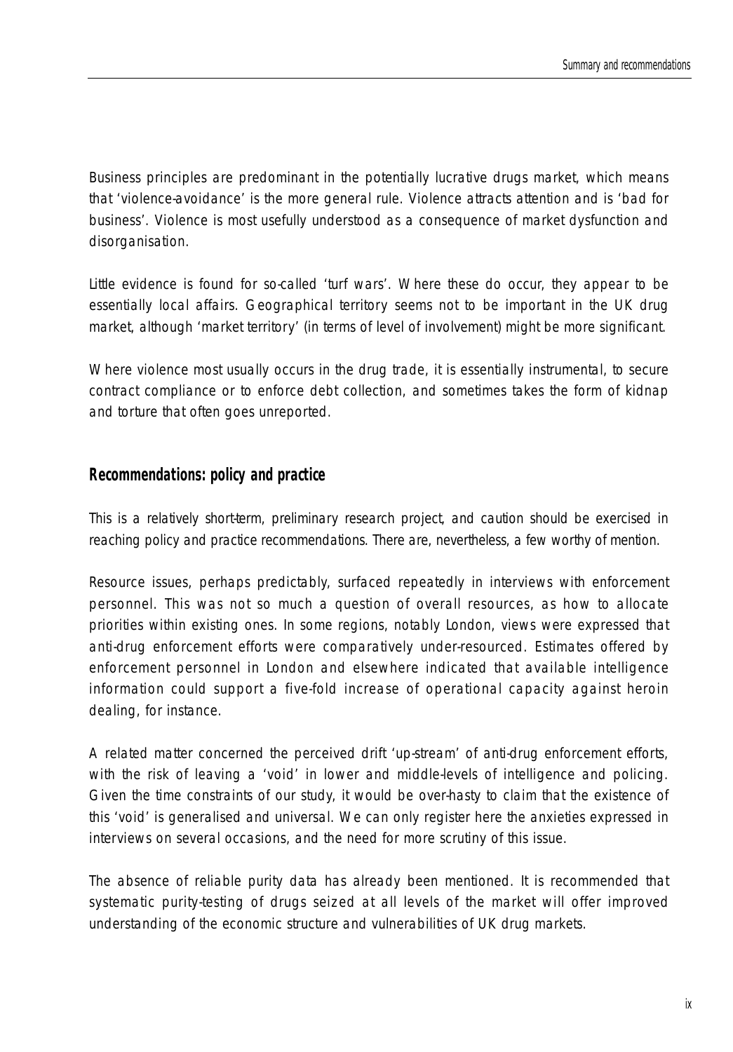Business principles are predominant in the potentially lucrative drugs market, which means that 'violence-avoidance' is the more general rule. Violence attracts attention and is 'bad for business'. Violence is most usefully understood as a consequence of market dysfunction and disorganisation.

Little evidence is found for so-called 'turf wars'. Where these do occur, they appear to be essentially local affairs. Geographical territory seems not to be important in the UK drug market, although 'market territory' (in terms of level of involvement) might be more significant.

Where violence most usually occurs in the drug trade, it is essentially instrumental, to secure contract compliance or to enforce debt collection, and sometimes takes the form of kidnap and torture that often goes unreported.

## Recommendations: policy and practice

This is a relatively short-term, preliminary research project, and caution should be exercised in reaching policy and practice recommendations. There are, nevertheless, a few worthy of mention.

Resource issues, perhaps predictably, surfaced repeatedly in interviews with enforcement personnel. This was not so much a question of overall resources, as how to allocate priorities within existing ones. In some regions, notably London, views were expressed that anti-drug enforcement efforts were comparatively under-resourced. Estimates offered by enforcement personnel in London and elsewhere indicated that available intelligence information could support a five-fold increase of operational capacity against heroin dealing, for instance.

A related matter concerned the perceived drift 'up-stream' of anti-drug enforcement efforts, with the risk of leaving a 'void' in lower and middle-levels of intelligence and policing. Given the time constraints of our study, it would be over-hasty to claim that the existence of this 'void' is generalised and universal. We can only register here the anxieties expressed in interviews on several occasions, and the need for more scrutiny of this issue.

The absence of reliable purity data has already been mentioned. It is recommended that systematic purity-testing of drugs seized at all levels of the market will offer improved understanding of the economic structure and vulnerabilities of UK drug markets.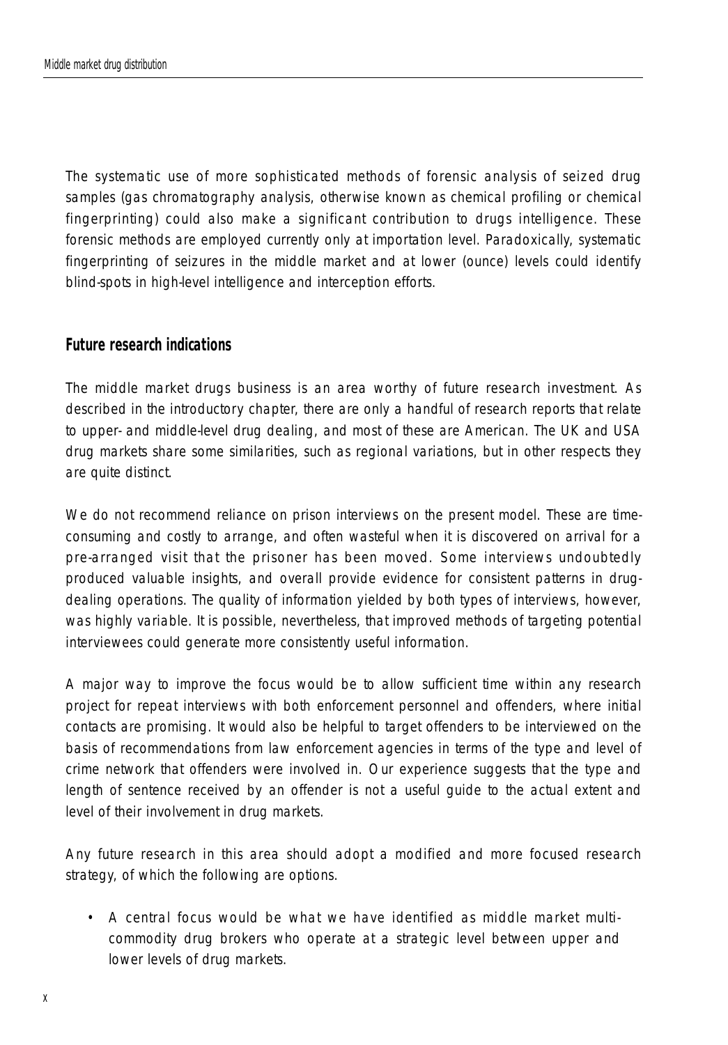The systematic use of more sophisticated methods of forensic analysis of seized drug samples (gas chromatography analysis, otherwise known as chemical profiling or chemical fingerprinting) could also make a significant contribution to drugs intelligence. These forensic methods are employed currently only at importation level. Paradoxically, systematic fingerprinting of seizures in the middle market and at lower (ounce) levels could identify blind-spots in high-level intelligence and interception efforts.

## Future research indications

The middle market drugs business is an area worthy of future research investment. As described in the introductory chapter, there are only a handful of research reports that relate to upper- and middle-level drug dealing, and most of these are American. The UK and USA drug markets share some similarities, such as regional variations, but in other respects they are quite distinct.

We do not recommend reliance on prison interviews on the present model. These are time-consuming and costly to arrange, and often wasteful when it is discovered on arrival for a pre-arranged visit that the prisoner has been moved. Some interviews undoubtedly produced valuable insights, and overall provide evidence for consistent patterns in drug-dealing operations. The quality of information yielded by both types of interviews, however, was highly variable. It is possible, nevertheless, that improved methods of targeting potential interviewees could generate more consistently useful information.

A major way to improve the focus would be to allow sufficient time within any research project for repeat interviews with both enforcement personnel and offenders, where initial contacts are promising. It would also be helpful to target offenders to be interviewed on the basis of recommendations from law enforcement agencies in terms of the type and level of crime network that offenders were involved in. Our experience suggests that the type and length of sentence received by an offender is not a useful guide to the actual extent and level of their involvement in drug markets.

Any future research in this area should adopt a modified and more focused research strategy, of which the following are options.

- A central focus would be what we have identified as middle market multi-commodity drug brokers who operate at a strategic level between upper and lower levels of drug markets.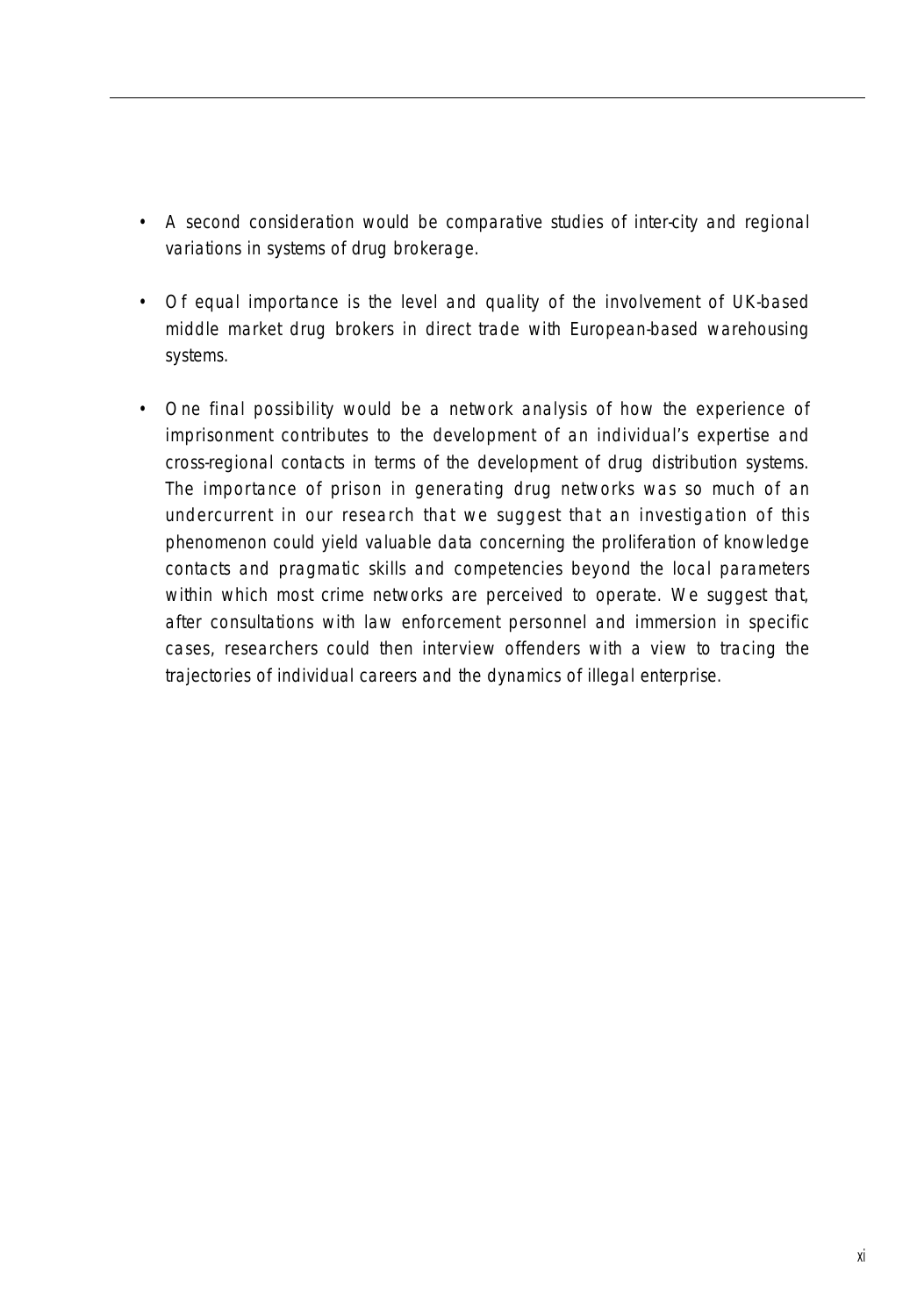- A second consideration would be comparative studies of inter-city and regional variations in systems of drug brokerage.

- Of equal importance is the level and quality of the involvement of UK-based middle market drug brokers in direct trade with European-based warehousing systems.

- One final possibility would be a network analysis of how the experience of imprisonment contributes to the development of an individual's expertise and cross-regional contacts in terms of the development of drug distribution systems. The importance of prison in generating drug networks was so much of an undercurrent in our research that we suggest that an investigation of this phenomenon could yield valuable data concerning the proliferation of knowledge contacts and pragmatic skills and competencies beyond the local parameters within which most crime networks are perceived to operate. We suggest that, after consultations with law enforcement personnel and immersion in specific cases, researchers could then interview offenders with a view to tracing the trajectories of individual careers and the dynamics of illegal enterprise.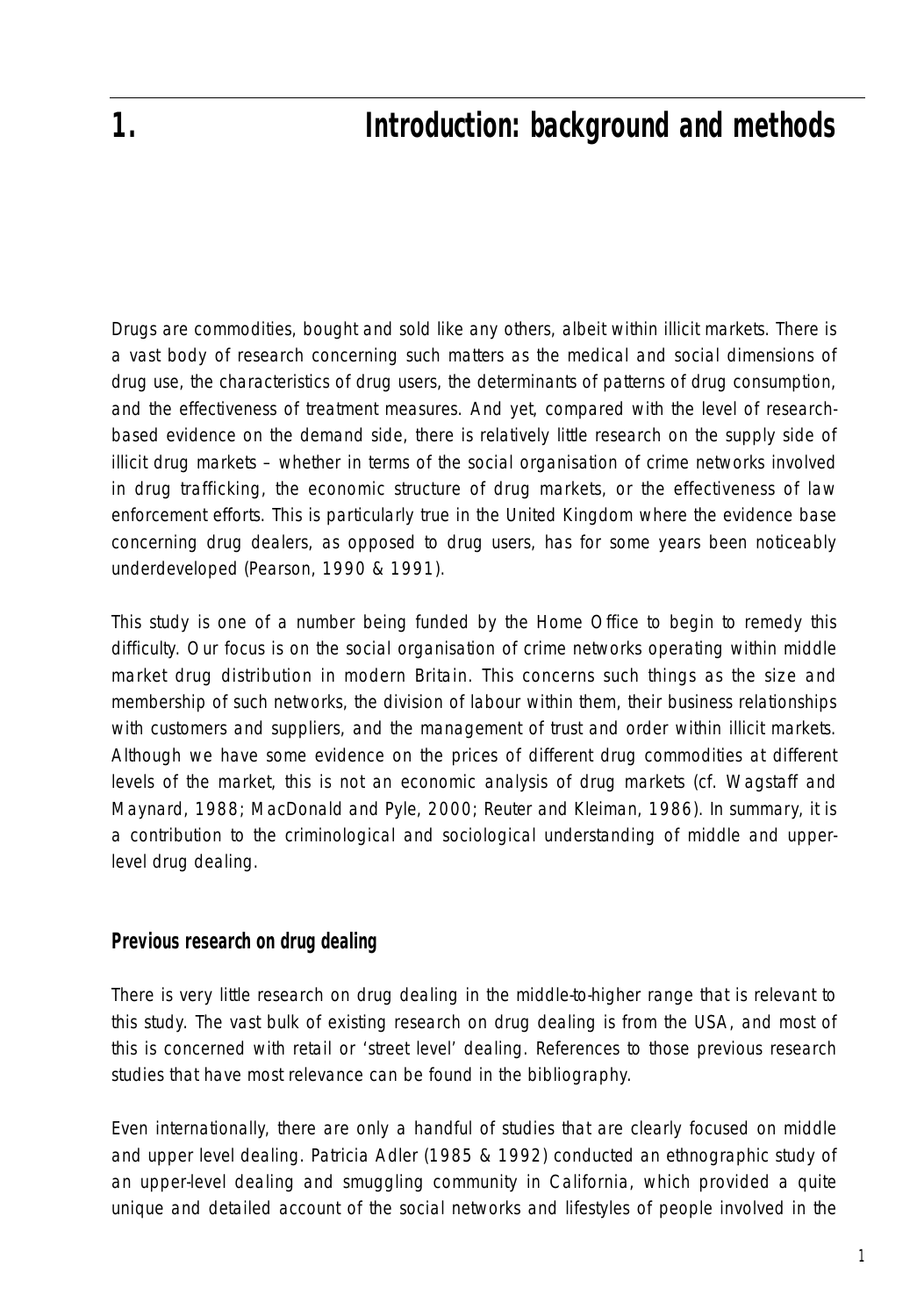# 1. Introduction: background and methods

Drugs are commodities, bought and sold like any others, albeit within illicit markets. There is a vast body of research concerning such matters as the medical and social dimensions of drug use, the characteristics of drug users, the determinants of patterns of drug consumption, and the effectiveness of treatment measures. And yet, compared with the level of research-based evidence on the demand side, there is relatively little research on the supply side of illicit drug markets – whether in terms of the social organisation of crime networks involved in drug trafficking, the economic structure of drug markets, or the effectiveness of law enforcement efforts. This is particularly true in the United Kingdom where the evidence base concerning drug dealers, as opposed to drug users, has for some years been noticeably underdeveloped (Pearson, 1990 & 1991).

This study is one of a number being funded by the Home Office to begin to remedy this difficulty. Our focus is on the social organisation of crime networks operating within middle market drug distribution in modern Britain. This concerns such things as the size and membership of such networks, the division of labour within them, their business relationships with customers and suppliers, and the management of trust and order within illicit markets. Although we have some evidence on the prices of different drug commodities at different levels of the market, this is not an economic analysis of drug markets (cf. Wagstaff and Maynard, 1988; MacDonald and Pyle, 2000; Reuter and Kleiman, 1986). In summary, it is a contribution to the criminological and sociological understanding of middle and upper-level drug dealing.

## Previous research on drug dealing

There is very little research on drug dealing in the middle-to-higher range that is relevant to this study. The vast bulk of existing research on drug dealing is from the USA, and most of this is concerned with retail or 'street level' dealing. References to those previous research studies that have most relevance can be found in the bibliography.

Even internationally, there are only a handful of studies that are clearly focused on middle and upper level dealing. Patricia Adler (1985 & 1992) conducted an ethnographic study of an upper-level dealing and smuggling community in California, which provided a quite unique and detailed account of the social networks and lifestyles of people involved in the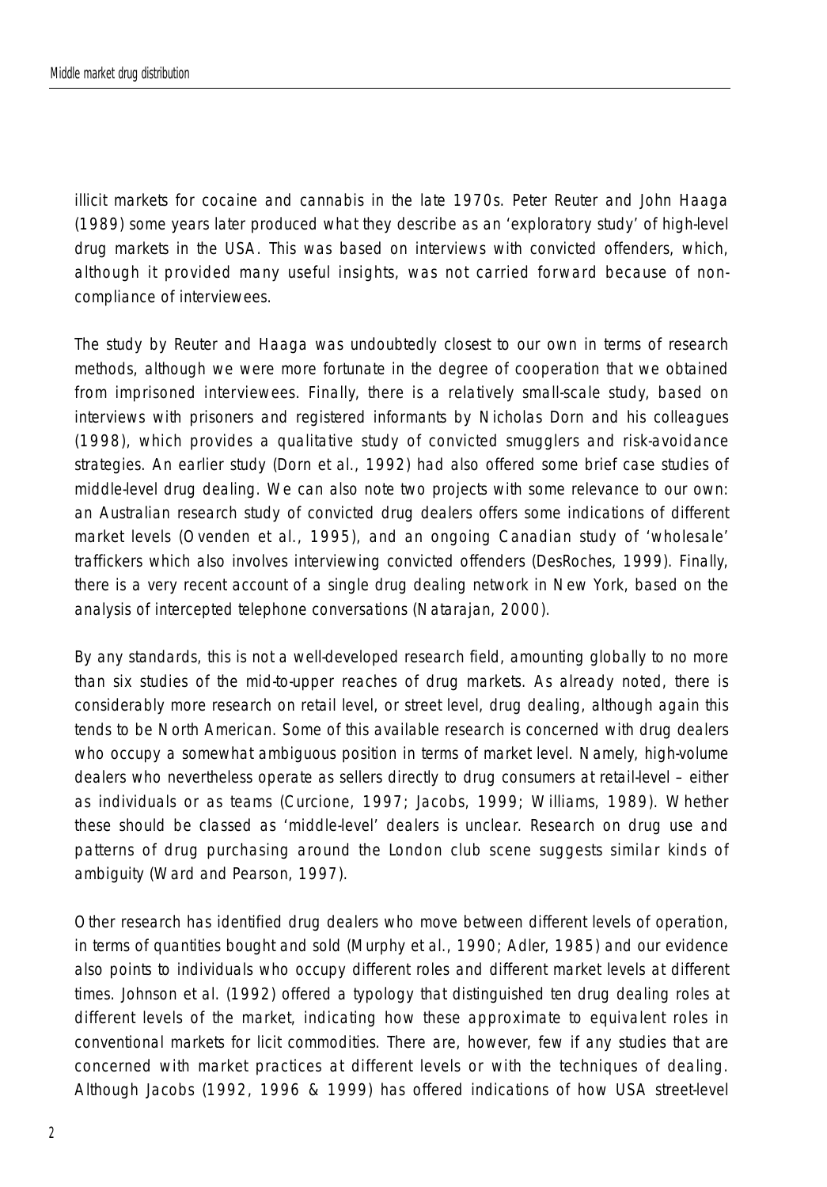illicit markets for cocaine and cannabis in the late 1970s. Peter Reuter and John Haaga (1989) some years later produced what they describe as an 'exploratory study' of high-level drug markets in the USA. This was based on interviews with convicted offenders, which, although it provided many useful insights, was not carried forward because of non-compliance of interviewees.

The study by Reuter and Haaga was undoubtedly closest to our own in terms of research methods, although we were more fortunate in the degree of cooperation that we obtained from imprisoned interviewees. Finally, there is a relatively small-scale study, based on interviews with prisoners and registered informants by Nicholas Dorn and his colleagues (1998), which provides a qualitative study of convicted smugglers and risk-avoidance strategies. An earlier study (Dorn et al., 1992) had also offered some brief case studies of middle-level drug dealing. We can also note two projects with some relevance to our own: an Australian research study of convicted drug dealers offers some indications of different market levels (Ovenden et al., 1995), and an ongoing Canadian study of 'wholesale' traffickers which also involves interviewing convicted offenders (DesRoches, 1999). Finally, there is a very recent account of a single drug dealing network in New York, based on the analysis of intercepted telephone conversations (Natarajan, 2000).

By any standards, this is not a well-developed research field, amounting globally to no more than six studies of the mid-to-upper reaches of drug markets. As already noted, there is considerably more research on retail level, or street level, drug dealing, although again this tends to be North American. Some of this available research is concerned with drug dealers who occupy a somewhat ambiguous position in terms of market level. Namely, high-volume dealers who nevertheless operate as sellers directly to drug consumers at retail-level – either as individuals or as teams (Curcione, 1997; Jacobs, 1999; Williams, 1989). Whether these should be classed as 'middle-level' dealers is unclear. Research on drug use and patterns of drug purchasing around the London club scene suggests similar kinds of ambiguity (Ward and Pearson, 1997).

Other research has identified drug dealers who move between different levels of operation, in terms of quantities bought and sold (Murphy et al., 1990; Adler, 1985) and our evidence also points to individuals who occupy different roles and different market levels at different times. Johnson et al. (1992) offered a typology that distinguished ten drug dealing roles at different levels of the market, indicating how these approximate to equivalent roles in conventional markets for licit commodities. There are, however, few if any studies that are concerned with market practices at different levels or with the techniques of dealing. Although Jacobs (1992, 1996 & 1999) has offered indications of how USA street-level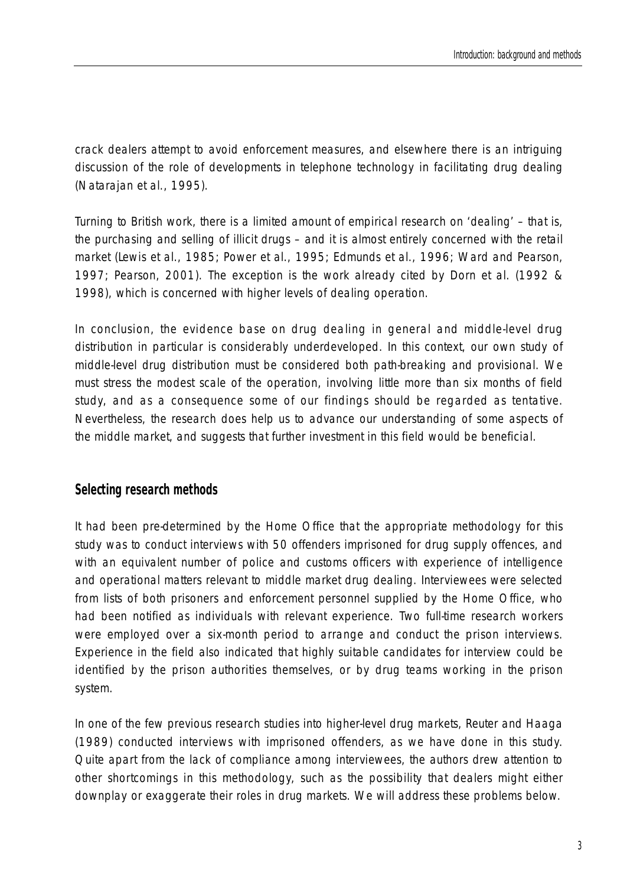crack dealers attempt to avoid enforcement measures, and elsewhere there is an intriguing discussion of the role of developments in telephone technology in facilitating drug dealing (Natarajan et al., 1995).

Turning to British work, there is a limited amount of empirical research on 'dealing' – that is, the purchasing and selling of illicit drugs – and it is almost entirely concerned with the retail market (Lewis et al., 1985; Power et al., 1995; Edmunds et al., 1996; Ward and Pearson, 1997; Pearson, 2001). The exception is the work already cited by Dorn et al. (1992 & 1998), which is concerned with higher levels of dealing operation.

In conclusion, the evidence base on drug dealing in general and middle-level drug distribution in particular is considerably underdeveloped. In this context, our own study of middle-level drug distribution must be considered both path-breaking and provisional. We must stress the modest scale of the operation, involving little more than six months of field study, and as a consequence some of our findings should be regarded as tentative. Nevertheless, the research does help us to advance our understanding of some aspects of the middle market, and suggests that further investment in this field would be beneficial.

## Selecting research methods

It had been pre-determined by the Home Office that the appropriate methodology for this study was to conduct interviews with 50 offenders imprisoned for drug supply offences, and with an equivalent number of police and customs officers with experience of intelligence and operational matters relevant to middle market drug dealing. Interviewees were selected from lists of both prisoners and enforcement personnel supplied by the Home Office, who had been notified as individuals with relevant experience. Two full-time research workers were employed over a six-month period to arrange and conduct the prison interviews. Experience in the field also indicated that highly suitable candidates for interview could be identified by the prison authorities themselves, or by drug teams working in the prison system.

In one of the few previous research studies into higher-level drug markets, Reuter and Haaga (1989) conducted interviews with imprisoned offenders, as we have done in this study. Quite apart from the lack of compliance among interviewees, the authors drew attention to other shortcomings in this methodology, such as the possibility that dealers might either downplay or exaggerate their roles in drug markets. We will address these problems below.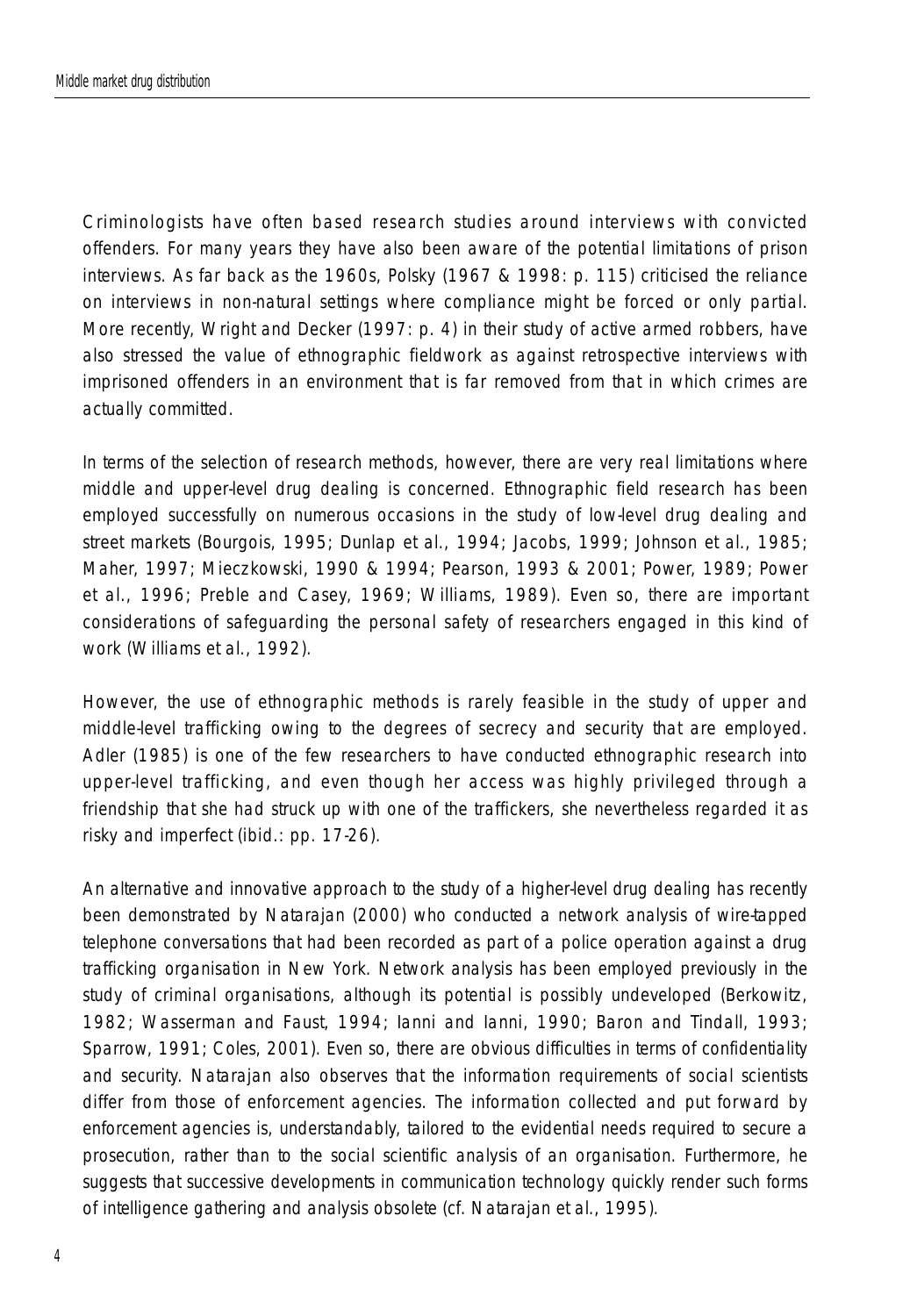Criminologists have often based research studies around interviews with convicted offenders. For many years they have also been aware of the potential limitations of prison interviews. As far back as the 1960s, Polsky (1967 & 1998: p. 115) criticised the reliance on interviews in non-natural settings where compliance might be forced or only partial. More recently, Wright and Decker (1997: p. 4) in their study of active armed robbers, have also stressed the value of ethnographic fieldwork as against retrospective interviews with imprisoned offenders in an environment that is far removed from that in which crimes are actually committed.

In terms of the selection of research methods, however, there are very real limitations where middle and upper-level drug dealing is concerned. Ethnographic field research has been employed successfully on numerous occasions in the study of low-level drug dealing and street markets (Bourgois, 1995; Dunlap et al., 1994; Jacobs, 1999; Johnson et al., 1985; Maher, 1997; Mieczkowski, 1990 & 1994; Pearson, 1993 & 2001; Power, 1989; Power et al., 1996; Preble and Casey, 1969; Williams, 1989). Even so, there are important considerations of safeguarding the personal safety of researchers engaged in this kind of work (Williams et al., 1992).

However, the use of ethnographic methods is rarely feasible in the study of upper and middle-level trafficking owing to the degrees of secrecy and security that are employed. Adler (1985) is one of the few researchers to have conducted ethnographic research into upper-level trafficking, and even though her access was highly privileged through a friendship that she had struck up with one of the traffickers, she nevertheless regarded it as risky and imperfect (ibid.: pp. 17-26).

An alternative and innovative approach to the study of a higher-level drug dealing has recently been demonstrated by Natarajan (2000) who conducted a network analysis of wire-tapped telephone conversations that had been recorded as part of a police operation against a drug trafficking organisation in New York. Network analysis has been employed previously in the study of criminal organisations, although its potential is possibly undeveloped (Berkowitz, 1982; Wasserman and Faust, 1994; Ianni and Ianni, 1990; Baron and Tindall, 1993; Sparrow, 1991; Coles, 2001). Even so, there are obvious difficulties in terms of confidentiality and security. Natarajan also observes that the information requirements of social scientists differ from those of enforcement agencies. The information collected and put forward by enforcement agencies is, understandably, tailored to the evidential needs required to secure a prosecution, rather than to the social scientific analysis of an organisation. Furthermore, he suggests that successive developments in communication technology quickly render such forms of intelligence gathering and analysis obsolete (cf. Natarajan et al., 1995).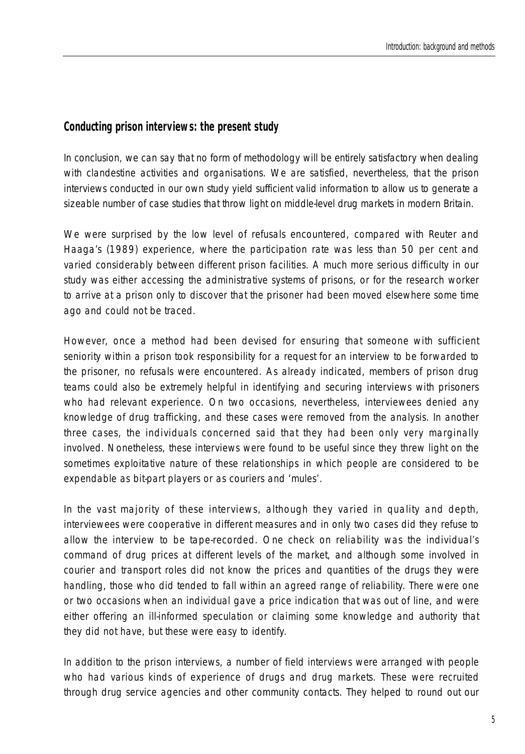## Conducting prison interviews: the present study

In conclusion, we can say that no form of methodology will be entirely satisfactory when dealing with clandestine activities and organisations. We are satisfied, nevertheless, that the prison interviews conducted in our own study yield sufficient valid information to allow us to generate a sizeable number of case studies that throw light on middle-level drug markets in modern Britain.

We were surprised by the low level of refusals encountered, compared with Reuter and Haaga's (1989) experience, where the participation rate was less than 50 per cent and varied considerably between different prison facilities. A much more serious difficulty in our study was either accessing the administrative systems of prisons, or for the research worker to arrive at a prison only to discover that the prisoner had been moved elsewhere some time ago and could not be traced.

However, once a method had been devised for ensuring that someone with sufficient seniority within a prison took responsibility for a request for an interview to be forwarded to the prisoner, no refusals were encountered. As already indicated, members of prison drug teams could also be extremely helpful in identifying and securing interviews with prisoners who had relevant experience. On two occasions, nevertheless, interviewees denied any knowledge of drug trafficking, and these cases were removed from the analysis. In another three cases, the individuals concerned said that they had been only very marginally involved. Nonetheless, these interviews were found to be useful since they threw light on the sometimes exploitative nature of these relationships in which people are considered to be expendable as bit-part players or as couriers and 'mules'.

In the vast majority of these interviews, although they varied in quality and depth, interviewees were cooperative in different measures and in only two cases did they refuse to allow the interview to be tape-recorded. One check on reliability was the individual's command of drug prices at different levels of the market, and although some involved in courier and transport roles did not know the prices and quantities of the drugs they were handling, those who did tended to fall within an agreed range of reliability. There were one or two occasions when an individual gave a price indication that was out of line, and were either offering an ill-informed speculation or claiming some knowledge and authority that they did not have, but these were easy to identify.

In addition to the prison interviews, a number of field interviews were arranged with people who had various kinds of experience of drugs and drug markets. These were recruited through drug service agencies and other community contacts. They helped to round out our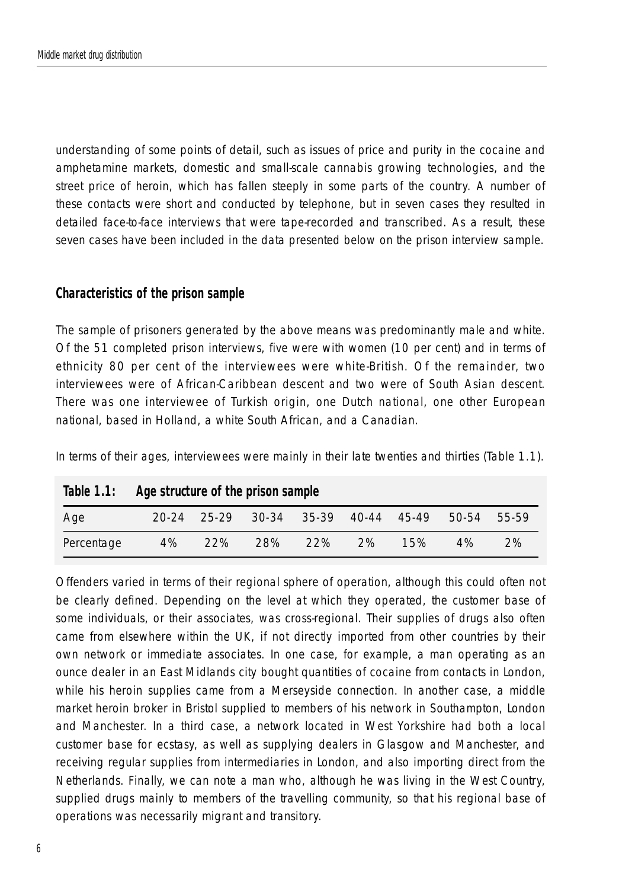understanding of some points of detail, such as issues of price and purity in the cocaine and amphetamine markets, domestic and small-scale cannabis growing technologies, and the street price of heroin, which has fallen steeply in some parts of the country. A number of these contacts were short and conducted by telephone, but in seven cases they resulted in detailed face-to-face interviews that were tape-recorded and transcribed. As a result, these seven cases have been included in the data presented below on the prison interview sample.

## Characteristics of the prison sample

The sample of prisoners generated by the above means was predominantly male and white. Of the 51 completed prison interviews, five were with women (10 per cent) and in terms of ethnicity 80 per cent of the interviewees were white-British. Of the remainder, two interviewees were of African-Caribbean descent and two were of South Asian descent. There was one interviewee of Turkish origin, one Dutch national, one other European national, based in Holland, a white South African, and a Canadian.

In terms of their ages, interviewees were mainly in their late twenties and thirties (Table 1.1).

**Table 1.1: Age structure of the prison sample**

| Age | 20-24 | 25-29 | 30-34 | 35-39 | 40-44 | 45-49 | 50-54 | 55-59 |
|---|---|---|---|---|---|---|---|---|
| Percentage | 4% | 22% | 28% | 22% | 2% | 15% | 4% | 2% |

Offenders varied in terms of their regional sphere of operation, although this could often not be clearly defined. Depending on the level at which they operated, the customer base of some individuals, or their associates, was cross-regional. Their supplies of drugs also often came from elsewhere within the UK, if not directly imported from other countries by their own network or immediate associates. In one case, for example, a man operating as an ounce dealer in an East Midlands city bought quantities of cocaine from contacts in London, while his heroin supplies came from a Merseyside connection. In another case, a middle market heroin broker in Bristol supplied to members of his network in Southampton, London and Manchester. In a third case, a network located in West Yorkshire had both a local customer base for ecstasy, as well as supplying dealers in Glasgow and Manchester, and receiving regular supplies from intermediaries in London, and also importing direct from the Netherlands. Finally, we can note a man who, although he was living in the West Country, supplied drugs mainly to members of the travelling community, so that his regional base of operations was necessarily migrant and transitory.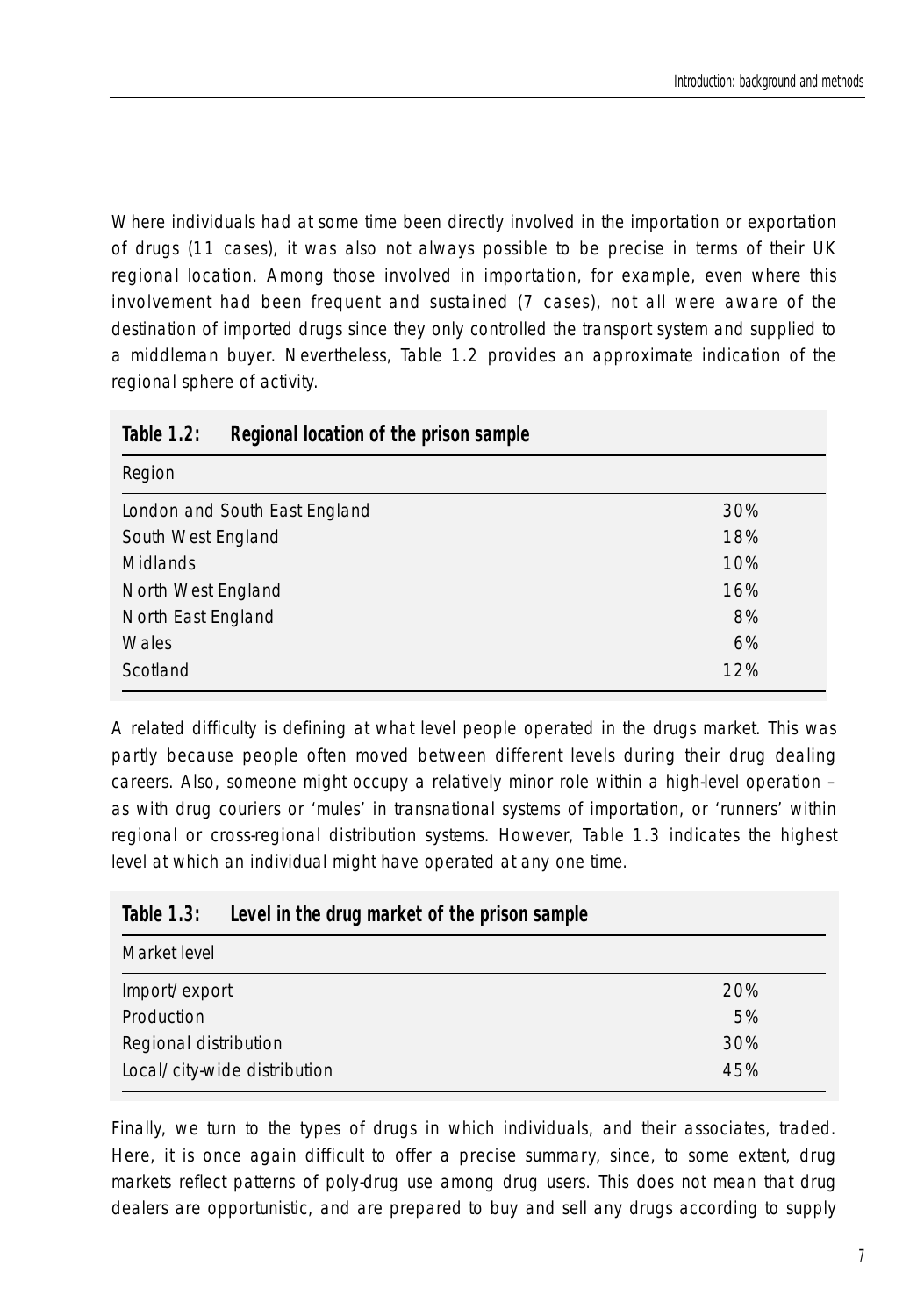Where individuals had at some time been directly involved in the importation or exportation of drugs (11 cases), it was also not always possible to be precise in terms of their UK regional location. Among those involved in importation, for example, even where this involvement had been frequent and sustained (7 cases), not all were aware of the destination of imported drugs since they only controlled the transport system and supplied to a middleman buyer. Nevertheless, Table 1.2 provides an approximate indication of the regional sphere of activity.

**Table 1.2: Regional location of the prison sample**

| Region | |
|---|---|
| London and South East England | 30% |
| South West England | 18% |
| Midlands | 10% |
| North West England | 16% |
| North East England | 8% |
| Wales | 6% |
| Scotland | 12% |

A related difficulty is defining at what level people operated in the drugs market. This was partly because people often moved between different levels during their drug dealing careers. Also, someone might occupy a relatively minor role within a high-level operation – as with drug couriers or 'mules' in transnational systems of importation, or 'runners' within regional or cross-regional distribution systems. However, Table 1.3 indicates the highest level at which an individual might have operated at any one time.

**Table 1.3: Level in the drug market of the prison sample**

| Market level | |
|---|---|
| Import/export | 20% |
| Production | 5% |
| Regional distribution | 30% |
| Local/city-wide distribution | 45% |

Finally, we turn to the types of drugs in which individuals, and their associates, traded. Here, it is once again difficult to offer a precise summary, since, to some extent, drug markets reflect patterns of poly-drug use among drug users. This does not mean that drug dealers are opportunistic, and are prepared to buy and sell any drugs according to supply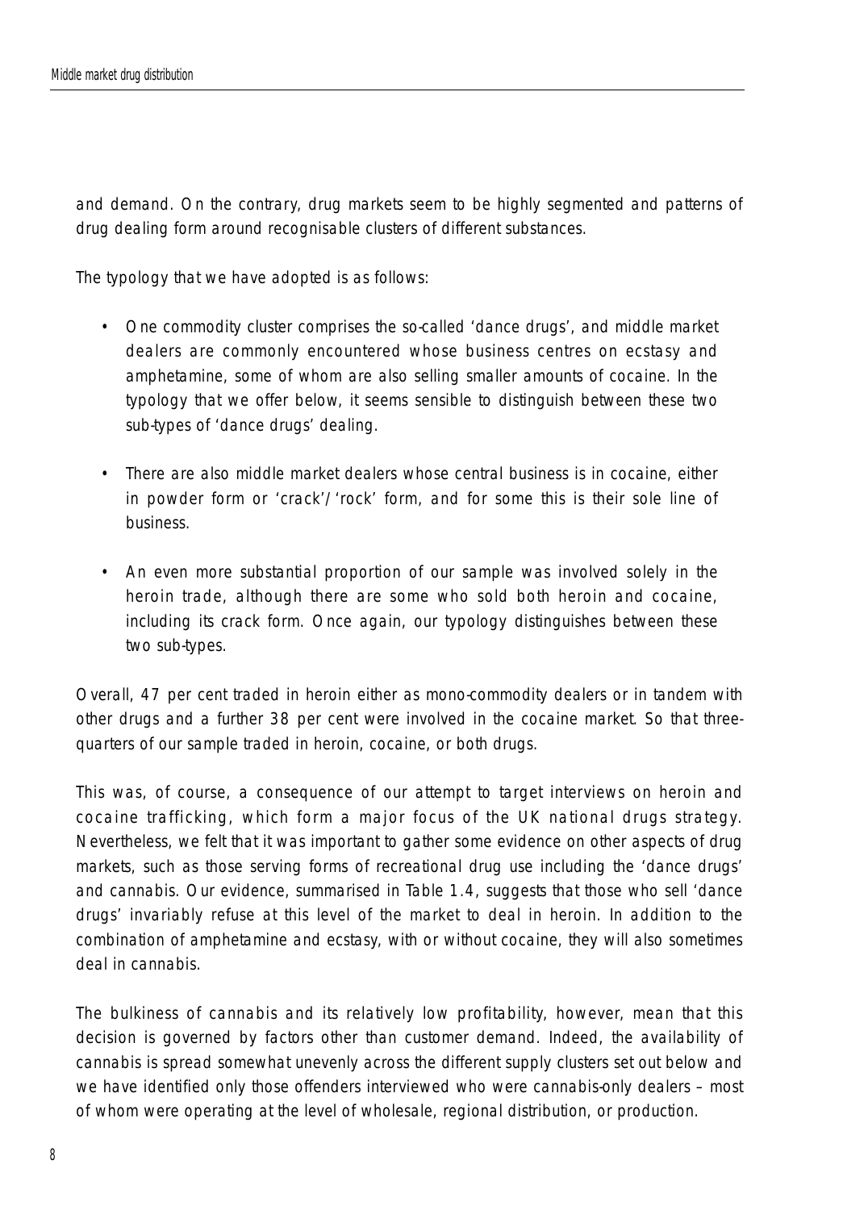and demand. On the contrary, drug markets seem to be highly segmented and patterns of drug dealing form around recognisable clusters of different substances.

The typology that we have adopted is as follows:

- One commodity cluster comprises the so-called 'dance drugs', and middle market dealers are commonly encountered whose business centres on ecstasy and amphetamine, some of whom are also selling smaller amounts of cocaine. In the typology that we offer below, it seems sensible to distinguish between these two sub-types of 'dance drugs' dealing.

- There are also middle market dealers whose central business is in cocaine, either in powder form or 'crack'/'rock' form, and for some this is their sole line of business.

- An even more substantial proportion of our sample was involved solely in the heroin trade, although there are some who sold both heroin and cocaine, including its crack form. Once again, our typology distinguishes between these two sub-types.

Overall, 47 per cent traded in heroin either as mono-commodity dealers or in tandem with other drugs and a further 38 per cent were involved in the cocaine market. So that three-quarters of our sample traded in heroin, cocaine, or both drugs.

This was, of course, a consequence of our attempt to target interviews on heroin and cocaine trafficking, which form a major focus of the UK national drugs strategy. Nevertheless, we felt that it was important to gather some evidence on other aspects of drug markets, such as those serving forms of recreational drug use including the 'dance drugs' and cannabis. Our evidence, summarised in Table 1.4, suggests that those who sell 'dance drugs' invariably refuse at this level of the market to deal in heroin. In addition to the combination of amphetamine and ecstasy, with or without cocaine, they will also sometimes deal in cannabis.

The bulkiness of cannabis and its relatively low profitability, however, mean that this decision is governed by factors other than customer demand. Indeed, the availability of cannabis is spread somewhat unevenly across the different supply clusters set out below and we have identified only those offenders interviewed who were cannabis-only dealers – most of whom were operating at the level of wholesale, regional distribution, or production.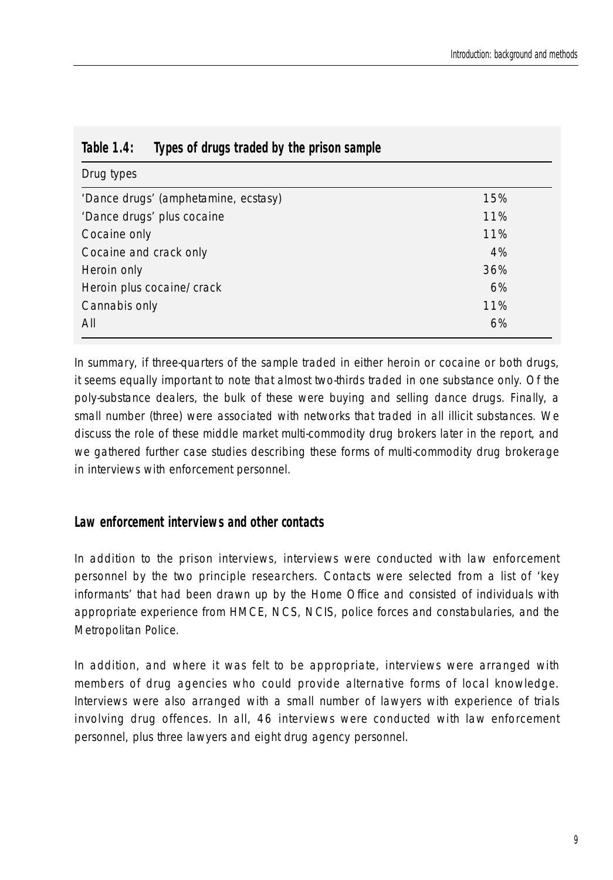**Table 1.4: Types of drugs traded by the prison sample**

| Drug types | |
|---|---|
| 'Dance drugs' (amphetamine, ecstasy) | 15% |
| 'Dance drugs' plus cocaine | 11% |
| Cocaine only | 11% |
| Cocaine and crack only | 4% |
| Heroin only | 36% |
| Heroin plus cocaine/crack | 6% |
| Cannabis only | 11% |
| All | 6% |

In summary, if three-quarters of the sample traded in either heroin or cocaine or both drugs, it seems equally important to note that almost two-thirds traded in one substance only. Of the poly-substance dealers, the bulk of these were buying and selling dance drugs. Finally, a small number (three) were associated with networks that traded in all illicit substances. We discuss the role of these middle market multi-commodity drug brokers later in the report, and we gathered further case studies describing these forms of multi-commodity drug brokerage in interviews with enforcement personnel.

## Law enforcement interviews and other contacts

In addition to the prison interviews, interviews were conducted with law enforcement personnel by the two principle researchers. Contacts were selected from a list of 'key informants' that had been drawn up by the Home Office and consisted of individuals with appropriate experience from HMCE, NCS, NCIS, police forces and constabularies, and the Metropolitan Police.

In addition, and where it was felt to be appropriate, interviews were arranged with members of drug agencies who could provide alternative forms of local knowledge. Interviews were also arranged with a small number of lawyers with experience of trials involving drug offences. In all, 46 interviews were conducted with law enforcement personnel, plus three lawyers and eight drug agency personnel.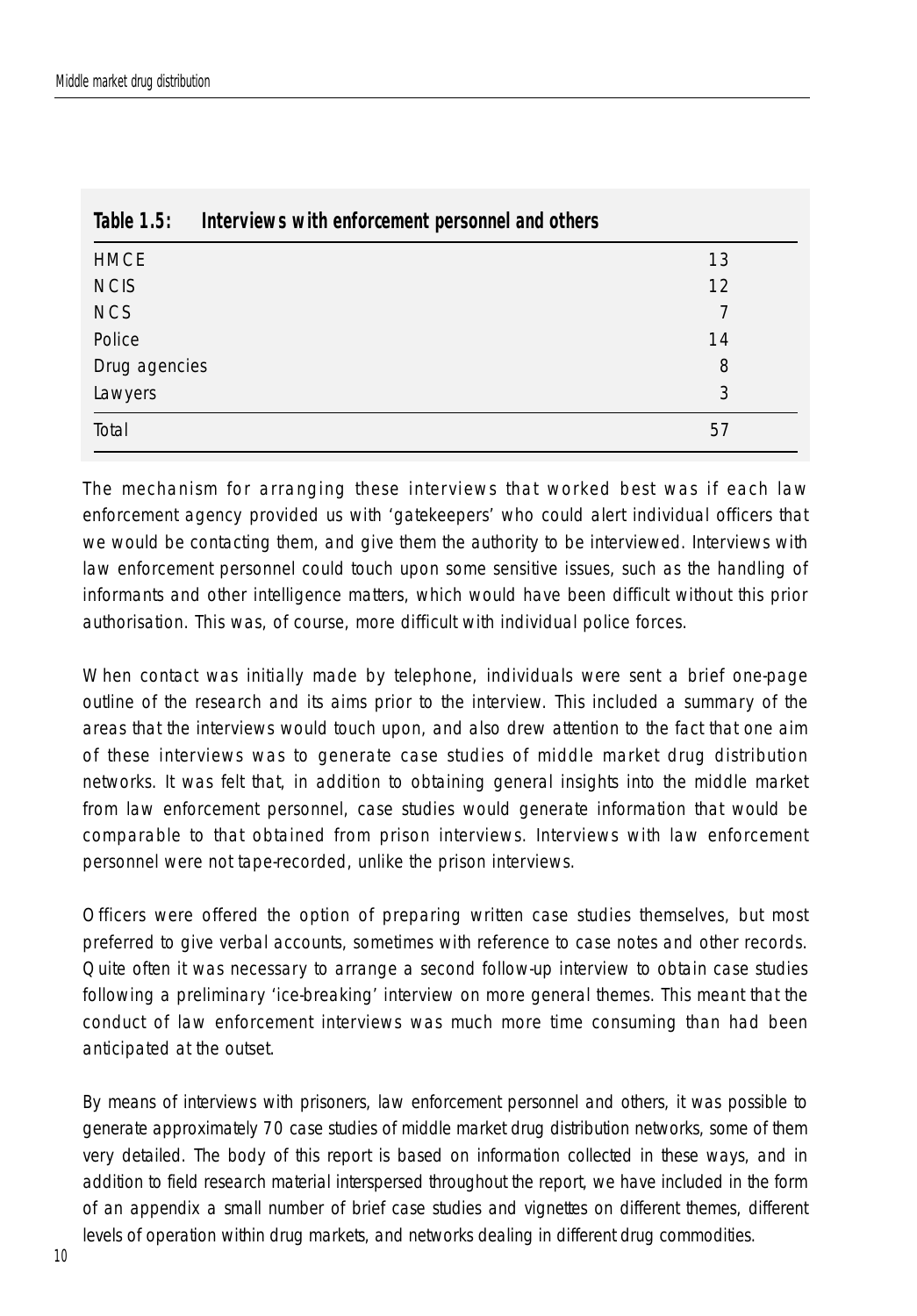**Table 1.5: Interviews with enforcement personnel and others**

| | |
|---|---|
| HMCE | 13 |
| NCIS | 12 |
| NCS | 7 |
| Police | 14 |
| Drug agencies | 8 |
| Lawyers | 3 |
| Total | 57 |

The mechanism for arranging these interviews that worked best was if each law enforcement agency provided us with 'gatekeepers' who could alert individual officers that we would be contacting them, and give them the authority to be interviewed. Interviews with law enforcement personnel could touch upon some sensitive issues, such as the handling of informants and other intelligence matters, which would have been difficult without this prior authorisation. This was, of course, more difficult with individual police forces.

When contact was initially made by telephone, individuals were sent a brief one-page outline of the research and its aims prior to the interview. This included a summary of the areas that the interviews would touch upon, and also drew attention to the fact that one aim of these interviews was to generate case studies of middle market drug distribution networks. It was felt that, in addition to obtaining general insights into the middle market from law enforcement personnel, case studies would generate information that would be comparable to that obtained from prison interviews. Interviews with law enforcement personnel were not tape-recorded, unlike the prison interviews.

Officers were offered the option of preparing written case studies themselves, but most preferred to give verbal accounts, sometimes with reference to case notes and other records. Quite often it was necessary to arrange a second follow-up interview to obtain case studies following a preliminary 'ice-breaking' interview on more general themes. This meant that the conduct of law enforcement interviews was much more time consuming than had been anticipated at the outset.

By means of interviews with prisoners, law enforcement personnel and others, it was possible to generate approximately 70 case studies of middle market drug distribution networks, some of them very detailed. The body of this report is based on information collected in these ways, and in addition to field research material interspersed throughout the report, we have included in the form of an appendix a small number of brief case studies and vignettes on different themes, different levels of operation within drug markets, and networks dealing in different drug commodities.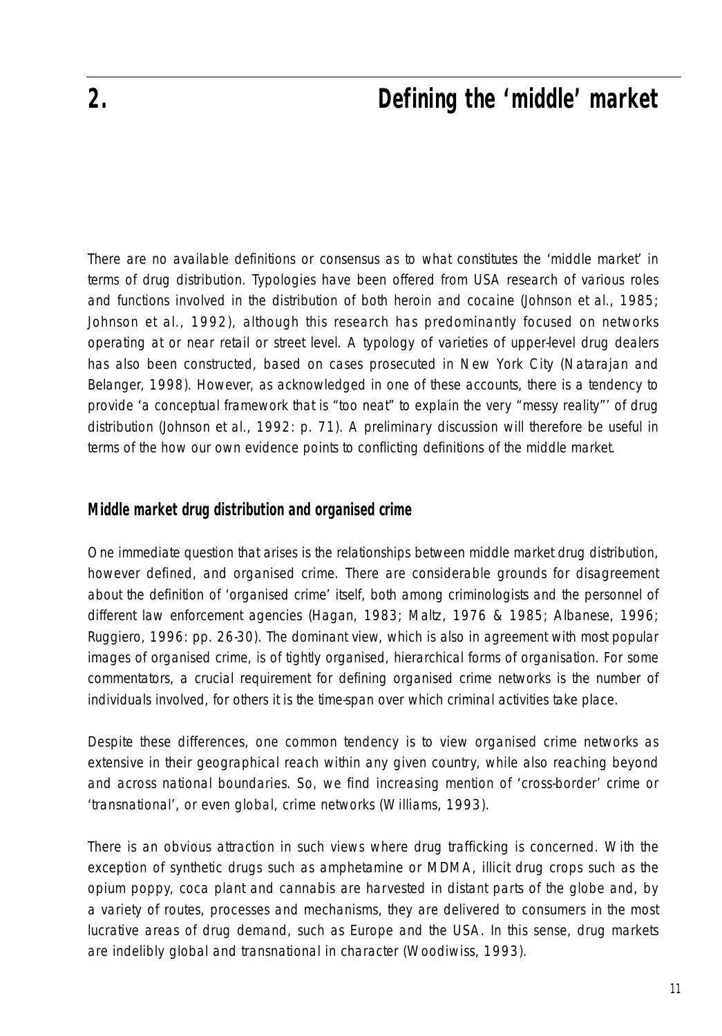# 2. Defining the 'middle' market

There are no available definitions or consensus as to what constitutes the 'middle market' in terms of drug distribution. Typologies have been offered from USA research of various roles and functions involved in the distribution of both heroin and cocaine (Johnson et al., 1985; Johnson et al., 1992), although this research has predominantly focused on networks operating at or near retail or street level. A typology of varieties of upper-level drug dealers has also been constructed, based on cases prosecuted in New York City (Natarajan and Belanger, 1998). However, as acknowledged in one of these accounts, there is a tendency to provide 'a conceptual framework that is "too neat" to explain the very "messy reality"' of drug distribution (Johnson et al., 1992: p. 71). A preliminary discussion will therefore be useful in terms of the how our own evidence points to conflicting definitions of the middle market.

## Middle market drug distribution and organised crime

One immediate question that arises is the relationships between middle market drug distribution, however defined, and organised crime. There are considerable grounds for disagreement about the definition of 'organised crime' itself, both among criminologists and the personnel of different law enforcement agencies (Hagan, 1983; Maltz, 1976 & 1985; Albanese, 1996; Ruggiero, 1996: pp. 26-30). The dominant view, which is also in agreement with most popular images of organised crime, is of tightly organised, hierarchical forms of organisation. For some commentators, a crucial requirement for defining organised crime networks is the number of individuals involved, for others it is the time-span over which criminal activities take place.

Despite these differences, one common tendency is to view organised crime networks as extensive in their geographical reach within any given country, while also reaching beyond and across national boundaries. So, we find increasing mention of 'cross-border' crime or 'transnational', or even global, crime networks (Williams, 1993).

There is an obvious attraction in such views where drug trafficking is concerned. With the exception of synthetic drugs such as amphetamine or MDMA, illicit drug crops such as the opium poppy, coca plant and cannabis are harvested in distant parts of the globe and, by a variety of routes, processes and mechanisms, they are delivered to consumers in the most lucrative areas of drug demand, such as Europe and the USA. In this sense, drug markets are indelibly global and transnational in character (Woodiwiss, 1993).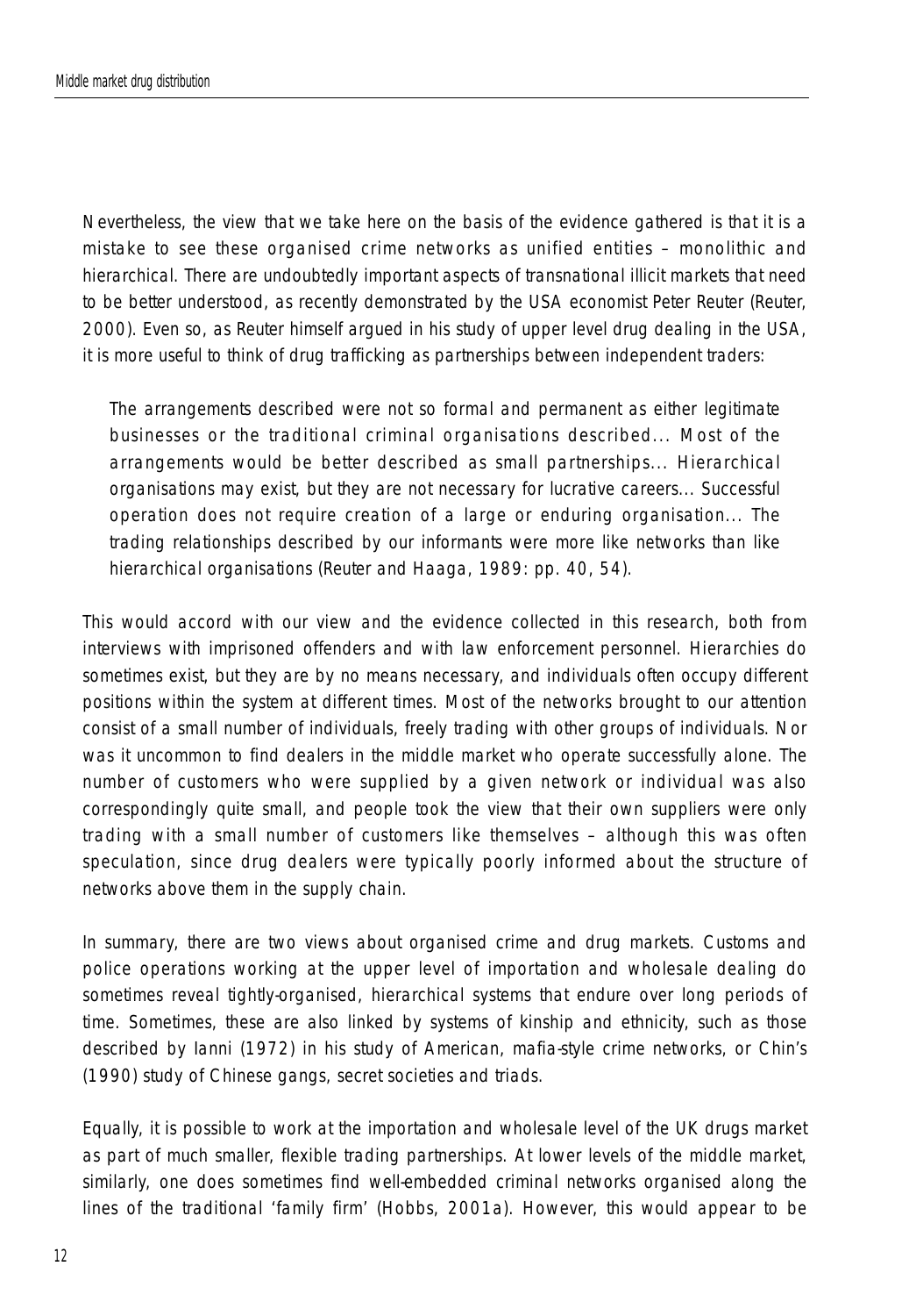Nevertheless, the view that we take here on the basis of the evidence gathered is that it is a mistake to see these organised crime networks as unified entities – monolithic and hierarchical. There are undoubtedly important aspects of transnational illicit markets that need to be better understood, as recently demonstrated by the USA economist Peter Reuter (Reuter, 2000). Even so, as Reuter himself argued in his study of upper level drug dealing in the USA, it is more useful to think of drug trafficking as partnerships between independent traders:

> The arrangements described were not so formal and permanent as either legitimate businesses or the traditional criminal organisations described... Most of the arrangements would be better described as small partnerships... Hierarchical organisations may exist, but they are not necessary for lucrative careers... Successful operation does not require creation of a large or enduring organisation... The trading relationships described by our informants were more like networks than like hierarchical organisations (Reuter and Haaga, 1989: pp. 40, 54).

This would accord with our view and the evidence collected in this research, both from interviews with imprisoned offenders and with law enforcement personnel. Hierarchies do sometimes exist, but they are by no means necessary, and individuals often occupy different positions within the system at different times. Most of the networks brought to our attention consist of a small number of individuals, freely trading with other groups of individuals. Nor was it uncommon to find dealers in the middle market who operate successfully alone. The number of customers who were supplied by a given network or individual was also correspondingly quite small, and people took the view that their own suppliers were only trading with a small number of customers like themselves – although this was often speculation, since drug dealers were typically poorly informed about the structure of networks above them in the supply chain.

In summary, there are two views about organised crime and drug markets. Customs and police operations working at the upper level of importation and wholesale dealing do sometimes reveal tightly-organised, hierarchical systems that endure over long periods of time. Sometimes, these are also linked by systems of kinship and ethnicity, such as those described by Ianni (1972) in his study of American, mafia-style crime networks, or Chin's (1990) study of Chinese gangs, secret societies and triads.

Equally, it is possible to work at the importation and wholesale level of the UK drugs market as part of much smaller, flexible trading partnerships. At lower levels of the middle market, similarly, one does sometimes find well-embedded criminal networks organised along the lines of the traditional 'family firm' (Hobbs, 2001a). However, this would appear to be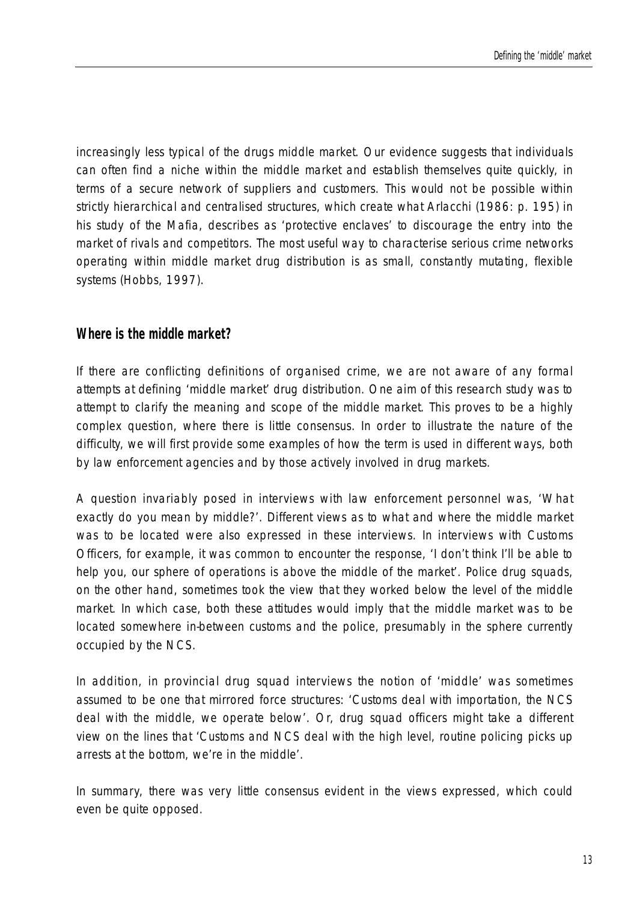increasingly less typical of the drugs middle market. Our evidence suggests that individuals can often find a niche within the middle market and establish themselves quite quickly, in terms of a secure network of suppliers and customers. This would not be possible within strictly hierarchical and centralised structures, which create what Arlacchi (1986: p. 195) in his study of the Mafia, describes as 'protective enclaves' to discourage the entry into the market of rivals and competitors. The most useful way to characterise serious crime networks operating within middle market drug distribution is as small, constantly mutating, flexible systems (Hobbs, 1997).

## Where is the middle market?

If there are conflicting definitions of organised crime, we are not aware of any formal attempts at defining 'middle market' drug distribution. One aim of this research study was to attempt to clarify the meaning and scope of the middle market. This proves to be a highly complex question, where there is little consensus. In order to illustrate the nature of the difficulty, we will first provide some examples of how the term is used in different ways, both by law enforcement agencies and by those actively involved in drug markets.

A question invariably posed in interviews with law enforcement personnel was, 'What exactly do you mean by middle?'. Different views as to what and where the middle market was to be located were also expressed in these interviews. In interviews with Customs Officers, for example, it was common to encounter the response, 'I don't think I'll be able to help you, our sphere of operations is above the middle of the market'. Police drug squads, on the other hand, sometimes took the view that they worked below the level of the middle market. In which case, both these attitudes would imply that the middle market was to be located somewhere in-between customs and the police, presumably in the sphere currently occupied by the NCS.

In addition, in provincial drug squad interviews the notion of 'middle' was sometimes assumed to be one that mirrored force structures: 'Customs deal with importation, the NCS deal with the middle, we operate below'. Or, drug squad officers might take a different view on the lines that 'Customs and NCS deal with the high level, routine policing picks up arrests at the bottom, we're in the middle'.

In summary, there was very little consensus evident in the views expressed, which could even be quite opposed.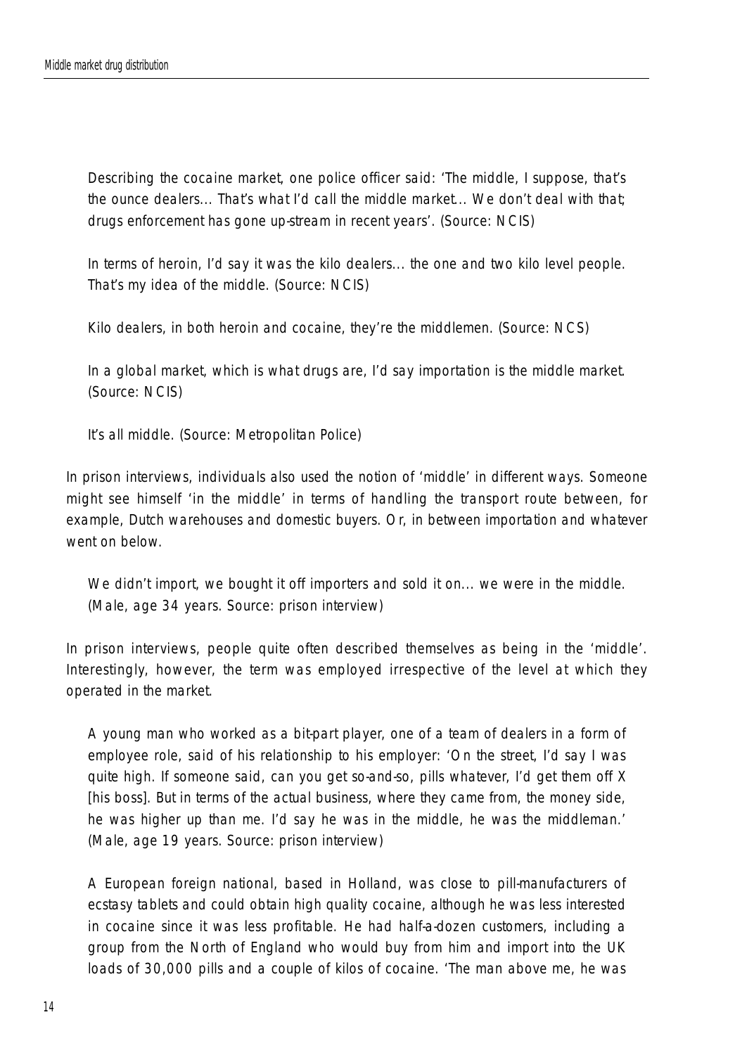> Describing the cocaine market, one police officer said: 'The middle, I suppose, that's the ounce dealers... That's what I'd call the middle market... We don't deal with that; drugs enforcement has gone up-stream in recent years'. (Source: NCIS)

> In terms of heroin, I'd say it was the kilo dealers... the one and two kilo level people. That's my idea of the middle. (Source: NCIS)

> Kilo dealers, in both heroin and cocaine, they're the middlemen. (Source: NCS)

> In a global market, which is what drugs are, I'd say importation is the middle market. (Source: NCIS)

> It's all middle. (Source: Metropolitan Police)

In prison interviews, individuals also used the notion of 'middle' in different ways. Someone might see himself 'in the middle' in terms of handling the transport route between, for example, Dutch warehouses and domestic buyers. Or, in between importation and whatever went on below.

> We didn't import, we bought it off importers and sold it on... we were in the middle. (Male, age 34 years. Source: prison interview)

In prison interviews, people quite often described themselves as being in the 'middle'. Interestingly, however, the term was employed irrespective of the level at which they operated in the market.

> A young man who worked as a bit-part player, one of a team of dealers in a form of employee role, said of his relationship to his employer: 'On the street, I'd say I was quite high. If someone said, can you get so-and-so, pills whatever, I'd get them off X [his boss]. But in terms of the actual business, where they came from, the money side, he was higher up than me. I'd say he was in the middle, he was the middleman.' (Male, age 19 years. Source: prison interview)

> A European foreign national, based in Holland, was close to pill-manufacturers of ecstasy tablets and could obtain high quality cocaine, although he was less interested in cocaine since it was less profitable. He had half-a-dozen customers, including a group from the North of England who would buy from him and import into the UK loads of 30,000 pills and a couple of kilos of cocaine. 'The man above me, he was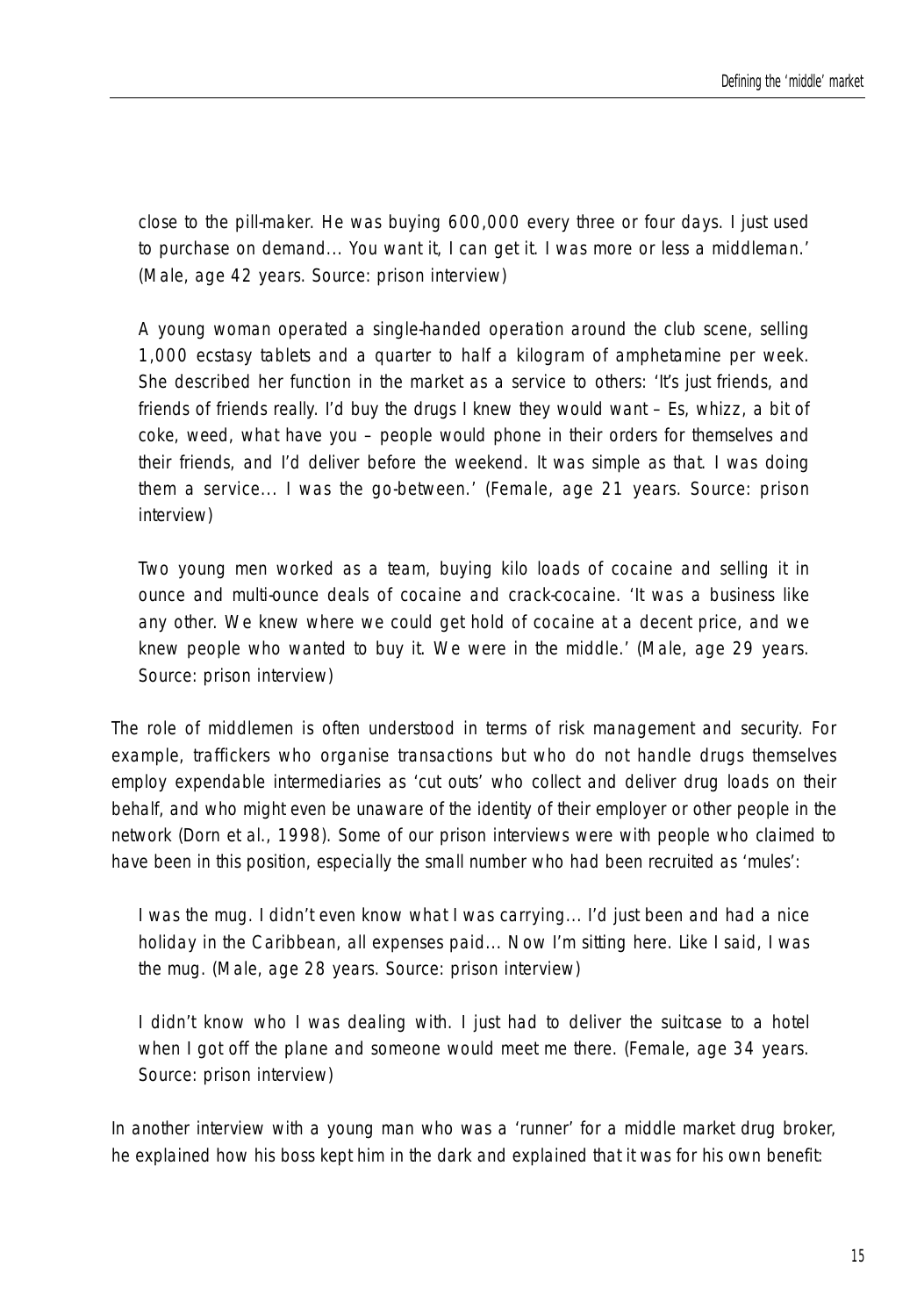> close to the pill-maker. He was buying 600,000 every three or four days. I just used to purchase on demand... You want it, I can get it. I was more or less a middleman.' (Male, age 42 years. Source: prison interview)

> A young woman operated a single-handed operation around the club scene, selling 1,000 ecstasy tablets and a quarter to half a kilogram of amphetamine per week. She described her function in the market as a service to others: 'It's just friends, and friends of friends really. I'd buy the drugs I knew they would want – Es, whizz, a bit of coke, weed, what have you – people would phone in their orders for themselves and their friends, and I'd deliver before the weekend. It was simple as that. I was doing them a service... I was the go-between.' (Female, age 21 years. Source: prison interview)

> Two young men worked as a team, buying kilo loads of cocaine and selling it in ounce and multi-ounce deals of cocaine and crack-cocaine. 'It was a business like any other. We knew where we could get hold of cocaine at a decent price, and we knew people who wanted to buy it. We were in the middle.' (Male, age 29 years. Source: prison interview)

The role of middlemen is often understood in terms of risk management and security. For example, traffickers who organise transactions but who do not handle drugs themselves employ expendable intermediaries as 'cut outs' who collect and deliver drug loads on their behalf, and who might even be unaware of the identity of their employer or other people in the network (Dorn et al., 1998). Some of our prison interviews were with people who claimed to have been in this position, especially the small number who had been recruited as 'mules':

> I was the mug. I didn't even know what I was carrying... I'd just been and had a nice holiday in the Caribbean, all expenses paid... Now I'm sitting here. Like I said, I was the mug. (Male, age 28 years. Source: prison interview)

> I didn't know who I was dealing with. I just had to deliver the suitcase to a hotel when I got off the plane and someone would meet me there. (Female, age 34 years. Source: prison interview)

In another interview with a young man who was a 'runner' for a middle market drug broker, he explained how his boss kept him in the dark and explained that it was for his own benefit: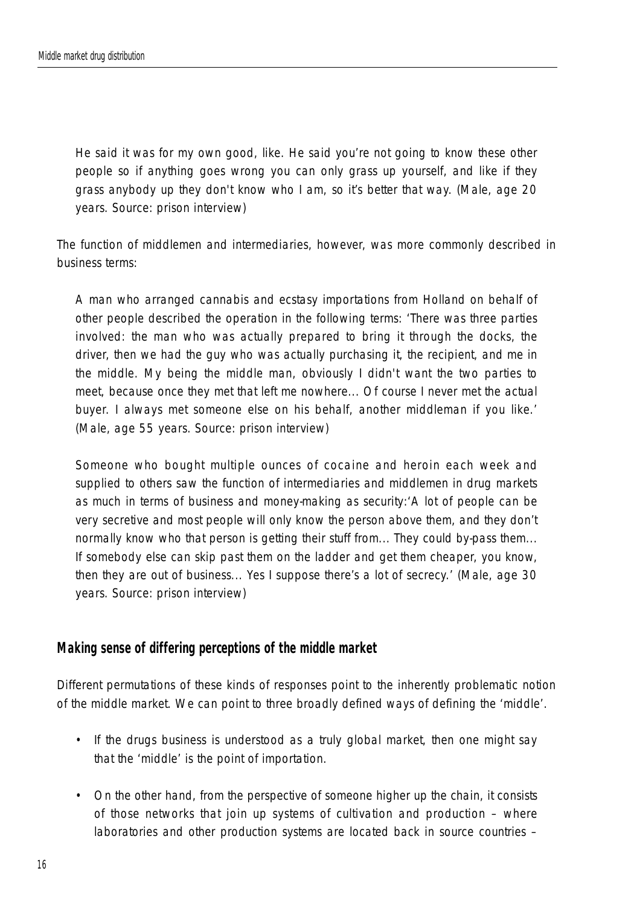He said it was for my own good, like. He said you're not going to know these other people so if anything goes wrong you can only grass up yourself, and like if they grass anybody up they don't know who I am, so it's better that way. (Male, age 20 years. Source: prison interview)

The function of middlemen and intermediaries, however, was more commonly described in business terms:

A man who arranged cannabis and ecstasy importations from Holland on behalf of other people described the operation in the following terms: 'There was three parties involved: the man who was actually prepared to bring it through the docks, the driver, then we had the guy who was actually purchasing it, the recipient, and me in the middle. My being the middle man, obviously I didn't want the two parties to meet, because once they met that left me nowhere... Of course I never met the actual buyer. I always met someone else on his behalf, another middleman if you like.' (Male, age 55 years. Source: prison interview)

Someone who bought multiple ounces of cocaine and heroin each week and supplied to others saw the function of intermediaries and middlemen in drug markets as much in terms of business and money-making as security:'A lot of people can be very secretive and most people will only know the person above them, and they don't normally know who that person is getting their stuff from... They could by-pass them... If somebody else can skip past them on the ladder and get them cheaper, you know, then they are out of business... Yes I suppose there's a lot of secrecy.' (Male, age 30 years. Source: prison interview)

## Making sense of differing perceptions of the middle market

Different permutations of these kinds of responses point to the inherently problematic notion of the middle market. We can point to three broadly defined ways of defining the 'middle'.

- If the drugs business is understood as a truly global market, then one might say that the 'middle' is the point of importation.
- On the other hand, from the perspective of someone higher up the chain, it consists of those networks that join up systems of cultivation and production – where laboratories and other production systems are located back in source countries –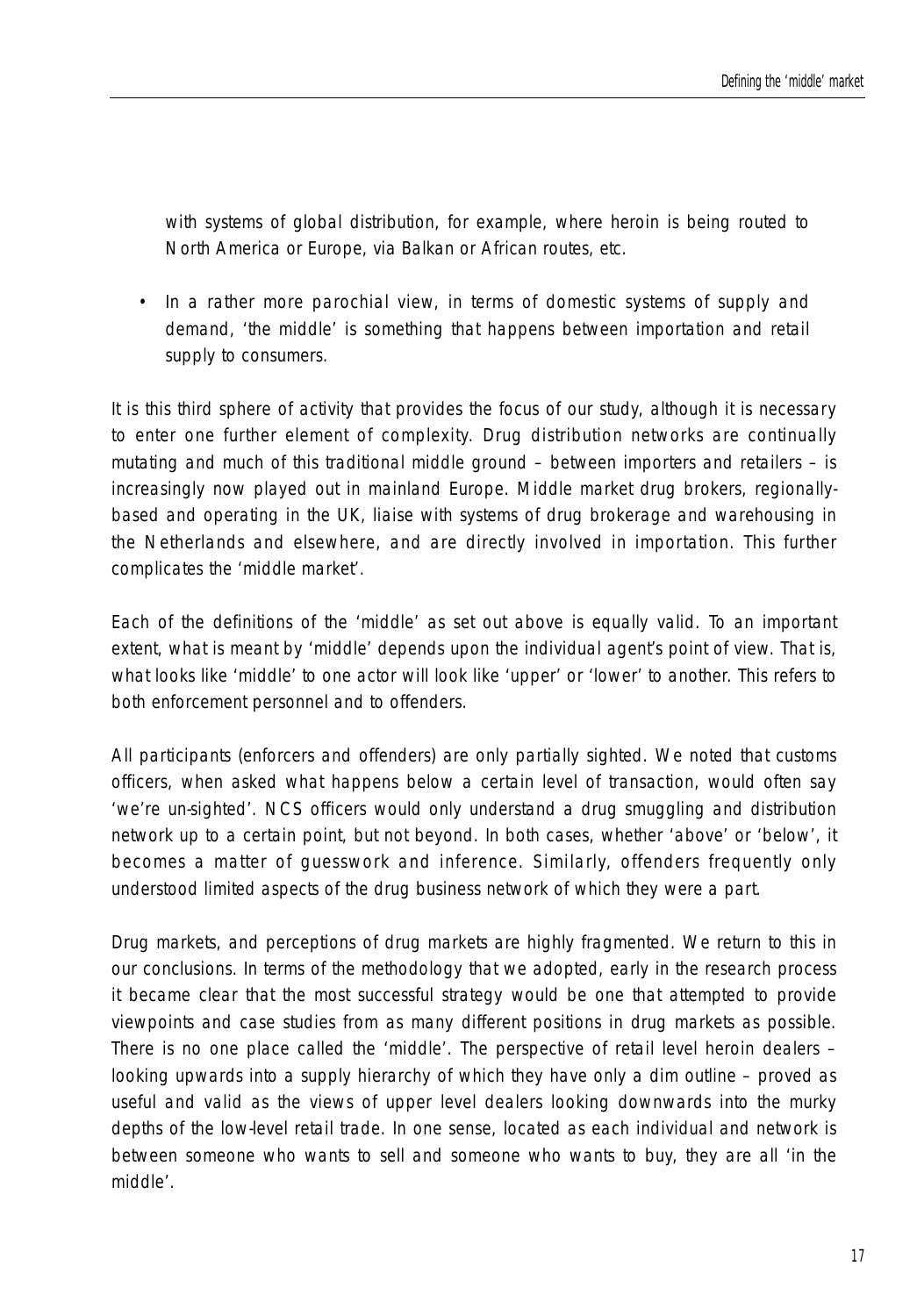with systems of global distribution, for example, where heroin is being routed to North America or Europe, via Balkan or African routes, etc.

- In a rather more parochial view, in terms of domestic systems of supply and demand, 'the middle' is something that happens between importation and retail supply to consumers.

It is this third sphere of activity that provides the focus of our study, although it is necessary to enter one further element of complexity. Drug distribution networks are continually mutating and much of this traditional middle ground – between importers and retailers – is increasingly now played out in mainland Europe. Middle market drug brokers, regionally-based and operating in the UK, liaise with systems of drug brokerage and warehousing in the Netherlands and elsewhere, and are directly involved in importation. This further complicates the 'middle market'.

Each of the definitions of the 'middle' as set out above is equally valid. To an important extent, what is meant by 'middle' depends upon the individual agent's point of view. That is, what looks like 'middle' to one actor will look like 'upper' or 'lower' to another. This refers to both enforcement personnel and to offenders.

All participants (enforcers and offenders) are only partially sighted. We noted that customs officers, when asked what happens below a certain level of transaction, would often say 'we're un-sighted'. NCS officers would only understand a drug smuggling and distribution network up to a certain point, but not beyond. In both cases, whether 'above' or 'below', it becomes a matter of guesswork and inference. Similarly, offenders frequently only understood limited aspects of the drug business network of which they were a part.

Drug markets, and perceptions of drug markets are highly fragmented. We return to this in our conclusions. In terms of the methodology that we adopted, early in the research process it became clear that the most successful strategy would be one that attempted to provide viewpoints and case studies from as many different positions in drug markets as possible. There is no one place called the 'middle'. The perspective of retail level heroin dealers – looking upwards into a supply hierarchy of which they have only a dim outline – proved as useful and valid as the views of upper level dealers looking downwards into the murky depths of the low-level retail trade. In one sense, located as each individual and network is between someone who wants to sell and someone who wants to buy, they are all 'in the middle'.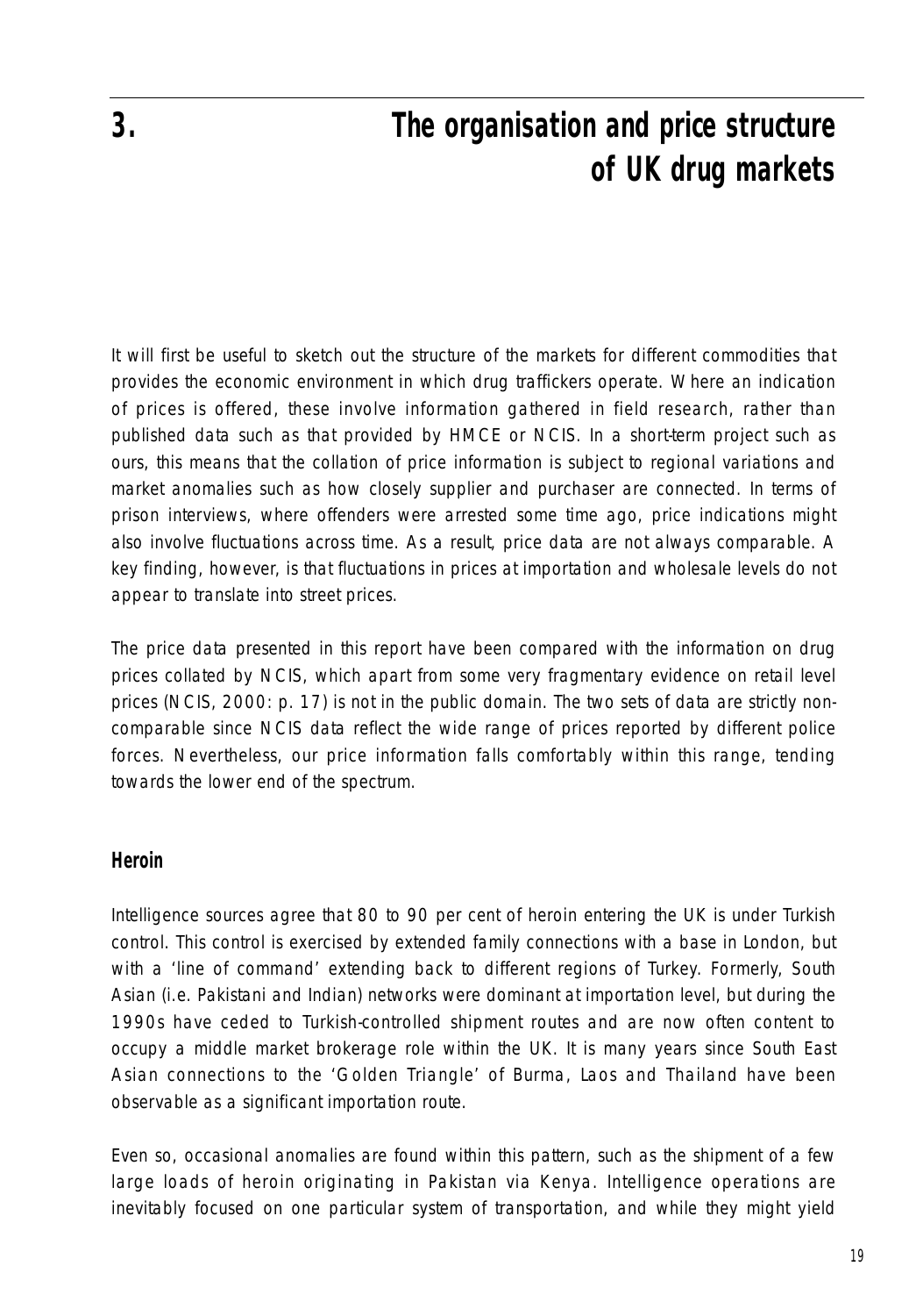# 3. The organisation and price structure of UK drug markets

It will first be useful to sketch out the structure of the markets for different commodities that provides the economic environment in which drug traffickers operate. Where an indication of prices is offered, these involve information gathered in field research, rather than published data such as that provided by HMCE or NCIS. In a short-term project such as ours, this means that the collation of price information is subject to regional variations and market anomalies such as how closely supplier and purchaser are connected. In terms of prison interviews, where offenders were arrested some time ago, price indications might also involve fluctuations across time. As a result, price data are not always comparable. A key finding, however, is that fluctuations in prices at importation and wholesale levels do not appear to translate into street prices.

The price data presented in this report have been compared with the information on drug prices collated by NCIS, which apart from some very fragmentary evidence on retail level prices (NCIS, 2000: p. 17) is not in the public domain. The two sets of data are strictly non-comparable since NCIS data reflect the wide range of prices reported by different police forces. Nevertheless, our price information falls comfortably within this range, tending towards the lower end of the spectrum.

## Heroin

Intelligence sources agree that 80 to 90 per cent of heroin entering the UK is under Turkish control. This control is exercised by extended family connections with a base in London, but with a 'line of command' extending back to different regions of Turkey. Formerly, South Asian (i.e. Pakistani and Indian) networks were dominant at importation level, but during the 1990s have ceded to Turkish-controlled shipment routes and are now often content to occupy a middle market brokerage role within the UK. It is many years since South East Asian connections to the 'Golden Triangle' of Burma, Laos and Thailand have been observable as a significant importation route.

Even so, occasional anomalies are found within this pattern, such as the shipment of a few large loads of heroin originating in Pakistan via Kenya. Intelligence operations are inevitably focused on one particular system of transportation, and while they might yield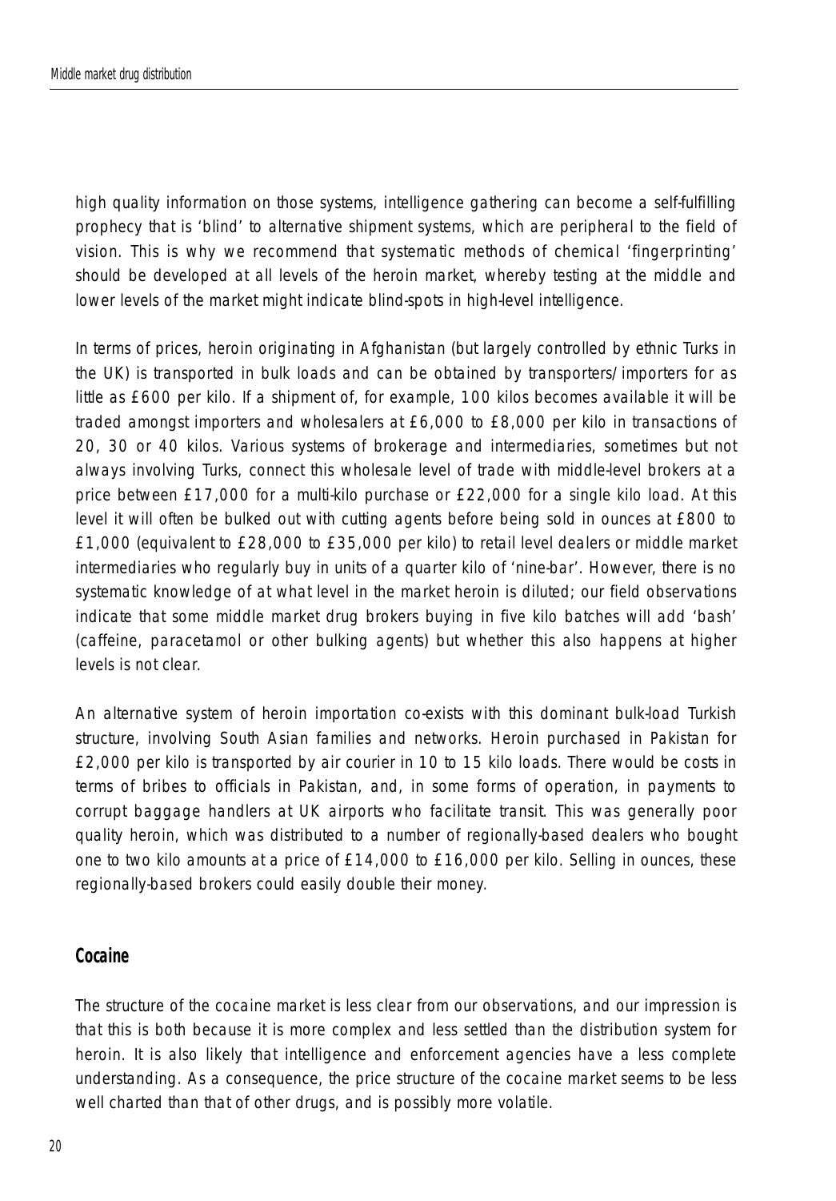high quality information on those systems, intelligence gathering can become a self-fulfilling prophecy that is 'blind' to alternative shipment systems, which are peripheral to the field of vision. This is why we recommend that systematic methods of chemical 'fingerprinting' should be developed at all levels of the heroin market, whereby testing at the middle and lower levels of the market might indicate blind-spots in high-level intelligence.

In terms of prices, heroin originating in Afghanistan (but largely controlled by ethnic Turks in the UK) is transported in bulk loads and can be obtained by transporters/importers for as little as £600 per kilo. If a shipment of, for example, 100 kilos becomes available it will be traded amongst importers and wholesalers at £6,000 to £8,000 per kilo in transactions of 20, 30 or 40 kilos. Various systems of brokerage and intermediaries, sometimes but not always involving Turks, connect this wholesale level of trade with middle-level brokers at a price between £17,000 for a multi-kilo purchase or £22,000 for a single kilo load. At this level it will often be bulked out with cutting agents before being sold in ounces at £800 to £1,000 (equivalent to £28,000 to £35,000 per kilo) to retail level dealers or middle market intermediaries who regularly buy in units of a quarter kilo of 'nine-bar'. However, there is no systematic knowledge of at what level in the market heroin is diluted; our field observations indicate that some middle market drug brokers buying in five kilo batches will add 'bash' (caffeine, paracetamol or other bulking agents) but whether this also happens at higher levels is not clear.

An alternative system of heroin importation co-exists with this dominant bulk-load Turkish structure, involving South Asian families and networks. Heroin purchased in Pakistan for £2,000 per kilo is transported by air courier in 10 to 15 kilo loads. There would be costs in terms of bribes to officials in Pakistan, and, in some forms of operation, in payments to corrupt baggage handlers at UK airports who facilitate transit. This was generally poor quality heroin, which was distributed to a number of regionally-based dealers who bought one to two kilo amounts at a price of £14,000 to £16,000 per kilo. Selling in ounces, these regionally-based brokers could easily double their money.

## Cocaine

The structure of the cocaine market is less clear from our observations, and our impression is that this is both because it is more complex and less settled than the distribution system for heroin. It is also likely that intelligence and enforcement agencies have a less complete understanding. As a consequence, the price structure of the cocaine market seems to be less well charted than that of other drugs, and is possibly more volatile.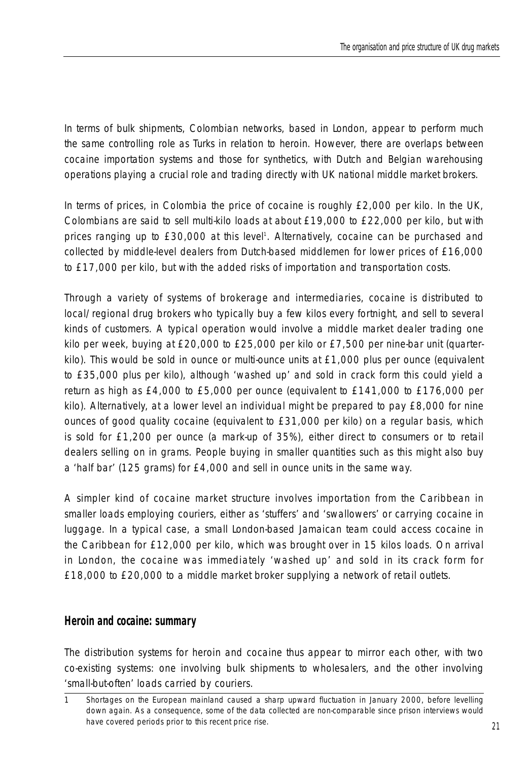In terms of bulk shipments, Colombian networks, based in London, appear to perform much the same controlling role as Turks in relation to heroin. However, there are overlaps between cocaine importation systems and those for synthetics, with Dutch and Belgian warehousing operations playing a crucial role and trading directly with UK national middle market brokers.

In terms of prices, in Colombia the price of cocaine is roughly £2,000 per kilo. In the UK, Colombians are said to sell multi-kilo loads at about £19,000 to £22,000 per kilo, but with prices ranging up to £30,000 at this level[1]. Alternatively, cocaine can be purchased and collected by middle-level dealers from Dutch-based middlemen for lower prices of £16,000 to £17,000 per kilo, but with the added risks of importation and transportation costs.

Through a variety of systems of brokerage and intermediaries, cocaine is distributed to local/regional drug brokers who typically buy a few kilos every fortnight, and sell to several kinds of customers. A typical operation would involve a middle market dealer trading one kilo per week, buying at £20,000 to £25,000 per kilo or £7,500 per nine-bar unit (quarter-kilo). This would be sold in ounce or multi-ounce units at £1,000 plus per ounce (equivalent to £35,000 plus per kilo), although 'washed up' and sold in crack form this could yield a return as high as £4,000 to £5,000 per ounce (equivalent to £141,000 to £176,000 per kilo). Alternatively, at a lower level an individual might be prepared to pay £8,000 for nine ounces of good quality cocaine (equivalent to £31,000 per kilo) on a regular basis, which is sold for £1,200 per ounce (a mark-up of 35%), either direct to consumers or to retail dealers selling on in grams. People buying in smaller quantities such as this might also buy a 'half bar' (125 grams) for £4,000 and sell in ounce units in the same way.

A simpler kind of cocaine market structure involves importation from the Caribbean in smaller loads employing couriers, either as 'stuffers' and 'swallowers' or carrying cocaine in luggage. In a typical case, a small London-based Jamaican team could access cocaine in the Caribbean for £12,000 per kilo, which was brought over in 15 kilos loads. On arrival in London, the cocaine was immediately 'washed up' and sold in its crack form for £18,000 to £20,000 to a middle market broker supplying a network of retail outlets.

### Heroin and cocaine: summary

The distribution systems for heroin and cocaine thus appear to mirror each other, with two co-existing systems: one involving bulk shipments to wholesalers, and the other involving 'small-but-often' loads carried by couriers.

1 Shortages on the European mainland caused a sharp upward fluctuation in January 2000, before levelling down again. As a consequence, some of the data collected are non-comparable since prison interviews would have covered periods prior to this recent price rise.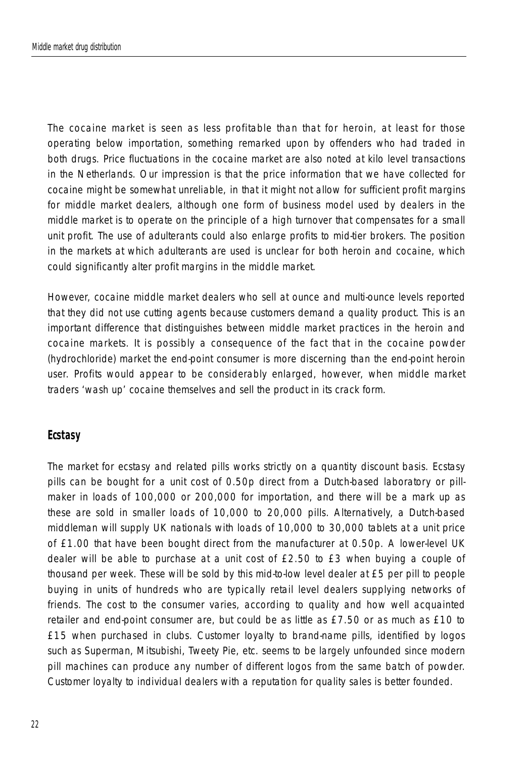The cocaine market is seen as less profitable than that for heroin, at least for those operating below importation, something remarked upon by offenders who had traded in both drugs. Price fluctuations in the cocaine market are also noted at kilo level transactions in the Netherlands. Our impression is that the price information that we have collected for cocaine might be somewhat unreliable, in that it might not allow for sufficient profit margins for middle market dealers, although one form of business model used by dealers in the middle market is to operate on the principle of a high turnover that compensates for a small unit profit. The use of adulterants could also enlarge profits to mid-tier brokers. The position in the markets at which adulterants are used is unclear for both heroin and cocaine, which could significantly alter profit margins in the middle market.

However, cocaine middle market dealers who sell at ounce and multi-ounce levels reported that they did not use cutting agents because customers demand a quality product. This is an important difference that distinguishes between middle market practices in the heroin and cocaine markets. It is possibly a consequence of the fact that in the cocaine powder (hydrochloride) market the end-point consumer is more discerning than the end-point heroin user. Profits would appear to be considerably enlarged, however, when middle market traders 'wash up' cocaine themselves and sell the product in its crack form.

## Ecstasy

The market for ecstasy and related pills works strictly on a quantity discount basis. Ecstasy pills can be bought for a unit cost of 0.50p direct from a Dutch-based laboratory or pill-maker in loads of 100,000 or 200,000 for importation, and there will be a mark up as these are sold in smaller loads of 10,000 to 20,000 pills. Alternatively, a Dutch-based middleman will supply UK nationals with loads of 10,000 to 30,000 tablets at a unit price of £1.00 that have been bought direct from the manufacturer at 0.50p. A lower-level UK dealer will be able to purchase at a unit cost of £2.50 to £3 when buying a couple of thousand per week. These will be sold by this mid-to-low level dealer at £5 per pill to people buying in units of hundreds who are typically retail level dealers supplying networks of friends. The cost to the consumer varies, according to quality and how well acquainted retailer and end-point consumer are, but could be as little as £7.50 or as much as £10 to £15 when purchased in clubs. Customer loyalty to brand-name pills, identified by logos such as Superman, Mitsubishi, Tweety Pie, etc. seems to be largely unfounded since modern pill machines can produce any number of different logos from the same batch of powder. Customer loyalty to individual dealers with a reputation for quality sales is better founded.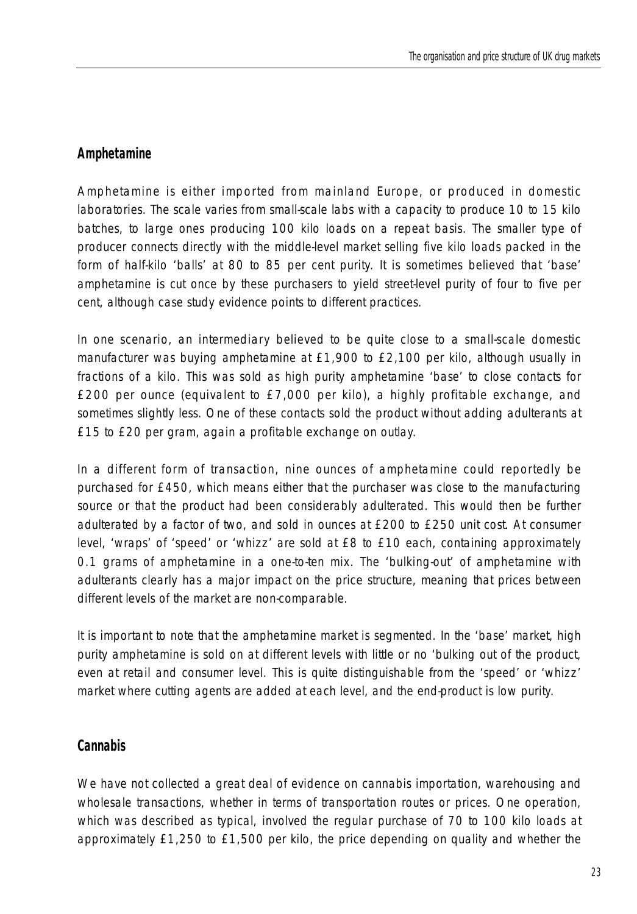## Amphetamine

Amphetamine is either imported from mainland Europe, or produced in domestic laboratories. The scale varies from small-scale labs with a capacity to produce 10 to 15 kilo batches, to large ones producing 100 kilo loads on a repeat basis. The smaller type of producer connects directly with the middle-level market selling five kilo loads packed in the form of half-kilo 'balls' at 80 to 85 per cent purity. It is sometimes believed that 'base' amphetamine is cut once by these purchasers to yield street-level purity of four to five per cent, although case study evidence points to different practices.

In one scenario, an intermediary believed to be quite close to a small-scale domestic manufacturer was buying amphetamine at £1,900 to £2,100 per kilo, although usually in fractions of a kilo. This was sold as high purity amphetamine 'base' to close contacts for £200 per ounce (equivalent to £7,000 per kilo), a highly profitable exchange, and sometimes slightly less. One of these contacts sold the product without adding adulterants at £15 to £20 per gram, again a profitable exchange on outlay.

In a different form of transaction, nine ounces of amphetamine could reportedly be purchased for £450, which means either that the purchaser was close to the manufacturing source or that the product had been considerably adulterated. This would then be further adulterated by a factor of two, and sold in ounces at £200 to £250 unit cost. At consumer level, 'wraps' of 'speed' or 'whizz' are sold at £8 to £10 each, containing approximately 0.1 grams of amphetamine in a one-to-ten mix. The 'bulking-out' of amphetamine with adulterants clearly has a major impact on the price structure, meaning that prices between different levels of the market are non-comparable.

It is important to note that the amphetamine market is segmented. In the 'base' market, high purity amphetamine is sold on at different levels with little or no 'bulking out of the product, even at retail and consumer level. This is quite distinguishable from the 'speed' or 'whizz' market where cutting agents are added at each level, and the end-product is low purity.

## Cannabis

We have not collected a great deal of evidence on cannabis importation, warehousing and wholesale transactions, whether in terms of transportation routes or prices. One operation, which was described as typical, involved the regular purchase of 70 to 100 kilo loads at approximately £1,250 to £1,500 per kilo, the price depending on quality and whether the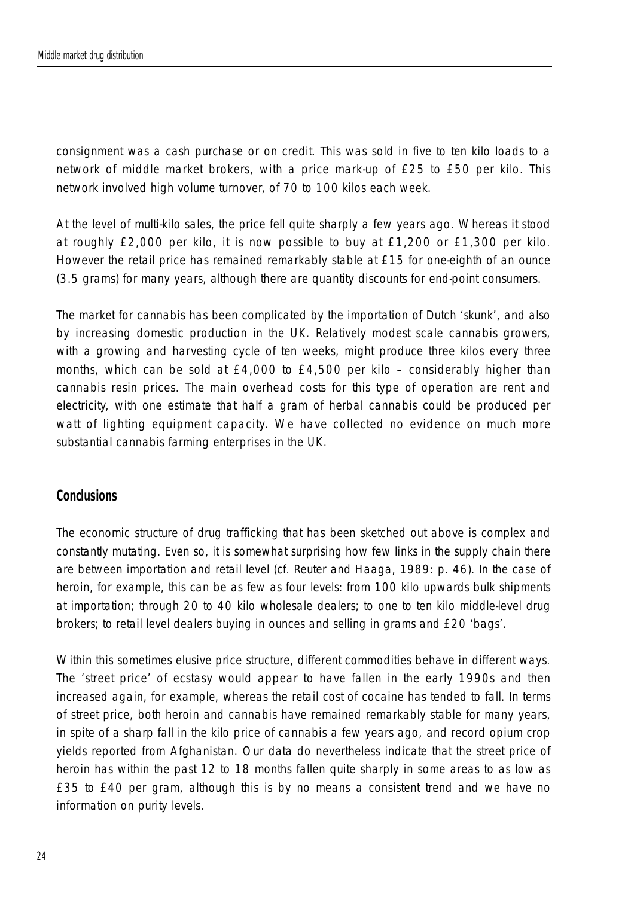consignment was a cash purchase or on credit. This was sold in five to ten kilo loads to a network of middle market brokers, with a price mark-up of £25 to £50 per kilo. This network involved high volume turnover, of 70 to 100 kilos each week.

At the level of multi-kilo sales, the price fell quite sharply a few years ago. Whereas it stood at roughly £2,000 per kilo, it is now possible to buy at £1,200 or £1,300 per kilo. However the retail price has remained remarkably stable at £15 for one-eighth of an ounce (3.5 grams) for many years, although there are quantity discounts for end-point consumers.

The market for cannabis has been complicated by the importation of Dutch 'skunk', and also by increasing domestic production in the UK. Relatively modest scale cannabis growers, with a growing and harvesting cycle of ten weeks, might produce three kilos every three months, which can be sold at £4,000 to £4,500 per kilo – considerably higher than cannabis resin prices. The main overhead costs for this type of operation are rent and electricity, with one estimate that half a gram of herbal cannabis could be produced per watt of lighting equipment capacity. We have collected no evidence on much more substantial cannabis farming enterprises in the UK.

## Conclusions

The economic structure of drug trafficking that has been sketched out above is complex and constantly mutating. Even so, it is somewhat surprising how few links in the supply chain there are between importation and retail level (cf. Reuter and Haaga, 1989: p. 46). In the case of heroin, for example, this can be as few as four levels: from 100 kilo upwards bulk shipments at importation; through 20 to 40 kilo wholesale dealers; to one to ten kilo middle-level drug brokers; to retail level dealers buying in ounces and selling in grams and £20 'bags'.

Within this sometimes elusive price structure, different commodities behave in different ways. The 'street price' of ecstasy would appear to have fallen in the early 1990s and then increased again, for example, whereas the retail cost of cocaine has tended to fall. In terms of street price, both heroin and cannabis have remained remarkably stable for many years, in spite of a sharp fall in the kilo price of cannabis a few years ago, and record opium crop yields reported from Afghanistan. Our data do nevertheless indicate that the street price of heroin has within the past 12 to 18 months fallen quite sharply in some areas to as low as £35 to £40 per gram, although this is by no means a consistent trend and we have no information on purity levels.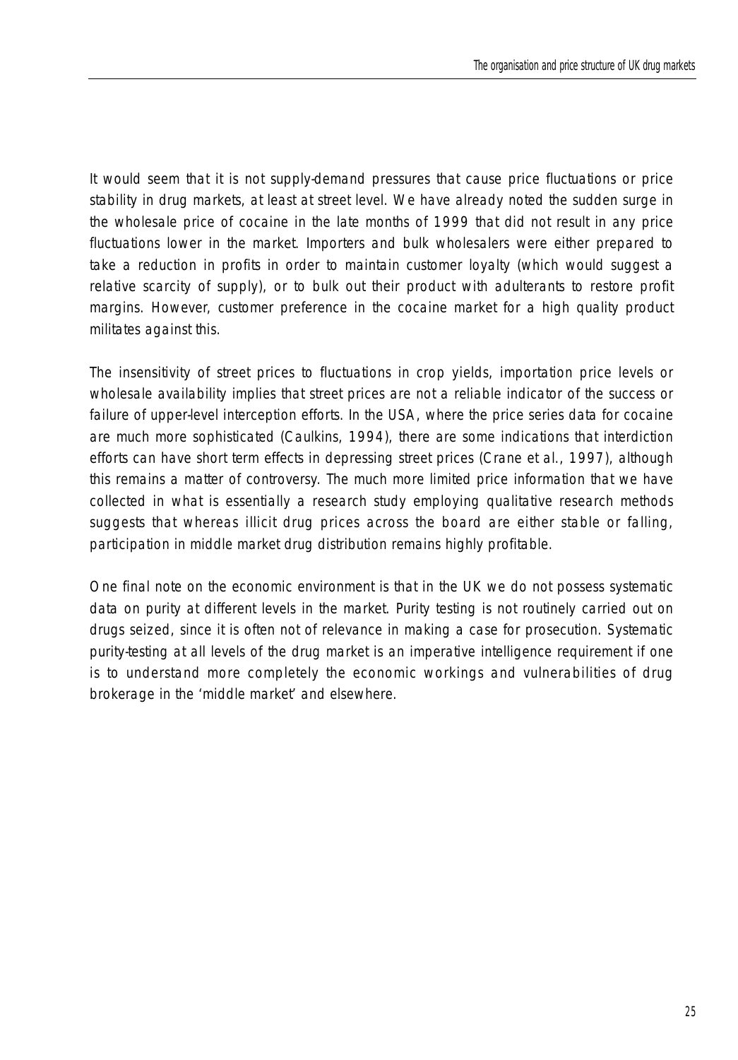It would seem that it is not supply-demand pressures that cause price fluctuations or price stability in drug markets, at least at street level. We have already noted the sudden surge in the wholesale price of cocaine in the late months of 1999 that did not result in any price fluctuations lower in the market. Importers and bulk wholesalers were either prepared to take a reduction in profits in order to maintain customer loyalty (which would suggest a relative scarcity of supply), or to bulk out their product with adulterants to restore profit margins. However, customer preference in the cocaine market for a high quality product militates against this.

The insensitivity of street prices to fluctuations in crop yields, importation price levels or wholesale availability implies that street prices are not a reliable indicator of the success or failure of upper-level interception efforts. In the USA, where the price series data for cocaine are much more sophisticated (Caulkins, 1994), there are some indications that interdiction efforts can have short term effects in depressing street prices (Crane et al., 1997), although this remains a matter of controversy. The much more limited price information that we have collected in what is essentially a research study employing qualitative research methods suggests that whereas illicit drug prices across the board are either stable or falling, participation in middle market drug distribution remains highly profitable.

One final note on the economic environment is that in the UK we do not possess systematic data on purity at different levels in the market. Purity testing is not routinely carried out on drugs seized, since it is often not of relevance in making a case for prosecution. Systematic purity-testing at all levels of the drug market is an imperative intelligence requirement if one is to understand more completely the economic workings and vulnerabilities of drug brokerage in the 'middle market' and elsewhere.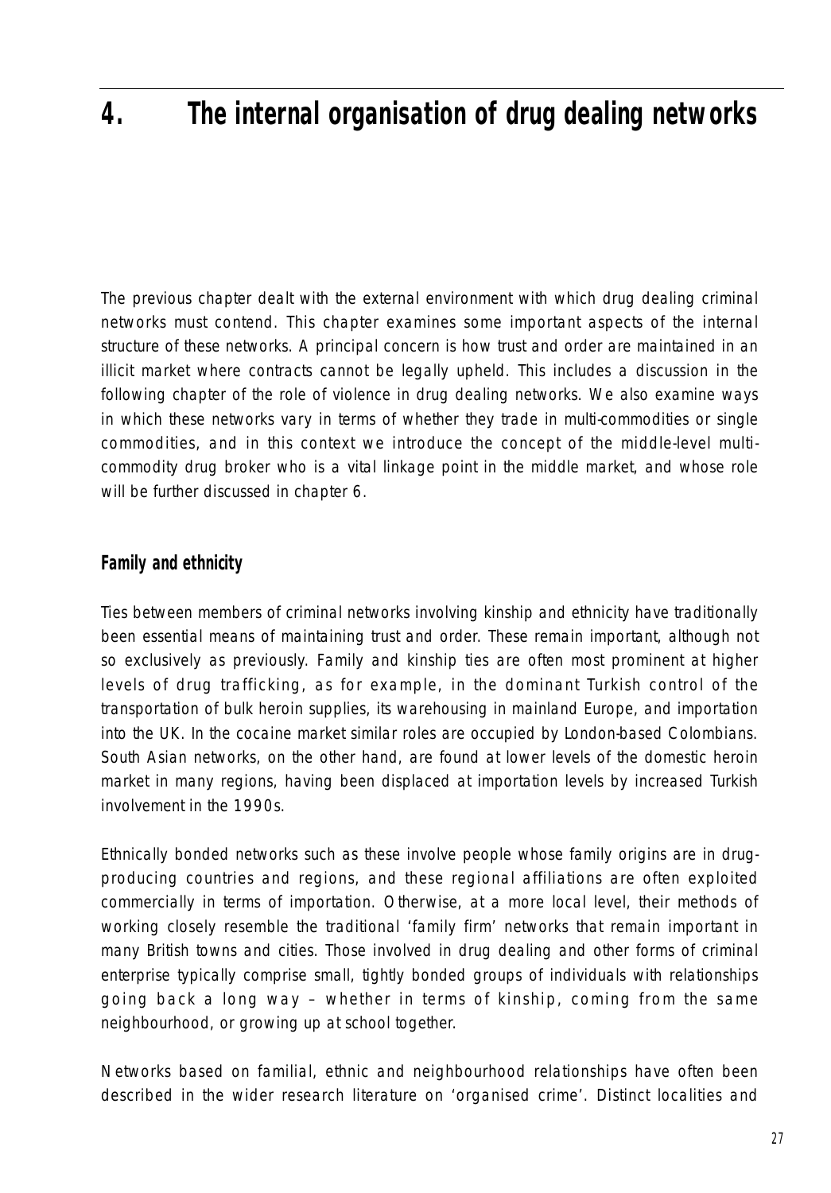# 4. The internal organisation of drug dealing networks

The previous chapter dealt with the external environment with which drug dealing criminal networks must contend. This chapter examines some important aspects of the internal structure of these networks. A principal concern is how trust and order are maintained in an illicit market where contracts cannot be legally upheld. This includes a discussion in the following chapter of the role of violence in drug dealing networks. We also examine ways in which these networks vary in terms of whether they trade in multi-commodities or single commodities, and in this context we introduce the concept of the middle-level multi-commodity drug broker who is a vital linkage point in the middle market, and whose role will be further discussed in chapter 6.

## Family and ethnicity

Ties between members of criminal networks involving kinship and ethnicity have traditionally been essential means of maintaining trust and order. These remain important, although not so exclusively as previously. Family and kinship ties are often most prominent at higher levels of drug trafficking, as for example, in the dominant Turkish control of the transportation of bulk heroin supplies, its warehousing in mainland Europe, and importation into the UK. In the cocaine market similar roles are occupied by London-based Colombians. South Asian networks, on the other hand, are found at lower levels of the domestic heroin market in many regions, having been displaced at importation levels by increased Turkish involvement in the 1990s.

Ethnically bonded networks such as these involve people whose family origins are in drug-producing countries and regions, and these regional affiliations are often exploited commercially in terms of importation. Otherwise, at a more local level, their methods of working closely resemble the traditional 'family firm' networks that remain important in many British towns and cities. Those involved in drug dealing and other forms of criminal enterprise typically comprise small, tightly bonded groups of individuals with relationships going back a long way – whether in terms of kinship, coming from the same neighbourhood, or growing up at school together.

Networks based on familial, ethnic and neighbourhood relationships have often been described in the wider research literature on 'organised crime'. Distinct localities and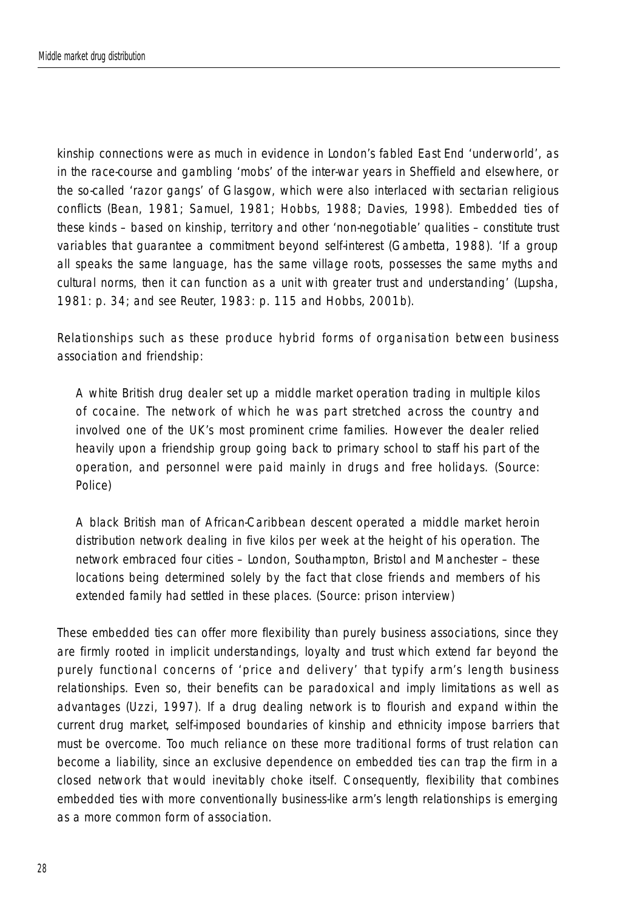kinship connections were as much in evidence in London's fabled East End 'underworld', as in the race-course and gambling 'mobs' of the inter-war years in Sheffield and elsewhere, or the so-called 'razor gangs' of Glasgow, which were also interlaced with sectarian religious conflicts (Bean, 1981; Samuel, 1981; Hobbs, 1988; Davies, 1998). Embedded ties of these kinds – based on kinship, territory and other 'non-negotiable' qualities – constitute trust variables that guarantee a commitment beyond self-interest (Gambetta, 1988). 'If a group all speaks the same language, has the same village roots, possesses the same myths and cultural norms, then it can function as a unit with greater trust and understanding' (Lupsha, 1981: p. 34; and see Reuter, 1983: p. 115 and Hobbs, 2001b).

Relationships such as these produce hybrid forms of organisation between business association and friendship:

> A white British drug dealer set up a middle market operation trading in multiple kilos of cocaine. The network of which he was part stretched across the country and involved one of the UK's most prominent crime families. However the dealer relied heavily upon a friendship group going back to primary school to staff his part of the operation, and personnel were paid mainly in drugs and free holidays. (Source: Police)

> A black British man of African-Caribbean descent operated a middle market heroin distribution network dealing in five kilos per week at the height of his operation. The network embraced four cities – London, Southampton, Bristol and Manchester – these locations being determined solely by the fact that close friends and members of his extended family had settled in these places. (Source: prison interview)

These embedded ties can offer more flexibility than purely business associations, since they are firmly rooted in implicit understandings, loyalty and trust which extend far beyond the purely functional concerns of 'price and delivery' that typify arm's length business relationships. Even so, their benefits can be paradoxical and imply limitations as well as advantages (Uzzi, 1997). If a drug dealing network is to flourish and expand within the current drug market, self-imposed boundaries of kinship and ethnicity impose barriers that must be overcome. Too much reliance on these more traditional forms of trust relation can become a liability, since an exclusive dependence on embedded ties can trap the firm in a closed network that would inevitably choke itself. Consequently, flexibility that combines embedded ties with more conventionally business-like arm's length relationships is emerging as a more common form of association.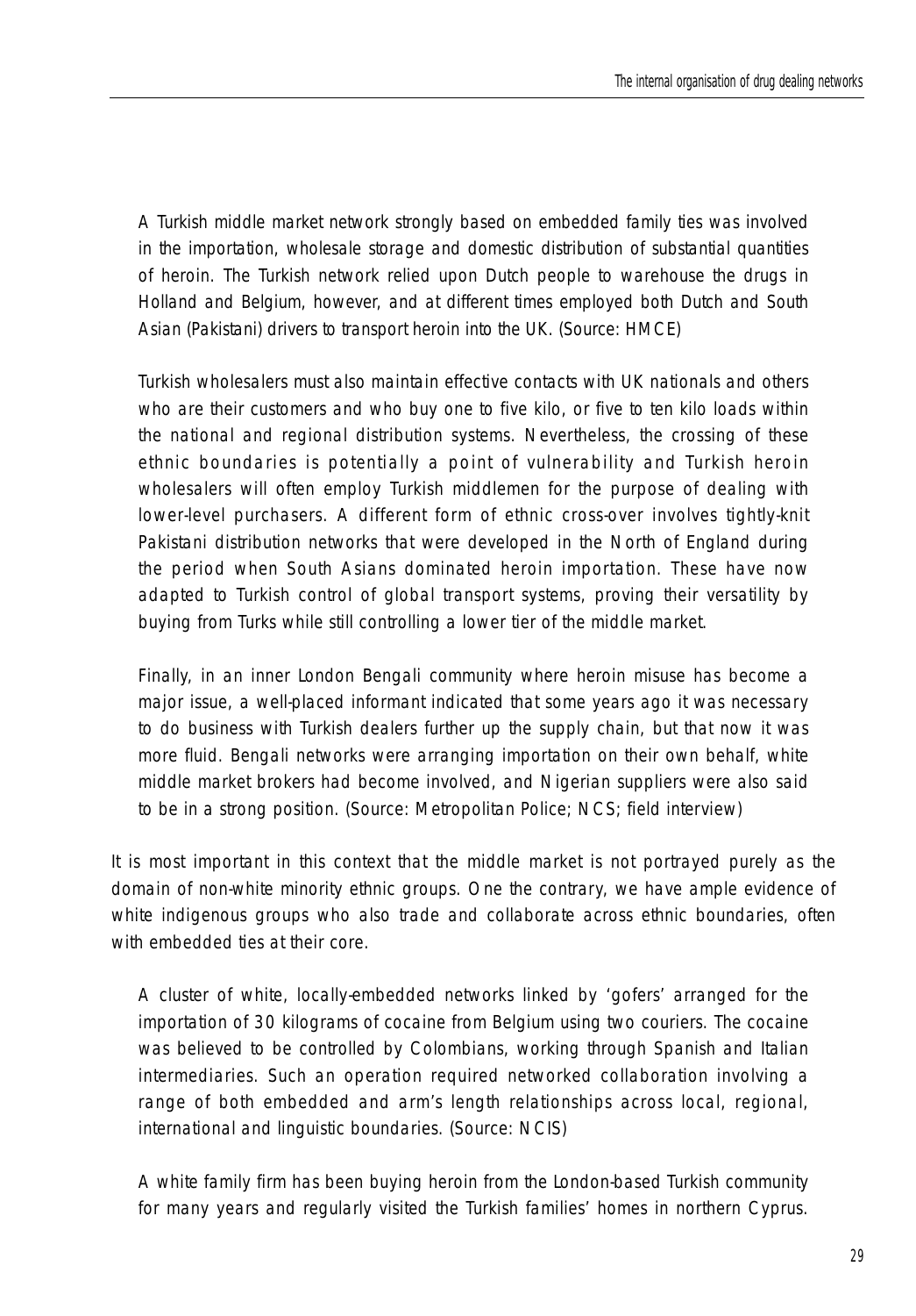A Turkish middle market network strongly based on embedded family ties was involved in the importation, wholesale storage and domestic distribution of substantial quantities of heroin. The Turkish network relied upon Dutch people to warehouse the drugs in Holland and Belgium, however, and at different times employed both Dutch and South Asian (Pakistani) drivers to transport heroin into the UK. (Source: HMCE)

Turkish wholesalers must also maintain effective contacts with UK nationals and others who are their customers and who buy one to five kilo, or five to ten kilo loads within the national and regional distribution systems. Nevertheless, the crossing of these ethnic boundaries is potentially a point of vulnerability and Turkish heroin wholesalers will often employ Turkish middlemen for the purpose of dealing with lower-level purchasers. A different form of ethnic cross-over involves tightly-knit Pakistani distribution networks that were developed in the North of England during the period when South Asians dominated heroin importation. These have now adapted to Turkish control of global transport systems, proving their versatility by buying from Turks while still controlling a lower tier of the middle market.

Finally, in an inner London Bengali community where heroin misuse has become a major issue, a well-placed informant indicated that some years ago it was necessary to do business with Turkish dealers further up the supply chain, but that now it was more fluid. Bengali networks were arranging importation on their own behalf, white middle market brokers had become involved, and Nigerian suppliers were also said to be in a strong position. (Source: Metropolitan Police; NCS; field interview)

It is most important in this context that the middle market is not portrayed purely as the domain of non-white minority ethnic groups. One the contrary, we have ample evidence of white indigenous groups who also trade and collaborate across ethnic boundaries, often with embedded ties at their core.

A cluster of white, locally-embedded networks linked by 'gofers' arranged for the importation of 30 kilograms of cocaine from Belgium using two couriers. The cocaine was believed to be controlled by Colombians, working through Spanish and Italian intermediaries. Such an operation required networked collaboration involving a range of both embedded and arm's length relationships across local, regional, international and linguistic boundaries. (Source: NCIS)

A white family firm has been buying heroin from the London-based Turkish community for many years and regularly visited the Turkish families' homes in northern Cyprus.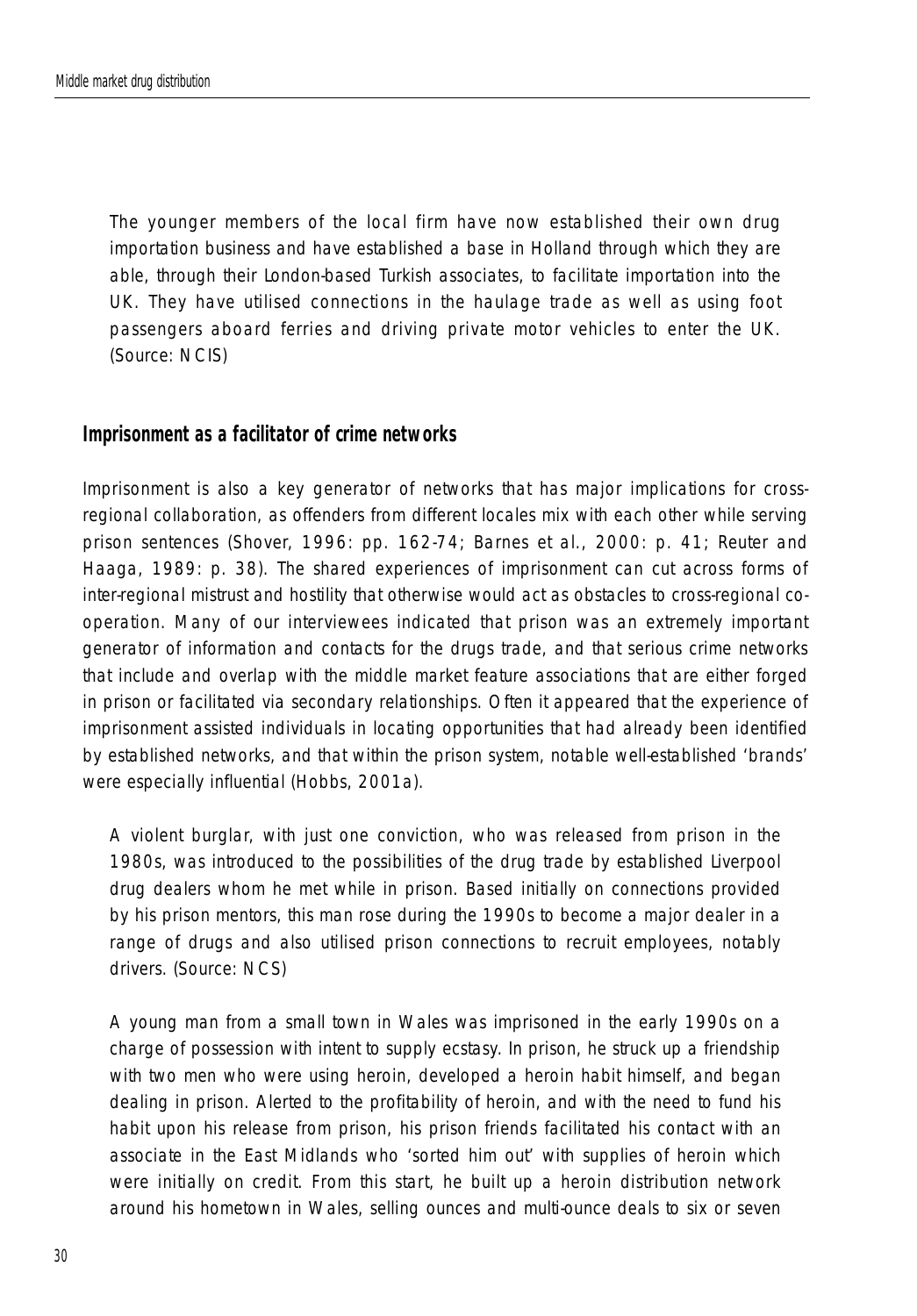> The younger members of the local firm have now established their own drug importation business and have established a base in Holland through which they are able, through their London-based Turkish associates, to facilitate importation into the UK. They have utilised connections in the haulage trade as well as using foot passengers aboard ferries and driving private motor vehicles to enter the UK. (Source: NCIS)

### Imprisonment as a facilitator of crime networks

Imprisonment is also a key generator of networks that has major implications for cross-regional collaboration, as offenders from different locales mix with each other while serving prison sentences (Shover, 1996: pp. 162-74; Barnes et al., 2000: p. 41; Reuter and Haaga, 1989: p. 38). The shared experiences of imprisonment can cut across forms of inter-regional mistrust and hostility that otherwise would act as obstacles to cross-regional co-operation. Many of our interviewees indicated that prison was an extremely important generator of information and contacts for the drugs trade, and that serious crime networks that include and overlap with the middle market feature associations that are either forged in prison or facilitated via secondary relationships. Often it appeared that the experience of imprisonment assisted individuals in locating opportunities that had already been identified by established networks, and that within the prison system, notable well-established 'brands' were especially influential (Hobbs, 2001a).

> A violent burglar, with just one conviction, who was released from prison in the 1980s, was introduced to the possibilities of the drug trade by established Liverpool drug dealers whom he met while in prison. Based initially on connections provided by his prison mentors, this man rose during the 1990s to become a major dealer in a range of drugs and also utilised prison connections to recruit employees, notably drivers. (Source: NCS)

> A young man from a small town in Wales was imprisoned in the early 1990s on a charge of possession with intent to supply ecstasy. In prison, he struck up a friendship with two men who were using heroin, developed a heroin habit himself, and began dealing in prison. Alerted to the profitability of heroin, and with the need to fund his habit upon his release from prison, his prison friends facilitated his contact with an associate in the East Midlands who 'sorted him out' with supplies of heroin which were initially on credit. From this start, he built up a heroin distribution network around his hometown in Wales, selling ounces and multi-ounce deals to six or seven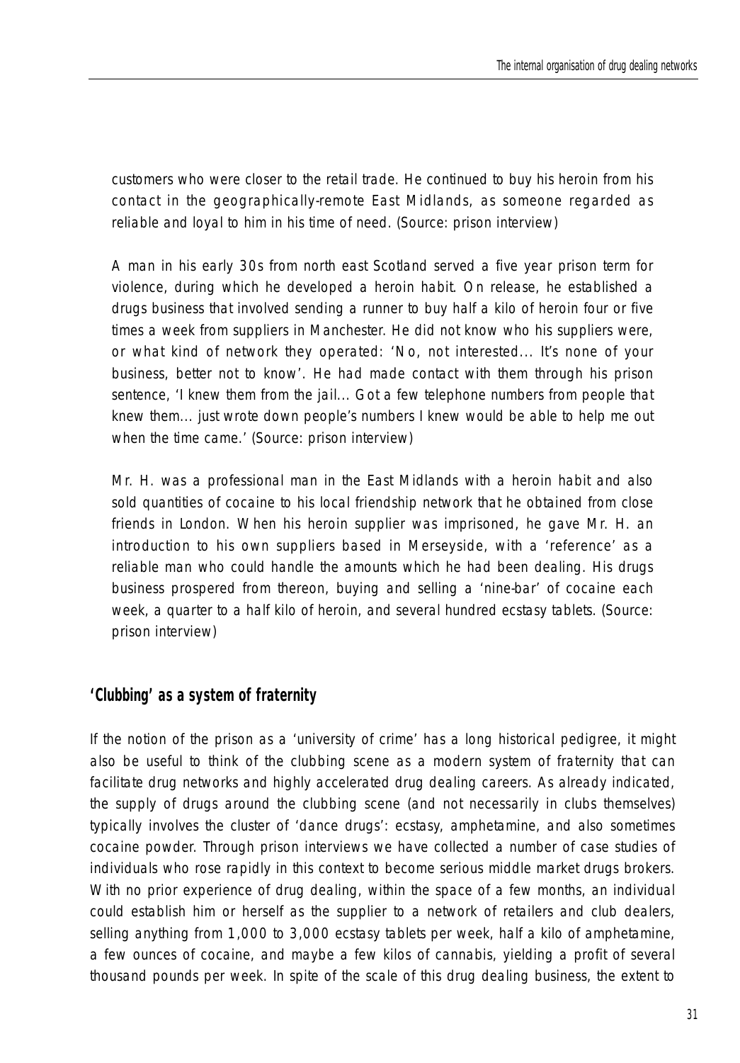customers who were closer to the retail trade. He continued to buy his heroin from his contact in the geographically-remote East Midlands, as someone regarded as reliable and loyal to him in his time of need. (Source: prison interview)

A man in his early 30s from north east Scotland served a five year prison term for violence, during which he developed a heroin habit. On release, he established a drugs business that involved sending a runner to buy half a kilo of heroin four or five times a week from suppliers in Manchester. He did not know who his suppliers were, or what kind of network they operated: 'No, not interested... It's none of your business, better not to know'. He had made contact with them through his prison sentence, 'I knew them from the jail... Got a few telephone numbers from people that knew them... just wrote down people's numbers I knew would be able to help me out when the time came.' (Source: prison interview)

Mr. H. was a professional man in the East Midlands with a heroin habit and also sold quantities of cocaine to his local friendship network that he obtained from close friends in London. When his heroin supplier was imprisoned, he gave Mr. H. an introduction to his own suppliers based in Merseyside, with a 'reference' as a reliable man who could handle the amounts which he had been dealing. His drugs business prospered from thereon, buying and selling a 'nine-bar' of cocaine each week, a quarter to a half kilo of heroin, and several hundred ecstasy tablets. (Source: prison interview)

## 'Clubbing' as a system of fraternity

If the notion of the prison as a 'university of crime' has a long historical pedigree, it might also be useful to think of the clubbing scene as a modern system of fraternity that can facilitate drug networks and highly accelerated drug dealing careers. As already indicated, the supply of drugs around the clubbing scene (and not necessarily in clubs themselves) typically involves the cluster of 'dance drugs': ecstasy, amphetamine, and also sometimes cocaine powder. Through prison interviews we have collected a number of case studies of individuals who rose rapidly in this context to become serious middle market drugs brokers. With no prior experience of drug dealing, within the space of a few months, an individual could establish him or herself as the supplier to a network of retailers and club dealers, selling anything from 1,000 to 3,000 ecstasy tablets per week, half a kilo of amphetamine, a few ounces of cocaine, and maybe a few kilos of cannabis, yielding a profit of several thousand pounds per week. In spite of the scale of this drug dealing business, the extent to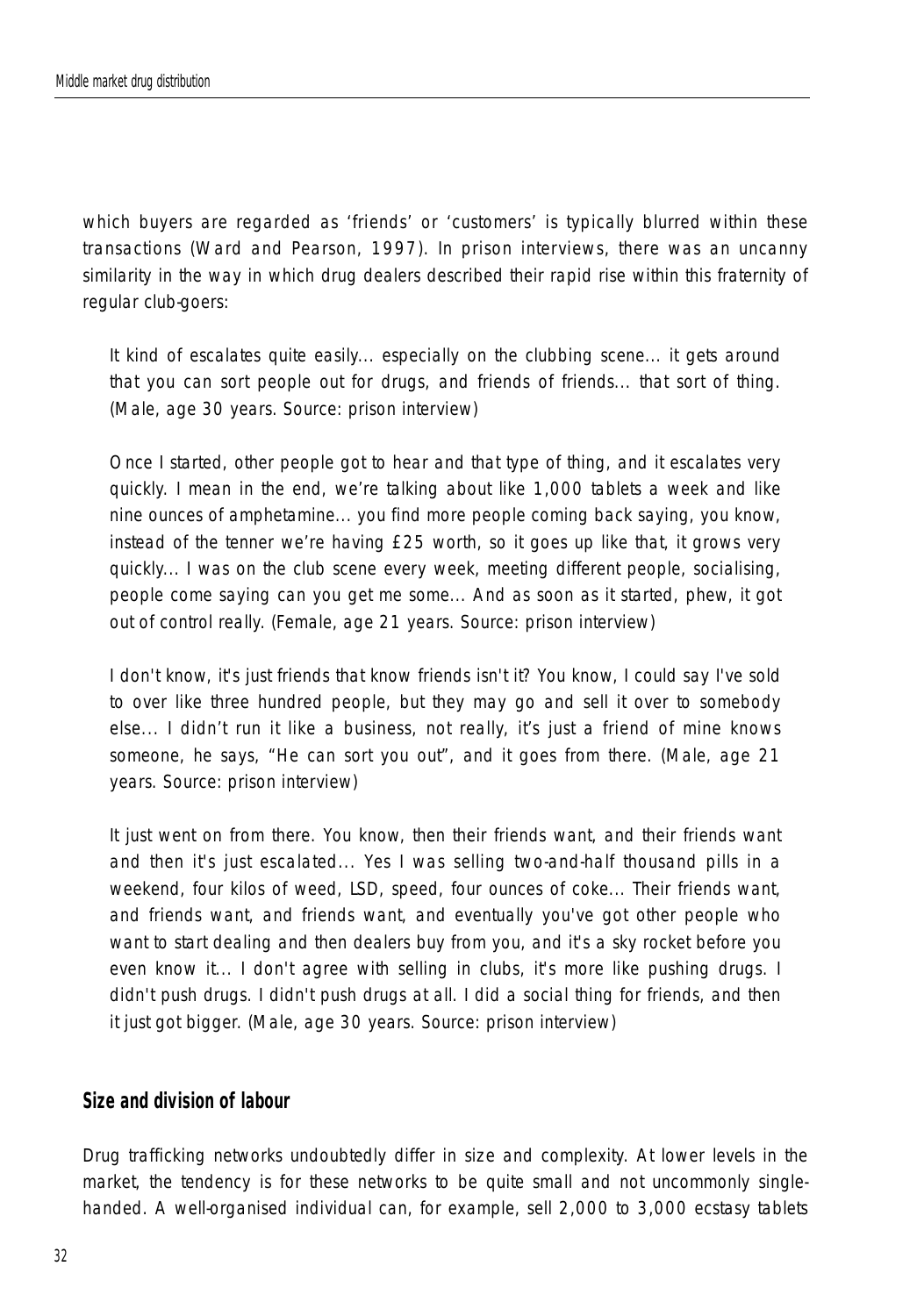which buyers are regarded as 'friends' or 'customers' is typically blurred within these transactions (Ward and Pearson, 1997). In prison interviews, there was an uncanny similarity in the way in which drug dealers described their rapid rise within this fraternity of regular club-goers:

> It kind of escalates quite easily... especially on the clubbing scene... it gets around that you can sort people out for drugs, and friends of friends... that sort of thing. (Male, age 30 years. Source: prison interview)

> Once I started, other people got to hear and that type of thing, and it escalates very quickly. I mean in the end, we're talking about like 1,000 tablets a week and like nine ounces of amphetamine... you find more people coming back saying, you know, instead of the tenner we're having £25 worth, so it goes up like that, it grows very quickly... I was on the club scene every week, meeting different people, socialising, people come saying can you get me some... And as soon as it started, phew, it got out of control really. (Female, age 21 years. Source: prison interview)

> I don't know, it's just friends that know friends isn't it? You know, I could say I've sold to over like three hundred people, but they may go and sell it over to somebody else... I didn't run it like a business, not really, it's just a friend of mine knows someone, he says, "He can sort you out", and it goes from there. (Male, age 21 years. Source: prison interview)

> It just went on from there. You know, then their friends want, and their friends want and then it's just escalated... Yes I was selling two-and-half thousand pills in a weekend, four kilos of weed, LSD, speed, four ounces of coke... Their friends want, and friends want, and friends want, and eventually you've got other people who want to start dealing and then dealers buy from you, and it's a sky rocket before you even know it... I don't agree with selling in clubs, it's more like pushing drugs. I didn't push drugs. I didn't push drugs at all. I did a social thing for friends, and then it just got bigger. (Male, age 30 years. Source: prison interview)

## Size and division of labour

Drug trafficking networks undoubtedly differ in size and complexity. At lower levels in the market, the tendency is for these networks to be quite small and not uncommonly single-handed. A well-organised individual can, for example, sell 2,000 to 3,000 ecstasy tablets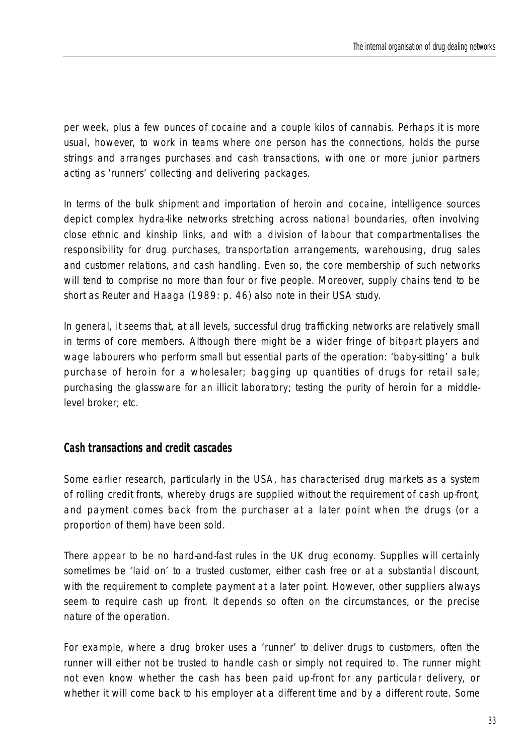per week, plus a few ounces of cocaine and a couple kilos of cannabis. Perhaps it is more usual, however, to work in teams where one person has the connections, holds the purse strings and arranges purchases and cash transactions, with one or more junior partners acting as 'runners' collecting and delivering packages.

In terms of the bulk shipment and importation of heroin and cocaine, intelligence sources depict complex hydra-like networks stretching across national boundaries, often involving close ethnic and kinship links, and with a division of labour that compartmentalises the responsibility for drug purchases, transportation arrangements, warehousing, drug sales and customer relations, and cash handling. Even so, the core membership of such networks will tend to comprise no more than four or five people. Moreover, supply chains tend to be short as Reuter and Haaga (1989: p. 46) also note in their USA study.

In general, it seems that, at all levels, successful drug trafficking networks are relatively small in terms of core members. Although there might be a wider fringe of bit-part players and wage labourers who perform small but essential parts of the operation: 'baby-sitting' a bulk purchase of heroin for a wholesaler; bagging up quantities of drugs for retail sale; purchasing the glassware for an illicit laboratory; testing the purity of heroin for a middle-level broker; etc.

## Cash transactions and credit cascades

Some earlier research, particularly in the USA, has characterised drug markets as a system of rolling credit fronts, whereby drugs are supplied without the requirement of cash up-front, and payment comes back from the purchaser at a later point when the drugs (or a proportion of them) have been sold.

There appear to be no hard-and-fast rules in the UK drug economy. Supplies will certainly sometimes be 'laid on' to a trusted customer, either cash free or at a substantial discount, with the requirement to complete payment at a later point. However, other suppliers always seem to require cash up front. It depends so often on the circumstances, or the precise nature of the operation.

For example, where a drug broker uses a 'runner' to deliver drugs to customers, often the runner will either not be trusted to handle cash or simply not required to. The runner might not even know whether the cash has been paid up-front for any particular delivery, or whether it will come back to his employer at a different time and by a different route. Some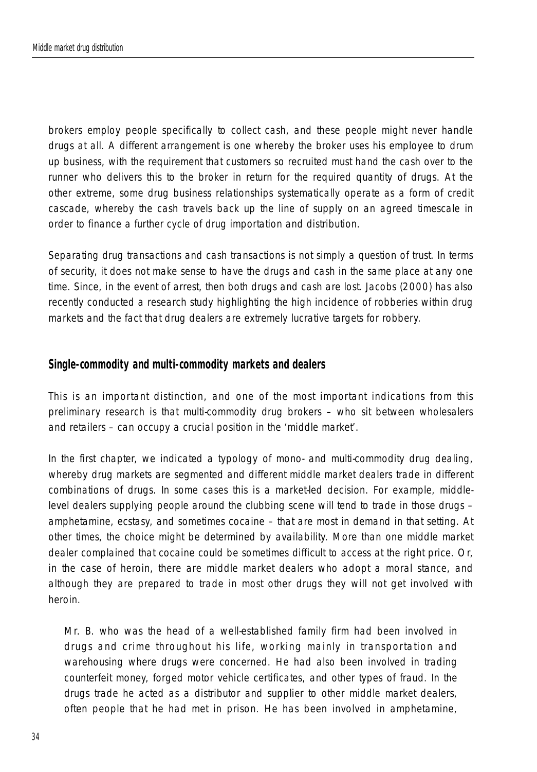brokers employ people specifically to collect cash, and these people might never handle drugs at all. A different arrangement is one whereby the broker uses his employee to drum up business, with the requirement that customers so recruited must hand the cash over to the runner who delivers this to the broker in return for the required quantity of drugs. At the other extreme, some drug business relationships systematically operate as a form of credit cascade, whereby the cash travels back up the line of supply on an agreed timescale in order to finance a further cycle of drug importation and distribution.

Separating drug transactions and cash transactions is not simply a question of trust. In terms of security, it does not make sense to have the drugs and cash in the same place at any one time. Since, in the event of arrest, then both drugs and cash are lost. Jacobs (2000) has also recently conducted a research study highlighting the high incidence of robberies within drug markets and the fact that drug dealers are extremely lucrative targets for robbery.

## Single-commodity and multi-commodity markets and dealers

This is an important distinction, and one of the most important indications from this preliminary research is that multi-commodity drug brokers – who sit between wholesalers and retailers – can occupy a crucial position in the 'middle market'.

In the first chapter, we indicated a typology of mono- and multi-commodity drug dealing, whereby drug markets are segmented and different middle market dealers trade in different combinations of drugs. In some cases this is a market-led decision. For example, middle-level dealers supplying people around the clubbing scene will tend to trade in those drugs – amphetamine, ecstasy, and sometimes cocaine – that are most in demand in that setting. At other times, the choice might be determined by availability. More than one middle market dealer complained that cocaine could be sometimes difficult to access at the right price. Or, in the case of heroin, there are middle market dealers who adopt a moral stance, and although they are prepared to trade in most other drugs they will not get involved with heroin.

> Mr. B. who was the head of a well-established family firm had been involved in drugs and crime throughout his life, working mainly in transportation and warehousing where drugs were concerned. He had also been involved in trading counterfeit money, forged motor vehicle certificates, and other types of fraud. In the drugs trade he acted as a distributor and supplier to other middle market dealers, often people that he had met in prison. He has been involved in amphetamine,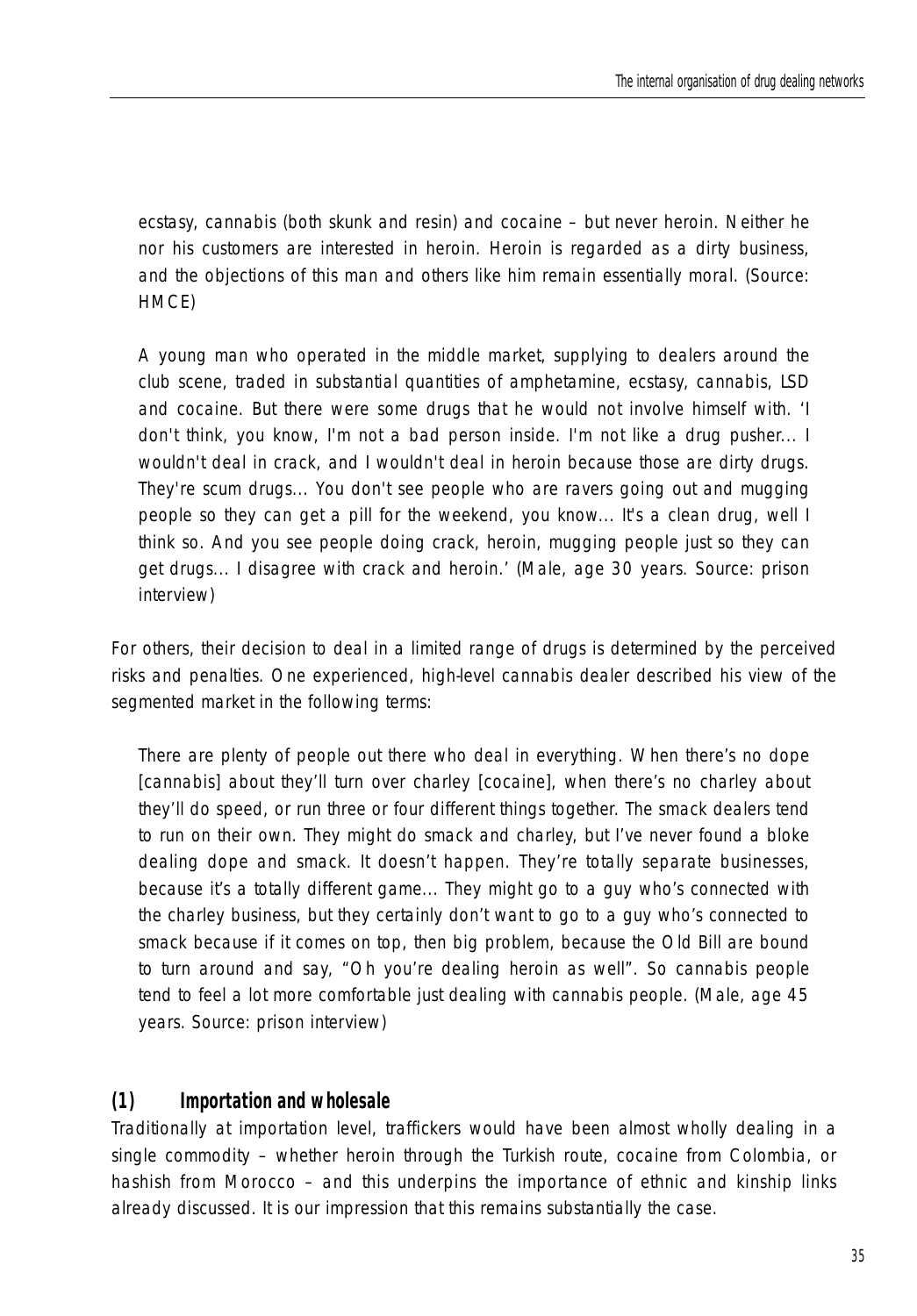ecstasy, cannabis (both skunk and resin) and cocaine – but never heroin. Neither he nor his customers are interested in heroin. Heroin is regarded as a dirty business, and the objections of this man and others like him remain essentially moral. (Source: HMCE)

> A young man who operated in the middle market, supplying to dealers around the club scene, traded in substantial quantities of amphetamine, ecstasy, cannabis, LSD and cocaine. But there were some drugs that he would not involve himself with. 'I don't think, you know, I'm not a bad person inside. I'm not like a drug pusher... I wouldn't deal in crack, and I wouldn't deal in heroin because those are dirty drugs. They're scum drugs... You don't see people who are ravers going out and mugging people so they can get a pill for the weekend, you know... It's a clean drug, well I think so. And you see people doing crack, heroin, mugging people just so they can get drugs... I disagree with crack and heroin.' (Male, age 30 years. Source: prison interview)

For others, their decision to deal in a limited range of drugs is determined by the perceived risks and penalties. One experienced, high-level cannabis dealer described his view of the segmented market in the following terms:

> There are plenty of people out there who deal in everything. When there's no dope [cannabis] about they'll turn over charley [cocaine], when there's no charley about they'll do speed, or run three or four different things together. The smack dealers tend to run on their own. They might do smack and charley, but I've never found a bloke dealing dope and smack. It doesn't happen. They're totally separate businesses, because it's a totally different game... They might go to a guy who's connected with the charley business, but they certainly don't want to go to a guy who's connected to smack because if it comes on top, then big problem, because the Old Bill are bound to turn around and say, "Oh you're dealing heroin as well". So cannabis people tend to feel a lot more comfortable just dealing with cannabis people. (Male, age 45 years. Source: prison interview)

### (1) Importation and wholesale

Traditionally at importation level, traffickers would have been almost wholly dealing in a single commodity – whether heroin through the Turkish route, cocaine from Colombia, or hashish from Morocco – and this underpins the importance of ethnic and kinship links already discussed. It is our impression that this remains substantially the case.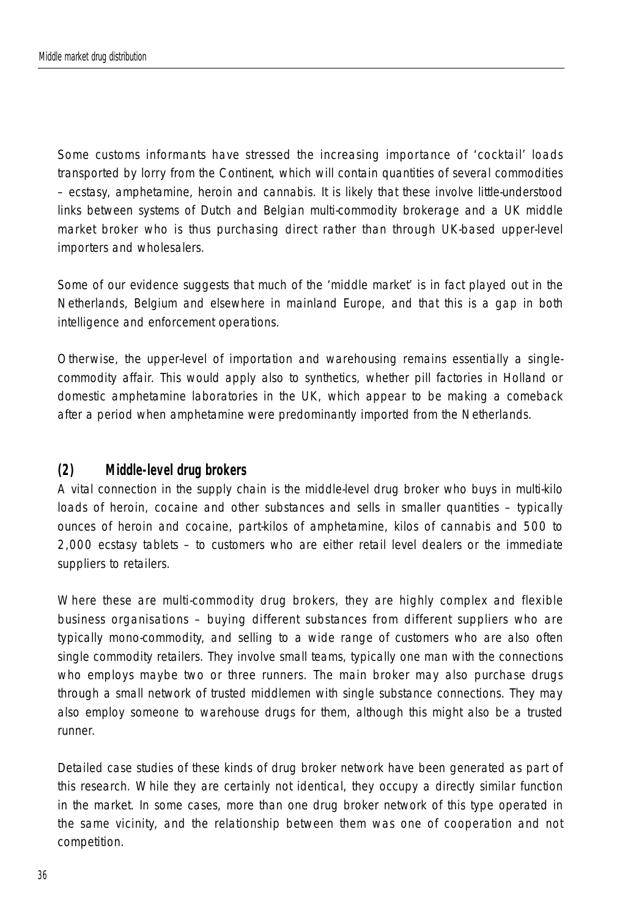Some customs informants have stressed the increasing importance of 'cocktail' loads transported by lorry from the Continent, which will contain quantities of several commodities – ecstasy, amphetamine, heroin and cannabis. It is likely that these involve little-understood links between systems of Dutch and Belgian multi-commodity brokerage and a UK middle market broker who is thus purchasing direct rather than through UK-based upper-level importers and wholesalers.

Some of our evidence suggests that much of the 'middle market' is in fact played out in the Netherlands, Belgium and elsewhere in mainland Europe, and that this is a gap in both intelligence and enforcement operations.

Otherwise, the upper-level of importation and warehousing remains essentially a single-commodity affair. This would apply also to synthetics, whether pill factories in Holland or domestic amphetamine laboratories in the UK, which appear to be making a comeback after a period when amphetamine were predominantly imported from the Netherlands.

## (2) Middle-level drug brokers

A vital connection in the supply chain is the middle-level drug broker who buys in multi-kilo loads of heroin, cocaine and other substances and sells in smaller quantities – typically ounces of heroin and cocaine, part-kilos of amphetamine, kilos of cannabis and 500 to 2,000 ecstasy tablets – to customers who are either retail level dealers or the immediate suppliers to retailers.

Where these are multi-commodity drug brokers, they are highly complex and flexible business organisations – buying different substances from different suppliers who are typically mono-commodity, and selling to a wide range of customers who are also often single commodity retailers. They involve small teams, typically one man with the connections who employs maybe two or three runners. The main broker may also purchase drugs through a small network of trusted middlemen with single substance connections. They may also employ someone to warehouse drugs for them, although this might also be a trusted runner.

Detailed case studies of these kinds of drug broker network have been generated as part of this research. While they are certainly not identical, they occupy a directly similar function in the market. In some cases, more than one drug broker network of this type operated in the same vicinity, and the relationship between them was one of cooperation and not competition.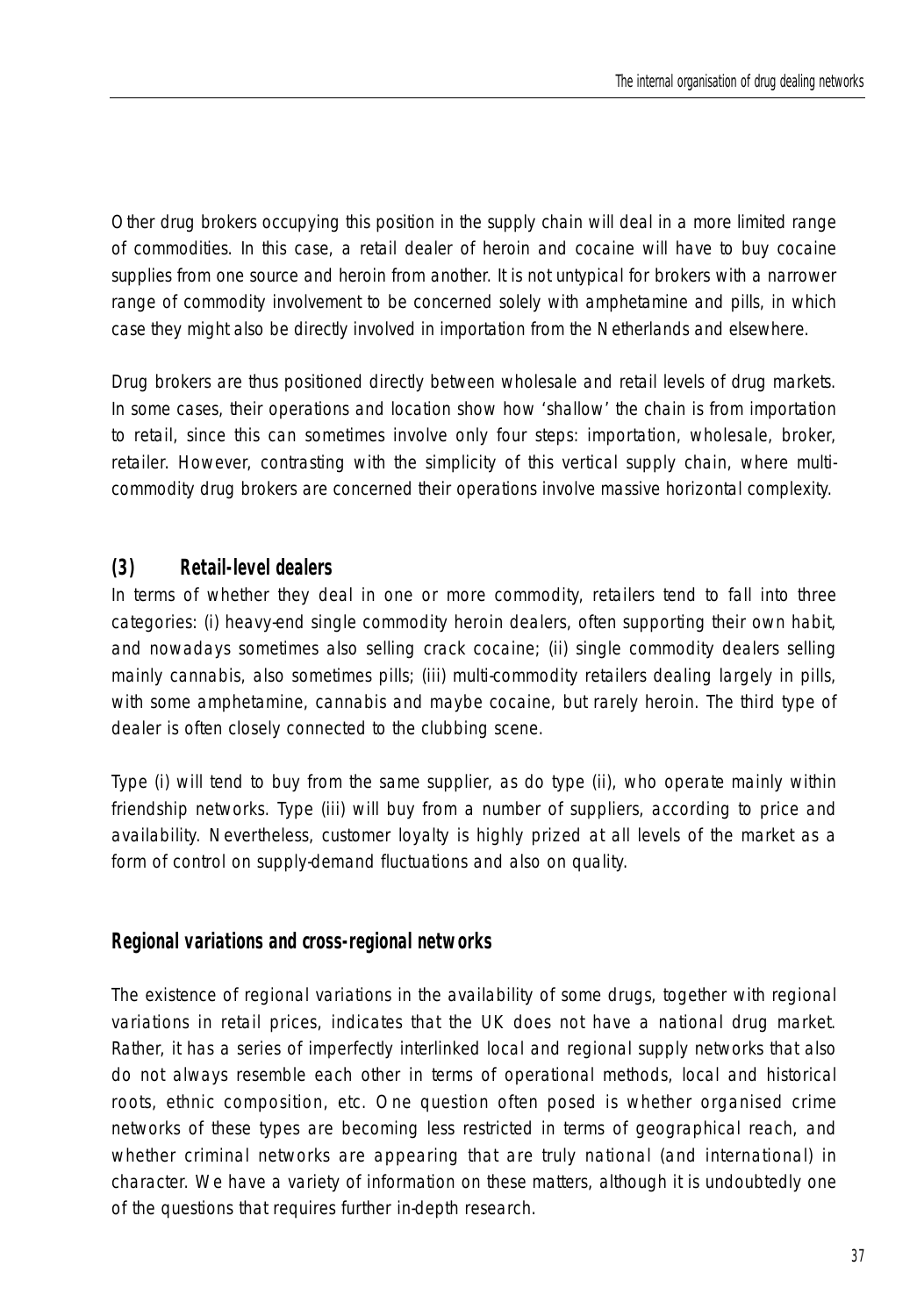Other drug brokers occupying this position in the supply chain will deal in a more limited range of commodities. In this case, a retail dealer of heroin and cocaine will have to buy cocaine supplies from one source and heroin from another. It is not untypical for brokers with a narrower range of commodity involvement to be concerned solely with amphetamine and pills, in which case they might also be directly involved in importation from the Netherlands and elsewhere.

Drug brokers are thus positioned directly between wholesale and retail levels of drug markets. In some cases, their operations and location show how 'shallow' the chain is from importation to retail, since this can sometimes involve only four steps: importation, wholesale, broker, retailer. However, contrasting with the simplicity of this vertical supply chain, where multi-commodity drug brokers are concerned their operations involve massive horizontal complexity.

### (3) Retail-level dealers

In terms of whether they deal in one or more commodity, retailers tend to fall into three categories: (i) heavy-end single commodity heroin dealers, often supporting their own habit, and nowadays sometimes also selling crack cocaine; (ii) single commodity dealers selling mainly cannabis, also sometimes pills; (iii) multi-commodity retailers dealing largely in pills, with some amphetamine, cannabis and maybe cocaine, but rarely heroin. The third type of dealer is often closely connected to the clubbing scene.

Type (i) will tend to buy from the same supplier, as do type (ii), who operate mainly within friendship networks. Type (iii) will buy from a number of suppliers, according to price and availability. Nevertheless, customer loyalty is highly prized at all levels of the market as a form of control on supply-demand fluctuations and also on quality.

## Regional variations and cross-regional networks

The existence of regional variations in the availability of some drugs, together with regional variations in retail prices, indicates that the UK does not have a national drug market. Rather, it has a series of imperfectly interlinked local and regional supply networks that also do not always resemble each other in terms of operational methods, local and historical roots, ethnic composition, etc. One question often posed is whether organised crime networks of these types are becoming less restricted in terms of geographical reach, and whether criminal networks are appearing that are truly national (and international) in character. We have a variety of information on these matters, although it is undoubtedly one of the questions that requires further in-depth research.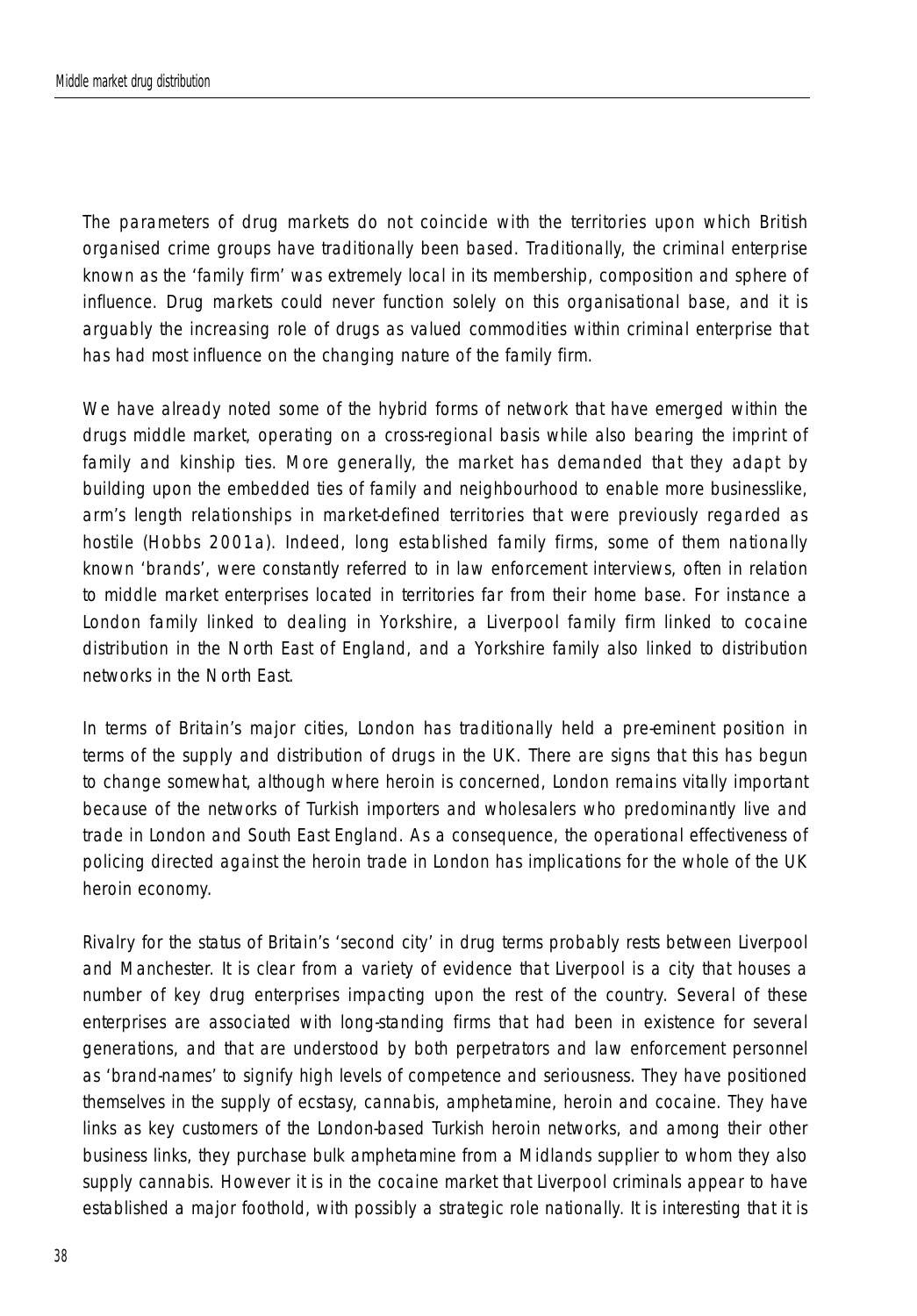The parameters of drug markets do not coincide with the territories upon which British organised crime groups have traditionally been based. Traditionally, the criminal enterprise known as the 'family firm' was extremely local in its membership, composition and sphere of influence. Drug markets could never function solely on this organisational base, and it is arguably the increasing role of drugs as valued commodities within criminal enterprise that has had most influence on the changing nature of the family firm.

We have already noted some of the hybrid forms of network that have emerged within the drugs middle market, operating on a cross-regional basis while also bearing the imprint of family and kinship ties. More generally, the market has demanded that they adapt by building upon the embedded ties of family and neighbourhood to enable more businesslike, arm's length relationships in market-defined territories that were previously regarded as hostile (Hobbs 2001a). Indeed, long established family firms, some of them nationally known 'brands', were constantly referred to in law enforcement interviews, often in relation to middle market enterprises located in territories far from their home base. For instance a London family linked to dealing in Yorkshire, a Liverpool family firm linked to cocaine distribution in the North East of England, and a Yorkshire family also linked to distribution networks in the North East.

In terms of Britain's major cities, London has traditionally held a pre-eminent position in terms of the supply and distribution of drugs in the UK. There are signs that this has begun to change somewhat, although where heroin is concerned, London remains vitally important because of the networks of Turkish importers and wholesalers who predominantly live and trade in London and South East England. As a consequence, the operational effectiveness of policing directed against the heroin trade in London has implications for the whole of the UK heroin economy.

Rivalry for the status of Britain's 'second city' in drug terms probably rests between Liverpool and Manchester. It is clear from a variety of evidence that Liverpool is a city that houses a number of key drug enterprises impacting upon the rest of the country. Several of these enterprises are associated with long-standing firms that had been in existence for several generations, and that are understood by both perpetrators and law enforcement personnel as 'brand-names' to signify high levels of competence and seriousness. They have positioned themselves in the supply of ecstasy, cannabis, amphetamine, heroin and cocaine. They have links as key customers of the London-based Turkish heroin networks, and among their other business links, they purchase bulk amphetamine from a Midlands supplier to whom they also supply cannabis. However it is in the cocaine market that Liverpool criminals appear to have established a major foothold, with possibly a strategic role nationally. It is interesting that it is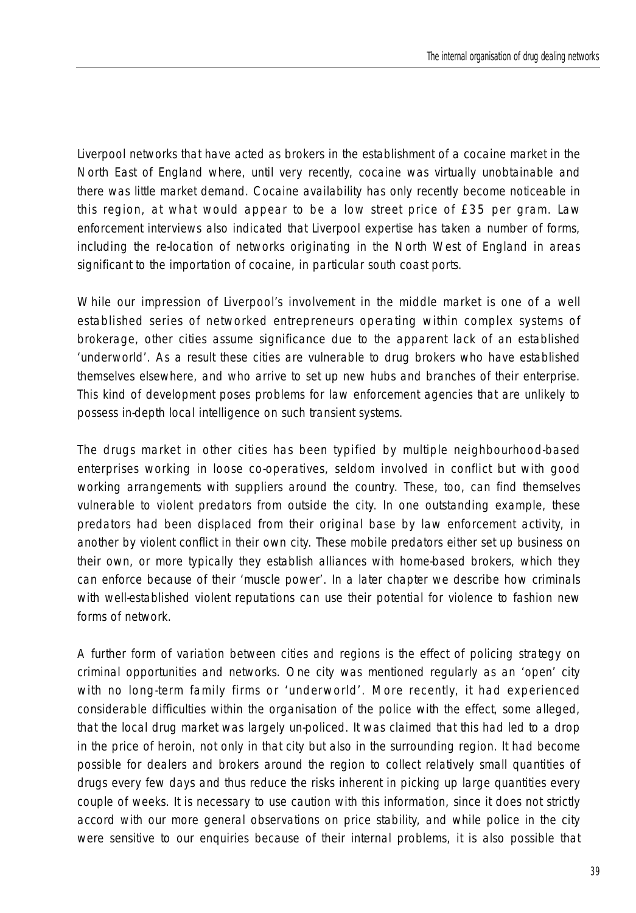Liverpool networks that have acted as brokers in the establishment of a cocaine market in the North East of England where, until very recently, cocaine was virtually unobtainable and there was little market demand. Cocaine availability has only recently become noticeable in this region, at what would appear to be a low street price of £35 per gram. Law enforcement interviews also indicated that Liverpool expertise has taken a number of forms, including the re-location of networks originating in the North West of England in areas significant to the importation of cocaine, in particular south coast ports.

While our impression of Liverpool's involvement in the middle market is one of a well established series of networked entrepreneurs operating within complex systems of brokerage, other cities assume significance due to the apparent lack of an established 'underworld'. As a result these cities are vulnerable to drug brokers who have established themselves elsewhere, and who arrive to set up new hubs and branches of their enterprise. This kind of development poses problems for law enforcement agencies that are unlikely to possess in-depth local intelligence on such transient systems.

The drugs market in other cities has been typified by multiple neighbourhood-based enterprises working in loose co-operatives, seldom involved in conflict but with good working arrangements with suppliers around the country. These, too, can find themselves vulnerable to violent predators from outside the city. In one outstanding example, these predators had been displaced from their original base by law enforcement activity, in another by violent conflict in their own city. These mobile predators either set up business on their own, or more typically they establish alliances with home-based brokers, which they can enforce because of their 'muscle power'. In a later chapter we describe how criminals with well-established violent reputations can use their potential for violence to fashion new forms of network.

A further form of variation between cities and regions is the effect of policing strategy on criminal opportunities and networks. One city was mentioned regularly as an 'open' city with no long-term family firms or 'underworld'. More recently, it had experienced considerable difficulties within the organisation of the police with the effect, some alleged, that the local drug market was largely un-policed. It was claimed that this had led to a drop in the price of heroin, not only in that city but also in the surrounding region. It had become possible for dealers and brokers around the region to collect relatively small quantities of drugs every few days and thus reduce the risks inherent in picking up large quantities every couple of weeks. It is necessary to use caution with this information, since it does not strictly accord with our more general observations on price stability, and while police in the city were sensitive to our enquiries because of their internal problems, it is also possible that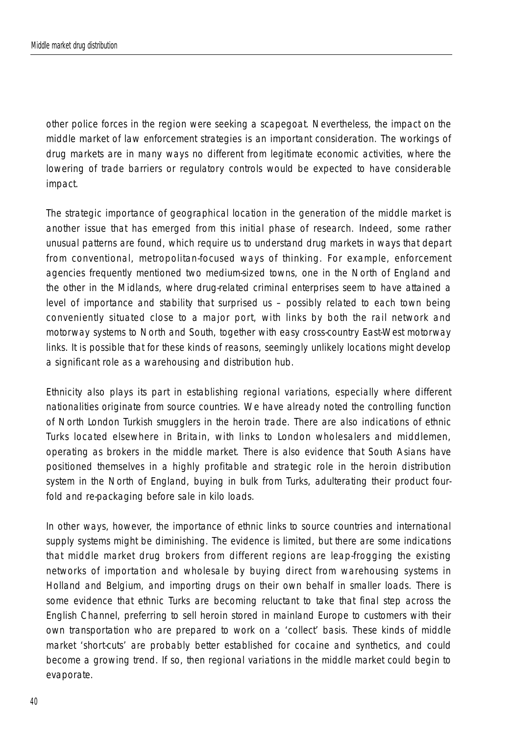other police forces in the region were seeking a scapegoat. Nevertheless, the impact on the middle market of law enforcement strategies is an important consideration. The workings of drug markets are in many ways no different from legitimate economic activities, where the lowering of trade barriers or regulatory controls would be expected to have considerable impact.

The strategic importance of geographical location in the generation of the middle market is another issue that has emerged from this initial phase of research. Indeed, some rather unusual patterns are found, which require us to understand drug markets in ways that depart from conventional, metropolitan-focused ways of thinking. For example, enforcement agencies frequently mentioned two medium-sized towns, one in the North of England and the other in the Midlands, where drug-related criminal enterprises seem to have attained a level of importance and stability that surprised us – possibly related to each town being conveniently situated close to a major port, with links by both the rail network and motorway systems to North and South, together with easy cross-country East-West motorway links. It is possible that for these kinds of reasons, seemingly unlikely locations might develop a significant role as a warehousing and distribution hub.

Ethnicity also plays its part in establishing regional variations, especially where different nationalities originate from source countries. We have already noted the controlling function of North London Turkish smugglers in the heroin trade. There are also indications of ethnic Turks located elsewhere in Britain, with links to London wholesalers and middlemen, operating as brokers in the middle market. There is also evidence that South Asians have positioned themselves in a highly profitable and strategic role in the heroin distribution system in the North of England, buying in bulk from Turks, adulterating their product four-fold and re-packaging before sale in kilo loads.

In other ways, however, the importance of ethnic links to source countries and international supply systems might be diminishing. The evidence is limited, but there are some indications that middle market drug brokers from different regions are leap-frogging the existing networks of importation and wholesale by buying direct from warehousing systems in Holland and Belgium, and importing drugs on their own behalf in smaller loads. There is some evidence that ethnic Turks are becoming reluctant to take that final step across the English Channel, preferring to sell heroin stored in mainland Europe to customers with their own transportation who are prepared to work on a 'collect' basis. These kinds of middle market 'short-cuts' are probably better established for cocaine and synthetics, and could become a growing trend. If so, then regional variations in the middle market could begin to evaporate.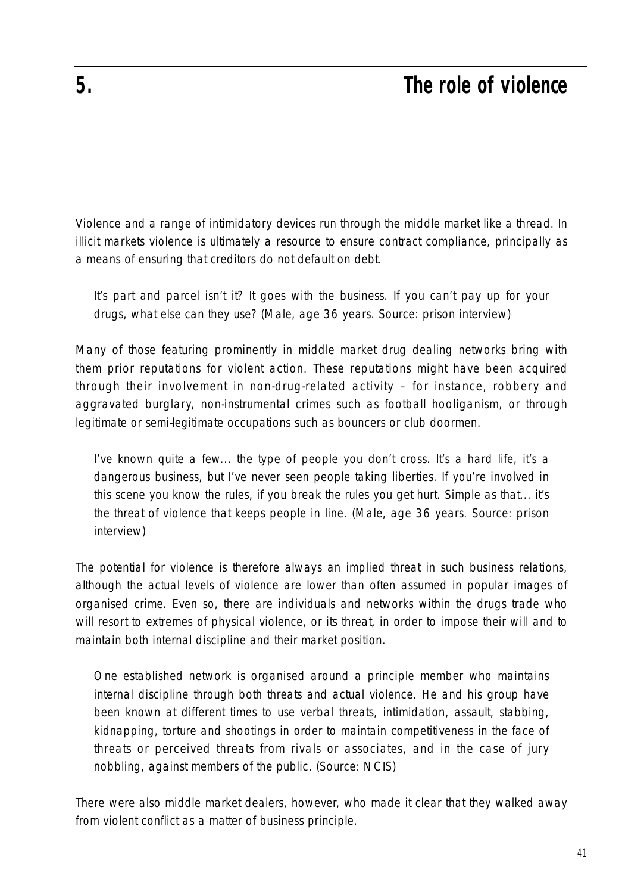# 5. The role of violence

Violence and a range of intimidatory devices run through the middle market like a thread. In illicit markets violence is ultimately a resource to ensure contract compliance, principally as a means of ensuring that creditors do not default on debt.

> It's part and parcel isn't it? It goes with the business. If you can't pay up for your drugs, what else can they use? (Male, age 36 years. Source: prison interview)

Many of those featuring prominently in middle market drug dealing networks bring with them prior reputations for violent action. These reputations might have been acquired through their involvement in non-drug-related activity – for instance, robbery and aggravated burglary, non-instrumental crimes such as football hooliganism, or through legitimate or semi-legitimate occupations such as bouncers or club doormen.

> I've known quite a few... the type of people you don't cross. It's a hard life, it's a dangerous business, but I've never seen people taking liberties. If you're involved in this scene you know the rules, if you break the rules you get hurt. Simple as that... it's the threat of violence that keeps people in line. (Male, age 36 years. Source: prison interview)

The potential for violence is therefore always an implied threat in such business relations, although the actual levels of violence are lower than often assumed in popular images of organised crime. Even so, there are individuals and networks within the drugs trade who will resort to extremes of physical violence, or its threat, in order to impose their will and to maintain both internal discipline and their market position.

> One established network is organised around a principle member who maintains internal discipline through both threats and actual violence. He and his group have been known at different times to use verbal threats, intimidation, assault, stabbing, kidnapping, torture and shootings in order to maintain competitiveness in the face of threats or perceived threats from rivals or associates, and in the case of jury nobbling, against members of the public. (Source: NCIS)

There were also middle market dealers, however, who made it clear that they walked away from violent conflict as a matter of business principle.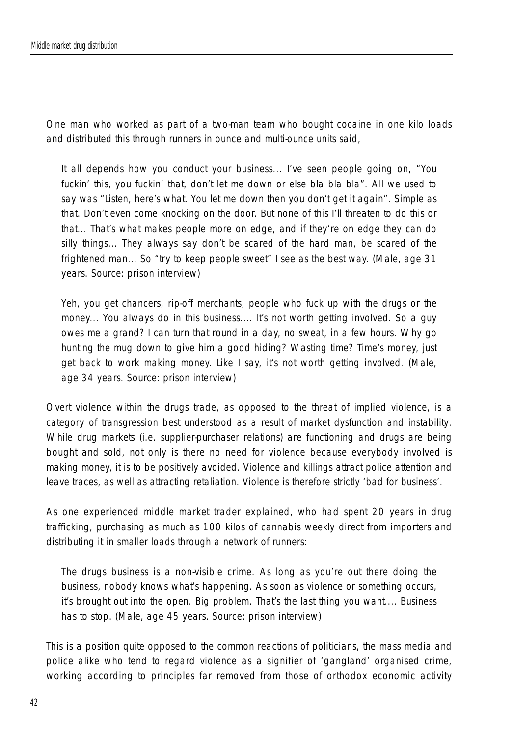One man who worked as part of a two-man team who bought cocaine in one kilo loads and distributed this through runners in ounce and multi-ounce units said,

> It all depends how you conduct your business... I've seen people going on, "You fuckin' this, you fuckin' that, don't let me down or else bla bla bla". All we used to say was "Listen, here's what. You let me down then you don't get it again". Simple as that. Don't even come knocking on the door. But none of this I'll threaten to do this or that... That's what makes people more on edge, and if they're on edge they can do silly things... They always say don't be scared of the hard man, be scared of the frightened man... So "try to keep people sweet" I see as the best way. (Male, age 31 years. Source: prison interview)

> Yeh, you get chancers, rip-off merchants, people who fuck up with the drugs or the money... You always do in this business.... It's not worth getting involved. So a guy owes me a grand? I can turn that round in a day, no sweat, in a few hours. Why go hunting the mug down to give him a good hiding? Wasting time? Time's money, just get back to work making money. Like I say, it's not worth getting involved. (Male, age 34 years. Source: prison interview)

Overt violence within the drugs trade, as opposed to the threat of implied violence, is a category of transgression best understood as a result of market dysfunction and instability. While drug markets (i.e. supplier-purchaser relations) are functioning and drugs are being bought and sold, not only is there no need for violence because everybody involved is making money, it is to be positively avoided. Violence and killings attract police attention and leave traces, as well as attracting retaliation. Violence is therefore strictly 'bad for business'.

As one experienced middle market trader explained, who had spent 20 years in drug trafficking, purchasing as much as 100 kilos of cannabis weekly direct from importers and distributing it in smaller loads through a network of runners:

> The drugs business is a non-visible crime. As long as you're out there doing the business, nobody knows what's happening. As soon as violence or something occurs, it's brought out into the open. Big problem. That's the last thing you want.... Business has to stop. (Male, age 45 years. Source: prison interview)

This is a position quite opposed to the common reactions of politicians, the mass media and police alike who tend to regard violence as a signifier of 'gangland' organised crime, working according to principles far removed from those of orthodox economic activity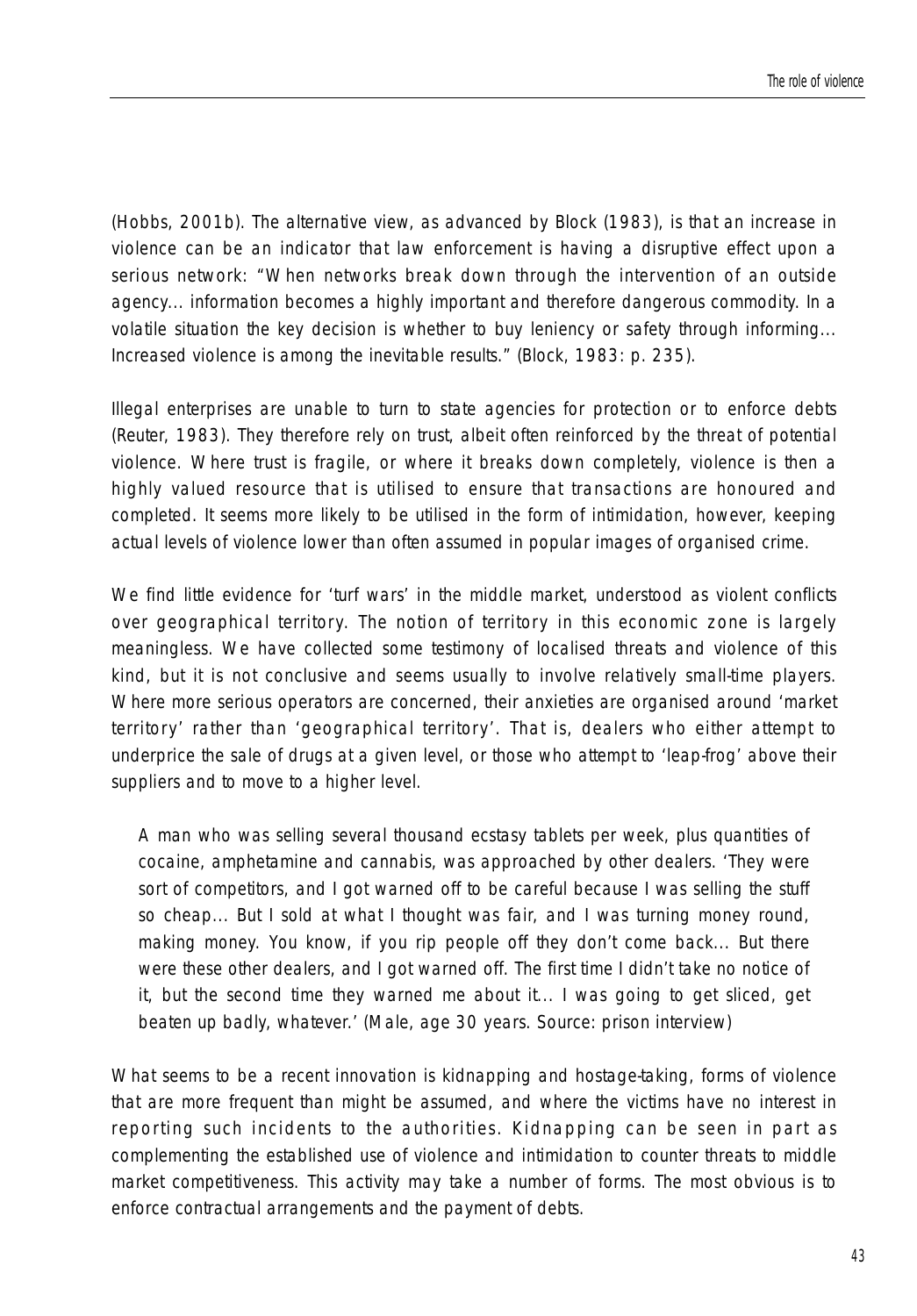(Hobbs, 2001b). The alternative view, as advanced by Block (1983), is that an increase in violence can be an indicator that law enforcement is having a disruptive effect upon a serious network: "When networks break down through the intervention of an outside agency... information becomes a highly important and therefore dangerous commodity. In a volatile situation the key decision is whether to buy leniency or safety through informing... Increased violence is among the inevitable results." (Block, 1983: p. 235).

Illegal enterprises are unable to turn to state agencies for protection or to enforce debts (Reuter, 1983). They therefore rely on trust, albeit often reinforced by the threat of potential violence. Where trust is fragile, or where it breaks down completely, violence is then a highly valued resource that is utilised to ensure that transactions are honoured and completed. It seems more likely to be utilised in the form of intimidation, however, keeping actual levels of violence lower than often assumed in popular images of organised crime.

We find little evidence for 'turf wars' in the middle market, understood as violent conflicts over geographical territory. The notion of territory in this economic zone is largely meaningless. We have collected some testimony of localised threats and violence of this kind, but it is not conclusive and seems usually to involve relatively small-time players. Where more serious operators are concerned, their anxieties are organised around 'market territory' rather than 'geographical territory'. That is, dealers who either attempt to underprice the sale of drugs at a given level, or those who attempt to 'leap-frog' above their suppliers and to move to a higher level.

> A man who was selling several thousand ecstasy tablets per week, plus quantities of cocaine, amphetamine and cannabis, was approached by other dealers. 'They were sort of competitors, and I got warned off to be careful because I was selling the stuff so cheap... But I sold at what I thought was fair, and I was turning money round, making money. You know, if you rip people off they don't come back... But there were these other dealers, and I got warned off. The first time I didn't take no notice of it, but the second time they warned me about it... I was going to get sliced, get beaten up badly, whatever.' (Male, age 30 years. Source: prison interview)

What seems to be a recent innovation is kidnapping and hostage-taking, forms of violence that are more frequent than might be assumed, and where the victims have no interest in reporting such incidents to the authorities. Kidnapping can be seen in part as complementing the established use of violence and intimidation to counter threats to middle market competitiveness. This activity may take a number of forms. The most obvious is to enforce contractual arrangements and the payment of debts.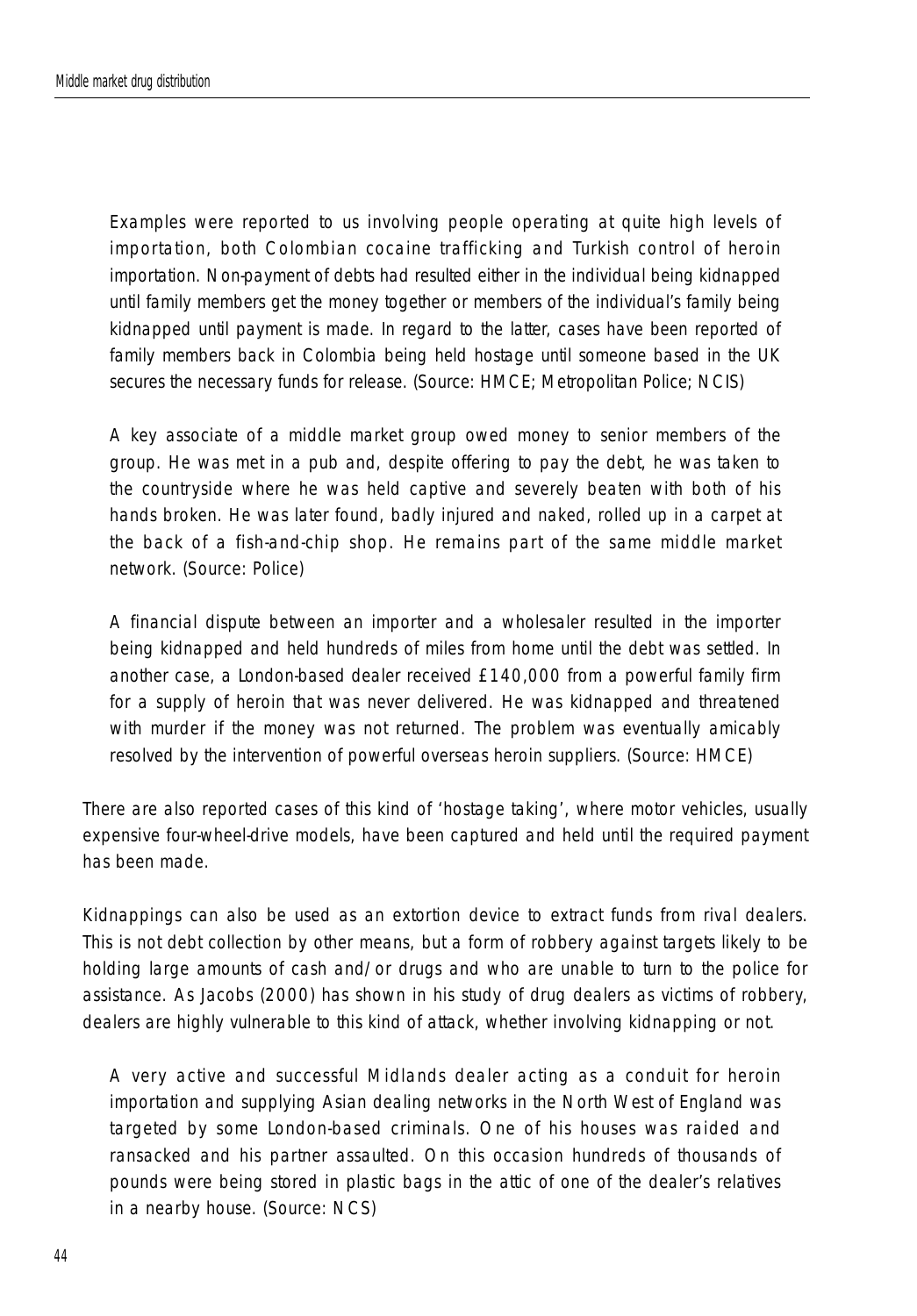> Examples were reported to us involving people operating at quite high levels of importation, both Colombian cocaine trafficking and Turkish control of heroin importation. Non-payment of debts had resulted either in the individual being kidnapped until family members get the money together or members of the individual's family being kidnapped until payment is made. In regard to the latter, cases have been reported of family members back in Colombia being held hostage until someone based in the UK secures the necessary funds for release. (Source: HMCE; Metropolitan Police; NCIS)

> A key associate of a middle market group owed money to senior members of the group. He was met in a pub and, despite offering to pay the debt, he was taken to the countryside where he was held captive and severely beaten with both of his hands broken. He was later found, badly injured and naked, rolled up in a carpet at the back of a fish-and-chip shop. He remains part of the same middle market network. (Source: Police)

> A financial dispute between an importer and a wholesaler resulted in the importer being kidnapped and held hundreds of miles from home until the debt was settled. In another case, a London-based dealer received £140,000 from a powerful family firm for a supply of heroin that was never delivered. He was kidnapped and threatened with murder if the money was not returned. The problem was eventually amicably resolved by the intervention of powerful overseas heroin suppliers. (Source: HMCE)

There are also reported cases of this kind of 'hostage taking', where motor vehicles, usually expensive four-wheel-drive models, have been captured and held until the required payment has been made.

Kidnappings can also be used as an extortion device to extract funds from rival dealers. This is not debt collection by other means, but a form of robbery against targets likely to be holding large amounts of cash and/or drugs and who are unable to turn to the police for assistance. As Jacobs (2000) has shown in his study of drug dealers as victims of robbery, dealers are highly vulnerable to this kind of attack, whether involving kidnapping or not.

> A very active and successful Midlands dealer acting as a conduit for heroin importation and supplying Asian dealing networks in the North West of England was targeted by some London-based criminals. One of his houses was raided and ransacked and his partner assaulted. On this occasion hundreds of thousands of pounds were being stored in plastic bags in the attic of one of the dealer's relatives in a nearby house. (Source: NCS)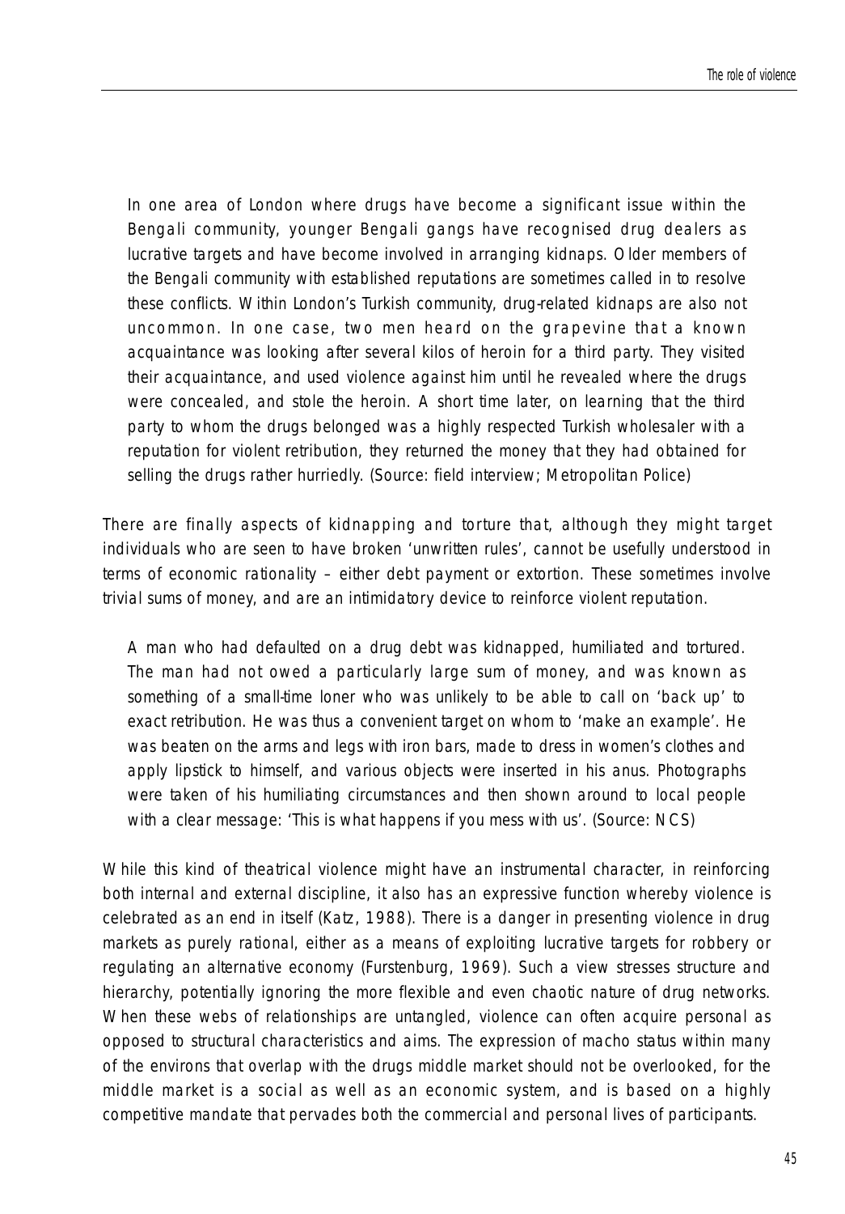> In one area of London where drugs have become a significant issue within the Bengali community, younger Bengali gangs have recognised drug dealers as lucrative targets and have become involved in arranging kidnaps. Older members of the Bengali community with established reputations are sometimes called in to resolve these conflicts. Within London's Turkish community, drug-related kidnaps are also not uncommon. In one case, two men heard on the grapevine that a known acquaintance was looking after several kilos of heroin for a third party. They visited their acquaintance, and used violence against him until he revealed where the drugs were concealed, and stole the heroin. A short time later, on learning that the third party to whom the drugs belonged was a highly respected Turkish wholesaler with a reputation for violent retribution, they returned the money that they had obtained for selling the drugs rather hurriedly. (Source: field interview; Metropolitan Police)

There are finally aspects of kidnapping and torture that, although they might target individuals who are seen to have broken 'unwritten rules', cannot be usefully understood in terms of economic rationality – either debt payment or extortion. These sometimes involve trivial sums of money, and are an intimidatory device to reinforce violent reputation.

> A man who had defaulted on a drug debt was kidnapped, humiliated and tortured. The man had not owed a particularly large sum of money, and was known as something of a small-time loner who was unlikely to be able to call on 'back up' to exact retribution. He was thus a convenient target on whom to 'make an example'. He was beaten on the arms and legs with iron bars, made to dress in women's clothes and apply lipstick to himself, and various objects were inserted in his anus. Photographs were taken of his humiliating circumstances and then shown around to local people with a clear message: 'This is what happens if you mess with us'. (Source: NCS)

While this kind of theatrical violence might have an instrumental character, in reinforcing both internal and external discipline, it also has an expressive function whereby violence is celebrated as an end in itself (Katz, 1988). There is a danger in presenting violence in drug markets as purely rational, either as a means of exploiting lucrative targets for robbery or regulating an alternative economy (Furstenburg, 1969). Such a view stresses structure and hierarchy, potentially ignoring the more flexible and even chaotic nature of drug networks. When these webs of relationships are untangled, violence can often acquire personal as opposed to structural characteristics and aims. The expression of macho status within many of the environs that overlap with the drugs middle market should not be overlooked, for the middle market is a social as well as an economic system, and is based on a highly competitive mandate that pervades both the commercial and personal lives of participants.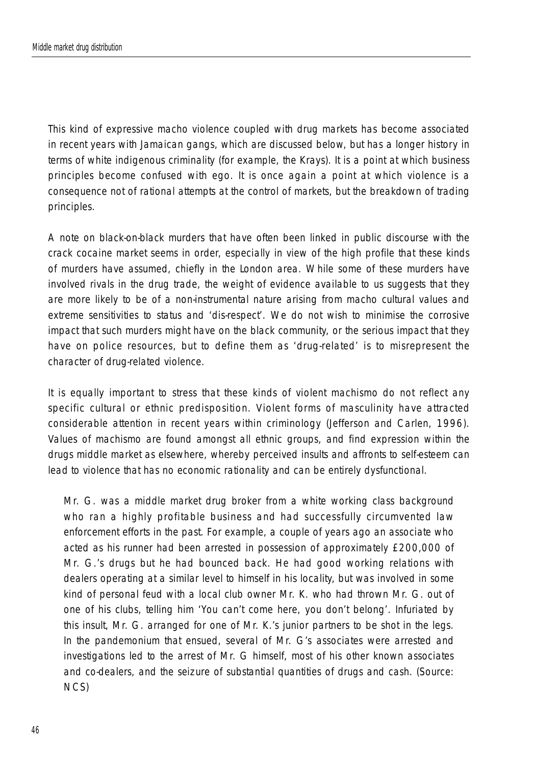This kind of expressive macho violence coupled with drug markets has become associated in recent years with Jamaican gangs, which are discussed below, but has a longer history in terms of white indigenous criminality (for example, the Krays). It is a point at which business principles become confused with ego. It is once again a point at which violence is a consequence not of rational attempts at the control of markets, but the breakdown of trading principles.

A note on black-on-black murders that have often been linked in public discourse with the crack cocaine market seems in order, especially in view of the high profile that these kinds of murders have assumed, chiefly in the London area. While some of these murders have involved rivals in the drug trade, the weight of evidence available to us suggests that they are more likely to be of a non-instrumental nature arising from macho cultural values and extreme sensitivities to status and 'dis-respect'. We do not wish to minimise the corrosive impact that such murders might have on the black community, or the serious impact that they have on police resources, but to define them as 'drug-related' is to misrepresent the character of drug-related violence.

It is equally important to stress that these kinds of violent machismo do not reflect any specific cultural or ethnic predisposition. Violent forms of masculinity have attracted considerable attention in recent years within criminology (Jefferson and Carlen, 1996). Values of machismo are found amongst all ethnic groups, and find expression within the drugs middle market as elsewhere, whereby perceived insults and affronts to self-esteem can lead to violence that has no economic rationality and can be entirely dysfunctional.

> Mr. G. was a middle market drug broker from a white working class background who ran a highly profitable business and had successfully circumvented law enforcement efforts in the past. For example, a couple of years ago an associate who acted as his runner had been arrested in possession of approximately £200,000 of Mr. G.'s drugs but he had bounced back. He had good working relations with dealers operating at a similar level to himself in his locality, but was involved in some kind of personal feud with a local club owner Mr. K. who had thrown Mr. G. out of one of his clubs, telling him 'You can't come here, you don't belong'. Infuriated by this insult, Mr. G. arranged for one of Mr. K.'s junior partners to be shot in the legs. In the pandemonium that ensued, several of Mr. G's associates were arrested and investigations led to the arrest of Mr. G himself, most of his other known associates and co-dealers, and the seizure of substantial quantities of drugs and cash. (Source: NCS)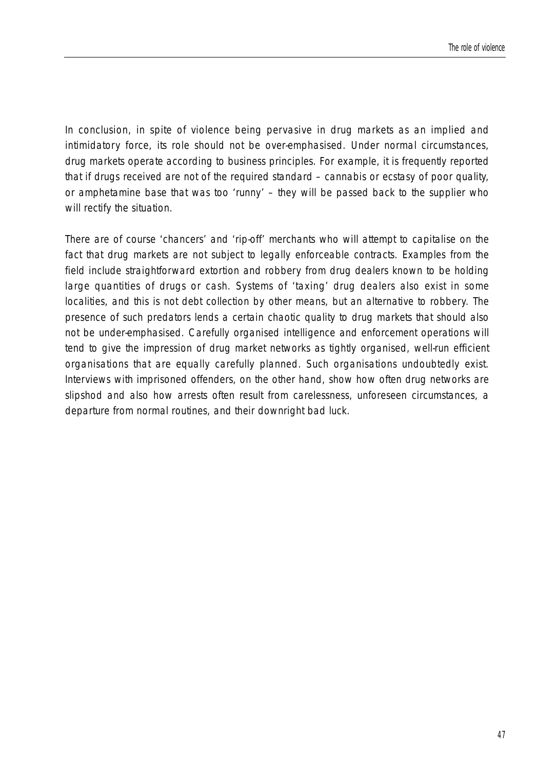In conclusion, in spite of violence being pervasive in drug markets as an implied and intimidatory force, its role should not be over-emphasised. Under normal circumstances, drug markets operate according to business principles. For example, it is frequently reported that if drugs received are not of the required standard – cannabis or ecstasy of poor quality, or amphetamine base that was too 'runny' – they will be passed back to the supplier who will rectify the situation.

There are of course 'chancers' and 'rip-off' merchants who will attempt to capitalise on the fact that drug markets are not subject to legally enforceable contracts. Examples from the field include straightforward extortion and robbery from drug dealers known to be holding large quantities of drugs or cash. Systems of 'taxing' drug dealers also exist in some localities, and this is not debt collection by other means, but an alternative to robbery. The presence of such predators lends a certain chaotic quality to drug markets that should also not be under-emphasised. Carefully organised intelligence and enforcement operations will tend to give the impression of drug market networks as tightly organised, well-run efficient organisations that are equally carefully planned. Such organisations undoubtedly exist. Interviews with imprisoned offenders, on the other hand, show how often drug networks are slipshod and also how arrests often result from carelessness, unforeseen circumstances, a departure from normal routines, and their downright bad luck.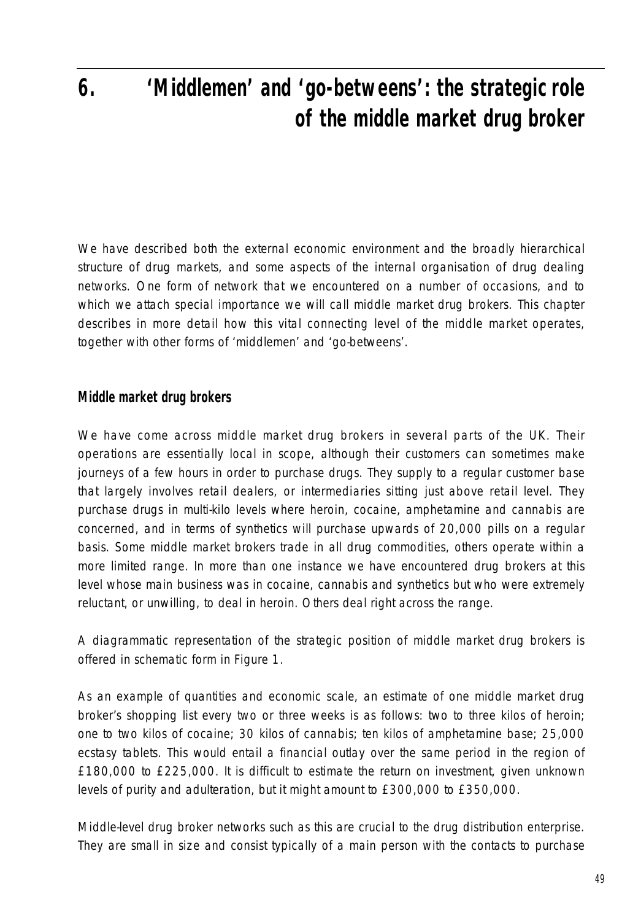# 6. 'Middlemen' and 'go-betweens': the strategic role of the middle market drug broker

We have described both the external economic environment and the broadly hierarchical structure of drug markets, and some aspects of the internal organisation of drug dealing networks. One form of network that we encountered on a number of occasions, and to which we attach special importance we will call middle market drug brokers. This chapter describes in more detail how this vital connecting level of the middle market operates, together with other forms of 'middlemen' and 'go-betweens'.

## Middle market drug brokers

We have come across middle market drug brokers in several parts of the UK. Their operations are essentially local in scope, although their customers can sometimes make journeys of a few hours in order to purchase drugs. They supply to a regular customer base that largely involves retail dealers, or intermediaries sitting just above retail level. They purchase drugs in multi-kilo levels where heroin, cocaine, amphetamine and cannabis are concerned, and in terms of synthetics will purchase upwards of 20,000 pills on a regular basis. Some middle market brokers trade in all drug commodities, others operate within a more limited range. In more than one instance we have encountered drug brokers at this level whose main business was in cocaine, cannabis and synthetics but who were extremely reluctant, or unwilling, to deal in heroin. Others deal right across the range.

A diagrammatic representation of the strategic position of middle market drug brokers is offered in schematic form in Figure 1.

As an example of quantities and economic scale, an estimate of one middle market drug broker's shopping list every two or three weeks is as follows: two to three kilos of heroin; one to two kilos of cocaine; 30 kilos of cannabis; ten kilos of amphetamine base; 25,000 ecstasy tablets. This would entail a financial outlay over the same period in the region of £180,000 to £225,000. It is difficult to estimate the return on investment, given unknown levels of purity and adulteration, but it might amount to £300,000 to £350,000.

Middle-level drug broker networks such as this are crucial to the drug distribution enterprise. They are small in size and consist typically of a main person with the contacts to purchase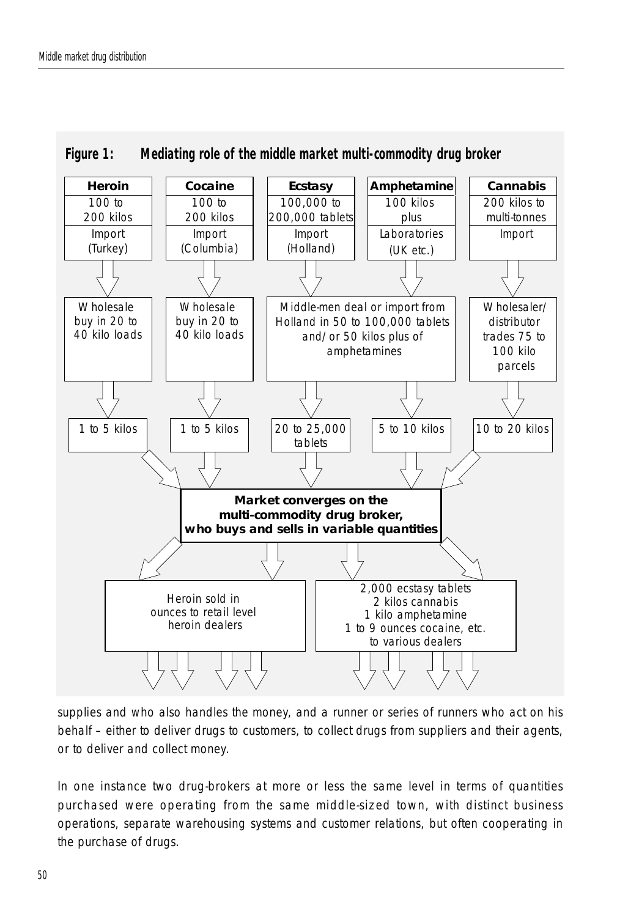**Figure 1: Mediating role of the middle market multi-commodity drug broker**

| Heroin | Cocaine | Ecstasy | Amphetamine | Cannabis |
|---|---|---|---|---|
| 100 to 200 kilos | 100 to 200 kilos | 100,000 to 200,000 tablets | 100 kilos plus | 200 kilos to multi-tonnes |
| Import (Turkey) | Import (Columbia) | Import (Holland) | Laboratories (UK etc.) | Import |
| Wholesale buy in 20 to 40 kilo loads | Wholesale buy in 20 to 40 kilo loads | Middle-men deal or import from Holland in 50 to 100,000 tablets and/or 50 kilos plus of amphetamines | | Wholesaler/ distributor trades 75 to 100 kilo parcels |
| 1 to 5 kilos | 1 to 5 kilos | 20 to 25,000 tablets | 5 to 10 kilos | 10 to 20 kilos |

**Market converges on the multi-commodity drug broker, who buys and sells in variable quantities**

- Heroin sold in ounces to retail level heroin dealers
- 2,000 ecstasy tablets, 2 kilos cannabis, 1 kilo amphetamine, 1 to 9 ounces cocaine, etc. to various dealers

supplies and who also handles the money, and a runner or series of runners who act on his behalf – either to deliver drugs to customers, to collect drugs from suppliers and their agents, or to deliver and collect money.

In one instance two drug-brokers at more or less the same level in terms of quantities purchased were operating from the same middle-sized town, with distinct business operations, separate warehousing systems and customer relations, but often cooperating in the purchase of drugs.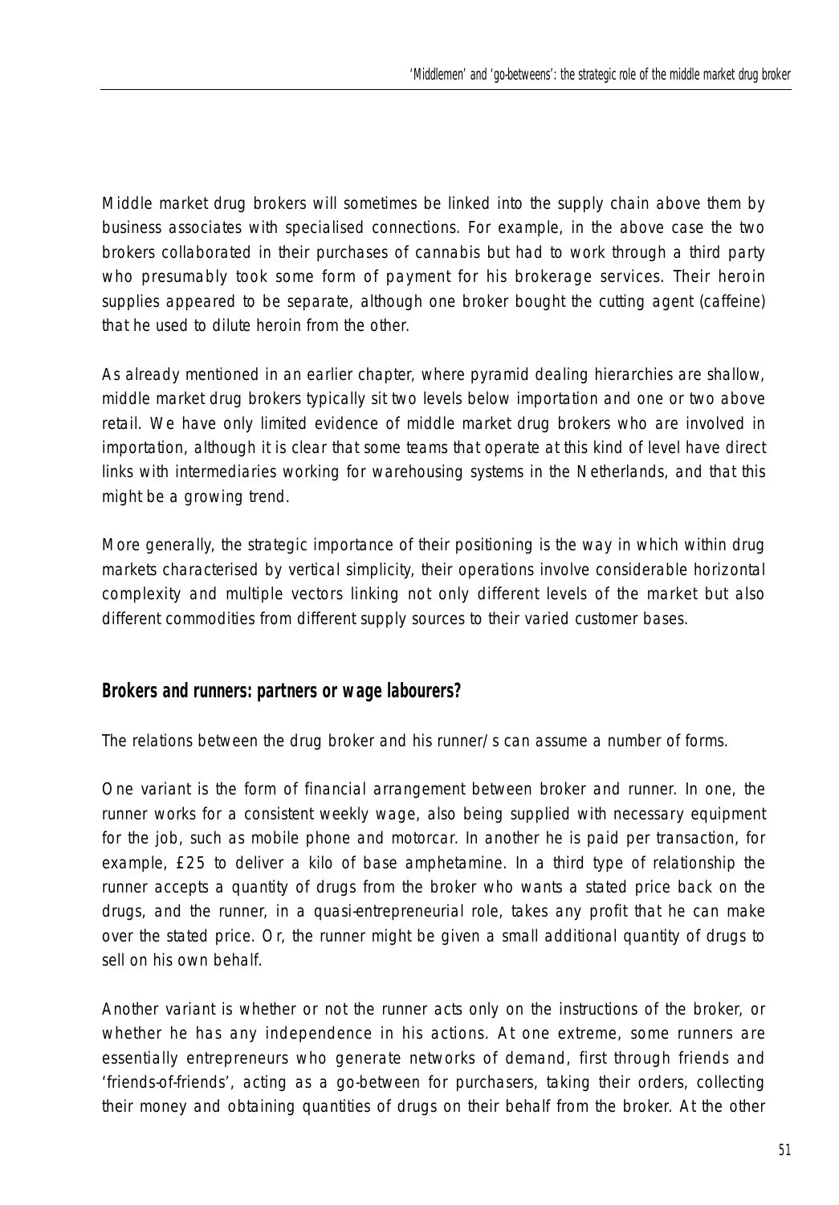Middle market drug brokers will sometimes be linked into the supply chain above them by business associates with specialised connections. For example, in the above case the two brokers collaborated in their purchases of cannabis but had to work through a third party who presumably took some form of payment for his brokerage services. Their heroin supplies appeared to be separate, although one broker bought the cutting agent (caffeine) that he used to dilute heroin from the other.

As already mentioned in an earlier chapter, where pyramid dealing hierarchies are shallow, middle market drug brokers typically sit two levels below importation and one or two above retail. We have only limited evidence of middle market drug brokers who are involved in importation, although it is clear that some teams that operate at this kind of level have direct links with intermediaries working for warehousing systems in the Netherlands, and that this might be a growing trend.

More generally, the strategic importance of their positioning is the way in which within drug markets characterised by vertical simplicity, their operations involve considerable horizontal complexity and multiple vectors linking not only different levels of the market but also different commodities from different supply sources to their varied customer bases.

## Brokers and runners: partners or wage labourers?

The relations between the drug broker and his runner/s can assume a number of forms.

One variant is the form of financial arrangement between broker and runner. In one, the runner works for a consistent weekly wage, also being supplied with necessary equipment for the job, such as mobile phone and motorcar. In another he is paid per transaction, for example, £25 to deliver a kilo of base amphetamine. In a third type of relationship the runner accepts a quantity of drugs from the broker who wants a stated price back on the drugs, and the runner, in a quasi-entrepreneurial role, takes any profit that he can make over the stated price. Or, the runner might be given a small additional quantity of drugs to sell on his own behalf.

Another variant is whether or not the runner acts only on the instructions of the broker, or whether he has any independence in his actions. At one extreme, some runners are essentially entrepreneurs who generate networks of demand, first through friends and 'friends-of-friends', acting as a go-between for purchasers, taking their orders, collecting their money and obtaining quantities of drugs on their behalf from the broker. At the other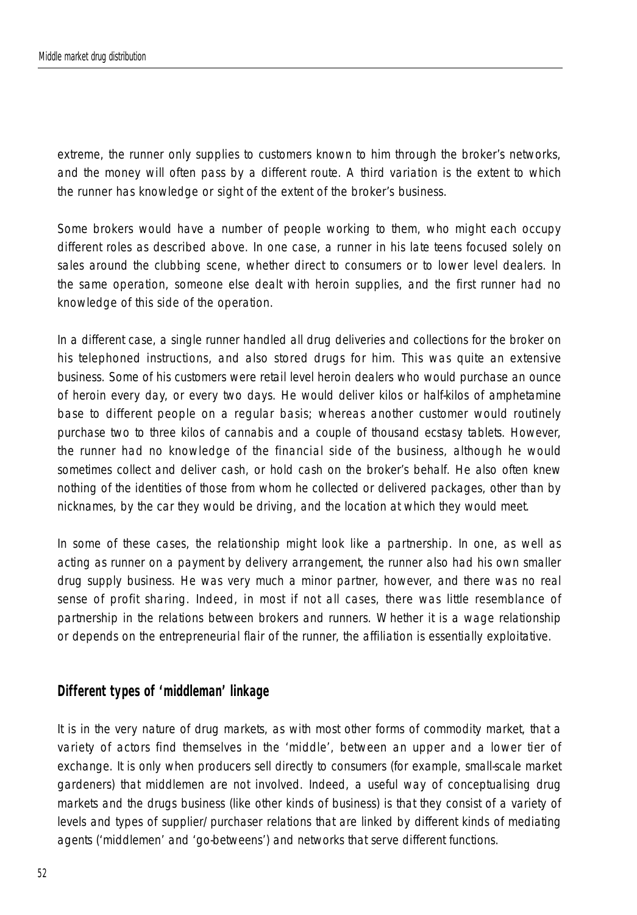extreme, the runner only supplies to customers known to him through the broker's networks, and the money will often pass by a different route. A third variation is the extent to which the runner has knowledge or sight of the extent of the broker's business.

Some brokers would have a number of people working to them, who might each occupy different roles as described above. In one case, a runner in his late teens focused solely on sales around the clubbing scene, whether direct to consumers or to lower level dealers. In the same operation, someone else dealt with heroin supplies, and the first runner had no knowledge of this side of the operation.

In a different case, a single runner handled all drug deliveries and collections for the broker on his telephoned instructions, and also stored drugs for him. This was quite an extensive business. Some of his customers were retail level heroin dealers who would purchase an ounce of heroin every day, or every two days. He would deliver kilos or half-kilos of amphetamine base to different people on a regular basis; whereas another customer would routinely purchase two to three kilos of cannabis and a couple of thousand ecstasy tablets. However, the runner had no knowledge of the financial side of the business, although he would sometimes collect and deliver cash, or hold cash on the broker's behalf. He also often knew nothing of the identities of those from whom he collected or delivered packages, other than by nicknames, by the car they would be driving, and the location at which they would meet.

In some of these cases, the relationship might look like a partnership. In one, as well as acting as runner on a payment by delivery arrangement, the runner also had his own smaller drug supply business. He was very much a minor partner, however, and there was no real sense of profit sharing. Indeed, in most if not all cases, there was little resemblance of partnership in the relations between brokers and runners. Whether it is a wage relationship or depends on the entrepreneurial flair of the runner, the affiliation is essentially exploitative.

## Different types of 'middleman' linkage

It is in the very nature of drug markets, as with most other forms of commodity market, that a variety of actors find themselves in the 'middle', between an upper and a lower tier of exchange. It is only when producers sell directly to consumers (for example, small-scale market gardeners) that middlemen are not involved. Indeed, a useful way of conceptualising drug markets and the drugs business (like other kinds of business) is that they consist of a variety of levels and types of supplier/purchaser relations that are linked by different kinds of mediating agents ('middlemen' and 'go-betweens') and networks that serve different functions.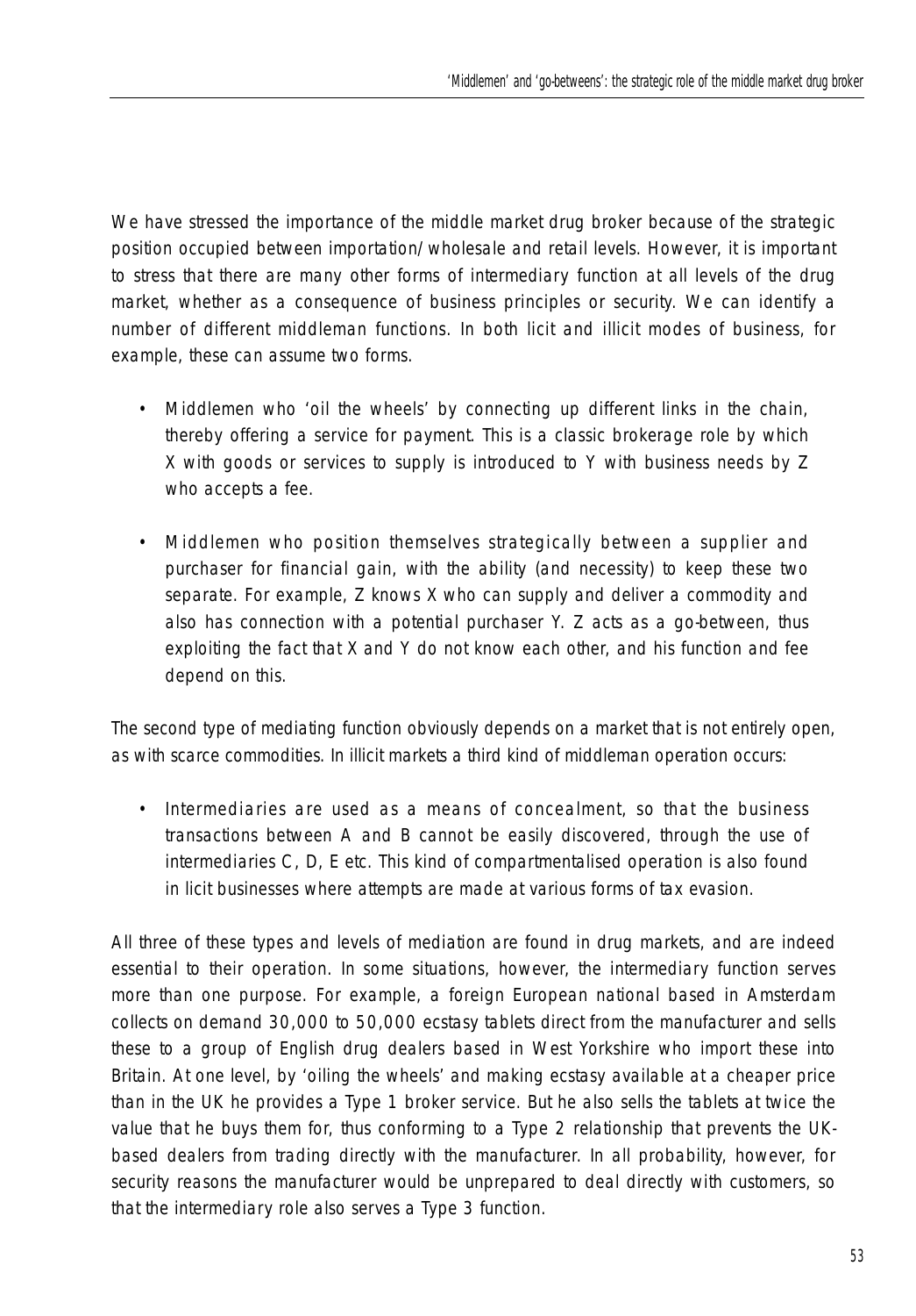We have stressed the importance of the middle market drug broker because of the strategic position occupied between importation/wholesale and retail levels. However, it is important to stress that there are many other forms of intermediary function at all levels of the drug market, whether as a consequence of business principles or security. We can identify a number of different middleman functions. In both licit and illicit modes of business, for example, these can assume two forms.

- Middlemen who 'oil the wheels' by connecting up different links in the chain, thereby offering a service for payment. This is a classic brokerage role by which X with goods or services to supply is introduced to Y with business needs by Z who accepts a fee.
- Middlemen who position themselves strategically between a supplier and purchaser for financial gain, with the ability (and necessity) to keep these two separate. For example, Z knows X who can supply and deliver a commodity and also has connection with a potential purchaser Y. Z acts as a go-between, thus exploiting the fact that X and Y do not know each other, and his function and fee depend on this.

The second type of mediating function obviously depends on a market that is not entirely open, as with scarce commodities. In illicit markets a third kind of middleman operation occurs:

- Intermediaries are used as a means of concealment, so that the business transactions between A and B cannot be easily discovered, through the use of intermediaries C, D, E etc. This kind of compartmentalised operation is also found in licit businesses where attempts are made at various forms of tax evasion.

All three of these types and levels of mediation are found in drug markets, and are indeed essential to their operation. In some situations, however, the intermediary function serves more than one purpose. For example, a foreign European national based in Amsterdam collects on demand 30,000 to 50,000 ecstasy tablets direct from the manufacturer and sells these to a group of English drug dealers based in West Yorkshire who import these into Britain. At one level, by 'oiling the wheels' and making ecstasy available at a cheaper price than in the UK he provides a Type 1 broker service. But he also sells the tablets at twice the value that he buys them for, thus conforming to a Type 2 relationship that prevents the UK-based dealers from trading directly with the manufacturer. In all probability, however, for security reasons the manufacturer would be unprepared to deal directly with customers, so that the intermediary role also serves a Type 3 function.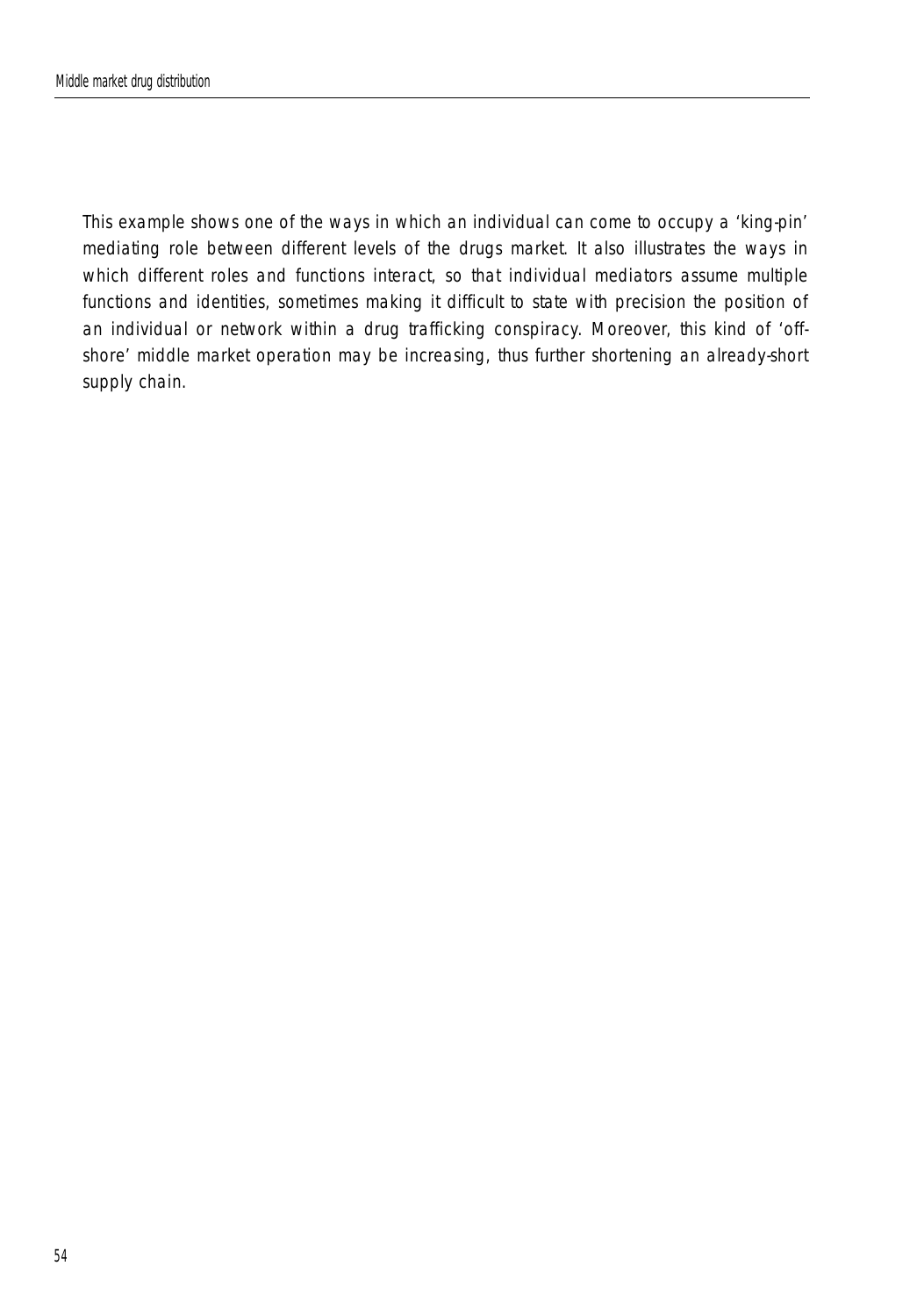This example shows one of the ways in which an individual can come to occupy a 'king-pin' mediating role between different levels of the drugs market. It also illustrates the ways in which different roles and functions interact, so that individual mediators assume multiple functions and identities, sometimes making it difficult to state with precision the position of an individual or network within a drug trafficking conspiracy. Moreover, this kind of 'off-shore' middle market operation may be increasing, thus further shortening an already-short supply chain.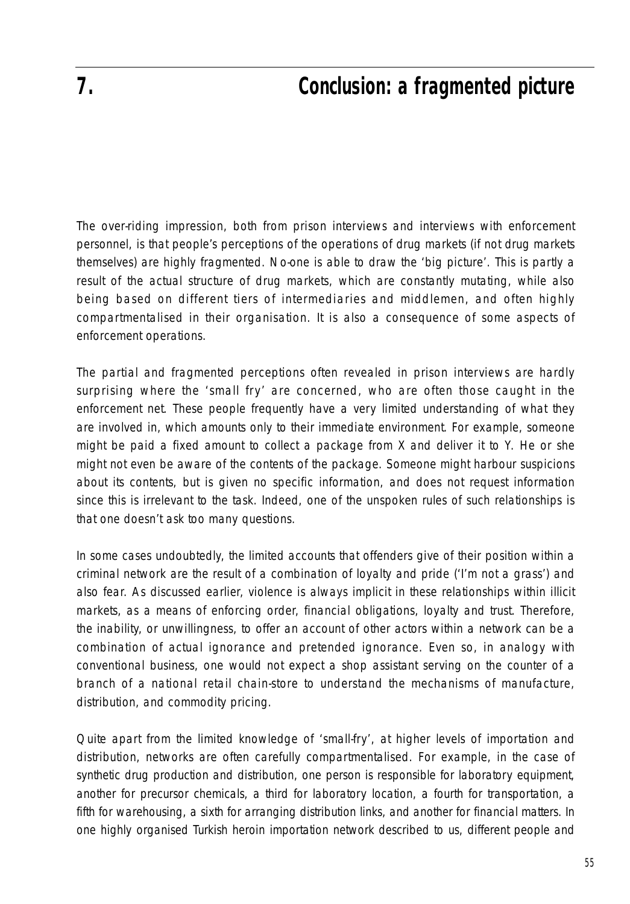# 7. Conclusion: a fragmented picture

The over-riding impression, both from prison interviews and interviews with enforcement personnel, is that people's perceptions of the operations of drug markets (if not drug markets themselves) are highly fragmented. No-one is able to draw the 'big picture'. This is partly a result of the actual structure of drug markets, which are constantly mutating, while also being based on different tiers of intermediaries and middlemen, and often highly compartmentalised in their organisation. It is also a consequence of some aspects of enforcement operations.

The partial and fragmented perceptions often revealed in prison interviews are hardly surprising where the 'small fry' are concerned, who are often those caught in the enforcement net. These people frequently have a very limited understanding of what they are involved in, which amounts only to their immediate environment. For example, someone might be paid a fixed amount to collect a package from X and deliver it to Y. He or she might not even be aware of the contents of the package. Someone might harbour suspicions about its contents, but is given no specific information, and does not request information since this is irrelevant to the task. Indeed, one of the unspoken rules of such relationships is that one doesn't ask too many questions.

In some cases undoubtedly, the limited accounts that offenders give of their position within a criminal network are the result of a combination of loyalty and pride ('I'm not a grass') and also fear. As discussed earlier, violence is always implicit in these relationships within illicit markets, as a means of enforcing order, financial obligations, loyalty and trust. Therefore, the inability, or unwillingness, to offer an account of other actors within a network can be a combination of actual ignorance and pretended ignorance. Even so, in analogy with conventional business, one would not expect a shop assistant serving on the counter of a branch of a national retail chain-store to understand the mechanisms of manufacture, distribution, and commodity pricing.

Quite apart from the limited knowledge of 'small-fry', at higher levels of importation and distribution, networks are often carefully compartmentalised. For example, in the case of synthetic drug production and distribution, one person is responsible for laboratory equipment, another for precursor chemicals, a third for laboratory location, a fourth for transportation, a fifth for warehousing, a sixth for arranging distribution links, and another for financial matters. In one highly organised Turkish heroin importation network described to us, different people and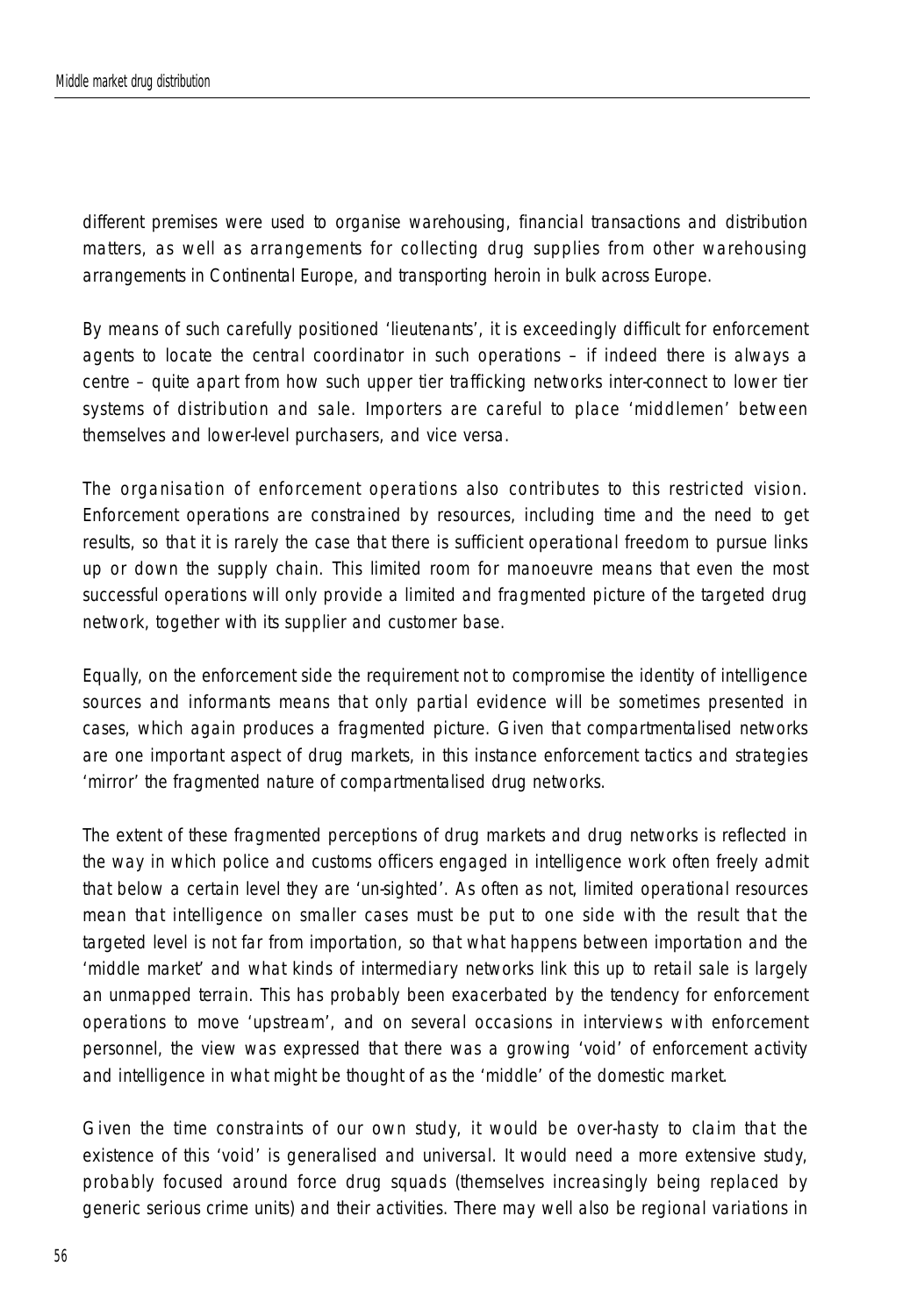different premises were used to organise warehousing, financial transactions and distribution matters, as well as arrangements for collecting drug supplies from other warehousing arrangements in Continental Europe, and transporting heroin in bulk across Europe.

By means of such carefully positioned 'lieutenants', it is exceedingly difficult for enforcement agents to locate the central coordinator in such operations – if indeed there is always a centre – quite apart from how such upper tier trafficking networks inter-connect to lower tier systems of distribution and sale. Importers are careful to place 'middlemen' between themselves and lower-level purchasers, and vice versa.

The organisation of enforcement operations also contributes to this restricted vision. Enforcement operations are constrained by resources, including time and the need to get results, so that it is rarely the case that there is sufficient operational freedom to pursue links up or down the supply chain. This limited room for manoeuvre means that even the most successful operations will only provide a limited and fragmented picture of the targeted drug network, together with its supplier and customer base.

Equally, on the enforcement side the requirement not to compromise the identity of intelligence sources and informants means that only partial evidence will be sometimes presented in cases, which again produces a fragmented picture. Given that compartmentalised networks are one important aspect of drug markets, in this instance enforcement tactics and strategies 'mirror' the fragmented nature of compartmentalised drug networks.

The extent of these fragmented perceptions of drug markets and drug networks is reflected in the way in which police and customs officers engaged in intelligence work often freely admit that below a certain level they are 'un-sighted'. As often as not, limited operational resources mean that intelligence on smaller cases must be put to one side with the result that the targeted level is not far from importation, so that what happens between importation and the 'middle market' and what kinds of intermediary networks link this up to retail sale is largely an unmapped terrain. This has probably been exacerbated by the tendency for enforcement operations to move 'upstream', and on several occasions in interviews with enforcement personnel, the view was expressed that there was a growing 'void' of enforcement activity and intelligence in what might be thought of as the 'middle' of the domestic market.

Given the time constraints of our own study, it would be over-hasty to claim that the existence of this 'void' is generalised and universal. It would need a more extensive study, probably focused around force drug squads (themselves increasingly being replaced by generic serious crime units) and their activities. There may well also be regional variations in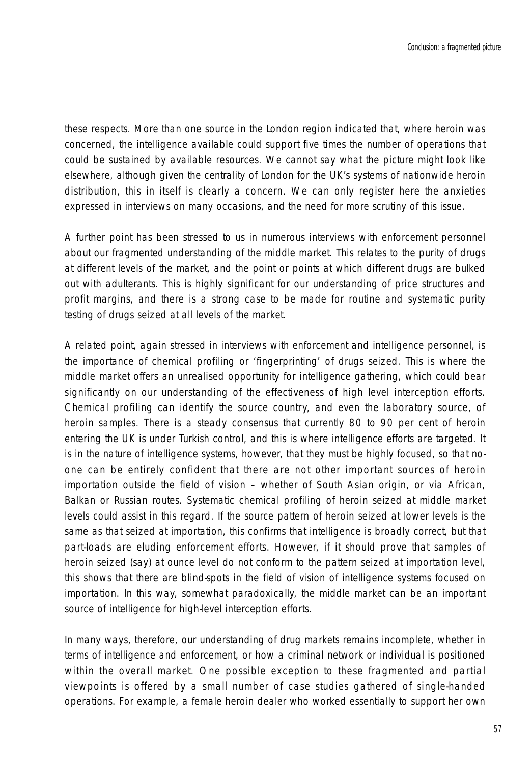these respects. More than one source in the London region indicated that, where heroin was concerned, the intelligence available could support five times the number of operations that could be sustained by available resources. We cannot say what the picture might look like elsewhere, although given the centrality of London for the UK's systems of nationwide heroin distribution, this in itself is clearly a concern. We can only register here the anxieties expressed in interviews on many occasions, and the need for more scrutiny of this issue.

A further point has been stressed to us in numerous interviews with enforcement personnel about our fragmented understanding of the middle market. This relates to the purity of drugs at different levels of the market, and the point or points at which different drugs are bulked out with adulterants. This is highly significant for our understanding of price structures and profit margins, and there is a strong case to be made for routine and systematic purity testing of drugs seized at all levels of the market.

A related point, again stressed in interviews with enforcement and intelligence personnel, is the importance of chemical profiling or 'fingerprinting' of drugs seized. This is where the middle market offers an unrealised opportunity for intelligence gathering, which could bear significantly on our understanding of the effectiveness of high level interception efforts. Chemical profiling can identify the source country, and even the laboratory source, of heroin samples. There is a steady consensus that currently 80 to 90 per cent of heroin entering the UK is under Turkish control, and this is where intelligence efforts are targeted. It is in the nature of intelligence systems, however, that they must be highly focused, so that no-one can be entirely confident that there are not other important sources of heroin importation outside the field of vision – whether of South Asian origin, or via African, Balkan or Russian routes. Systematic chemical profiling of heroin seized at middle market levels could assist in this regard. If the source pattern of heroin seized at lower levels is the same as that seized at importation, this confirms that intelligence is broadly correct, but that part-loads are eluding enforcement efforts. However, if it should prove that samples of heroin seized (say) at ounce level do not conform to the pattern seized at importation level, this shows that there are blind-spots in the field of vision of intelligence systems focused on importation. In this way, somewhat paradoxically, the middle market can be an important source of intelligence for high-level interception efforts.

In many ways, therefore, our understanding of drug markets remains incomplete, whether in terms of intelligence and enforcement, or how a criminal network or individual is positioned within the overall market. One possible exception to these fragmented and partial viewpoints is offered by a small number of case studies gathered of single-handed operations. For example, a female heroin dealer who worked essentially to support her own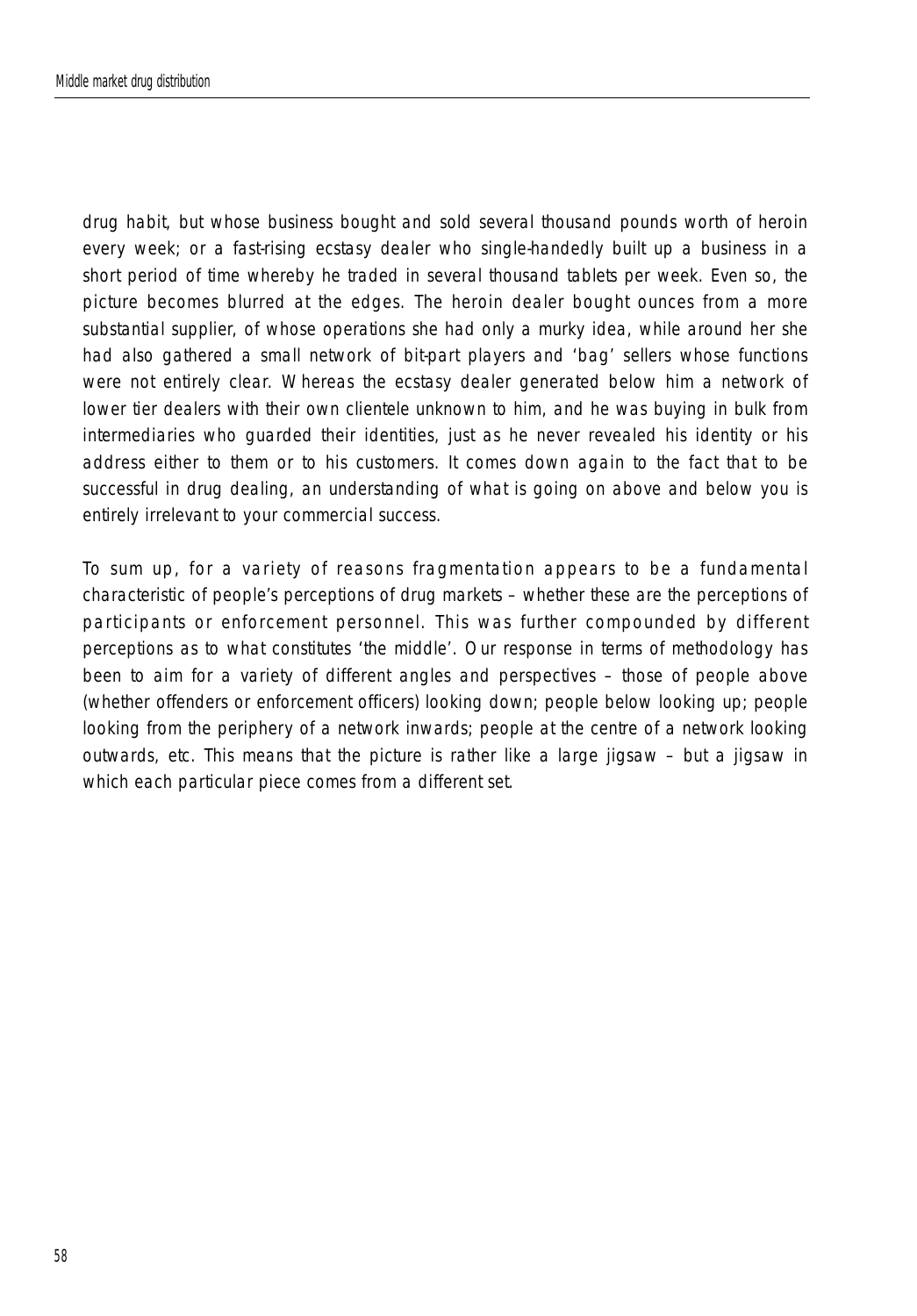drug habit, but whose business bought and sold several thousand pounds worth of heroin every week; or a fast-rising ecstasy dealer who single-handedly built up a business in a short period of time whereby he traded in several thousand tablets per week. Even so, the picture becomes blurred at the edges. The heroin dealer bought ounces from a more substantial supplier, of whose operations she had only a murky idea, while around her she had also gathered a small network of bit-part players and 'bag' sellers whose functions were not entirely clear. Whereas the ecstasy dealer generated below him a network of lower tier dealers with their own clientele unknown to him, and he was buying in bulk from intermediaries who guarded their identities, just as he never revealed his identity or his address either to them or to his customers. It comes down again to the fact that to be successful in drug dealing, an understanding of what is going on above and below you is entirely irrelevant to your commercial success.

To sum up, for a variety of reasons fragmentation appears to be a fundamental characteristic of people's perceptions of drug markets – whether these are the perceptions of participants or enforcement personnel. This was further compounded by different perceptions as to what constitutes 'the middle'. Our response in terms of methodology has been to aim for a variety of different angles and perspectives – those of people above (whether offenders or enforcement officers) looking down; people below looking up; people looking from the periphery of a network inwards; people at the centre of a network looking outwards, etc. This means that the picture is rather like a large jigsaw – but a jigsaw in which each particular piece comes from a different set.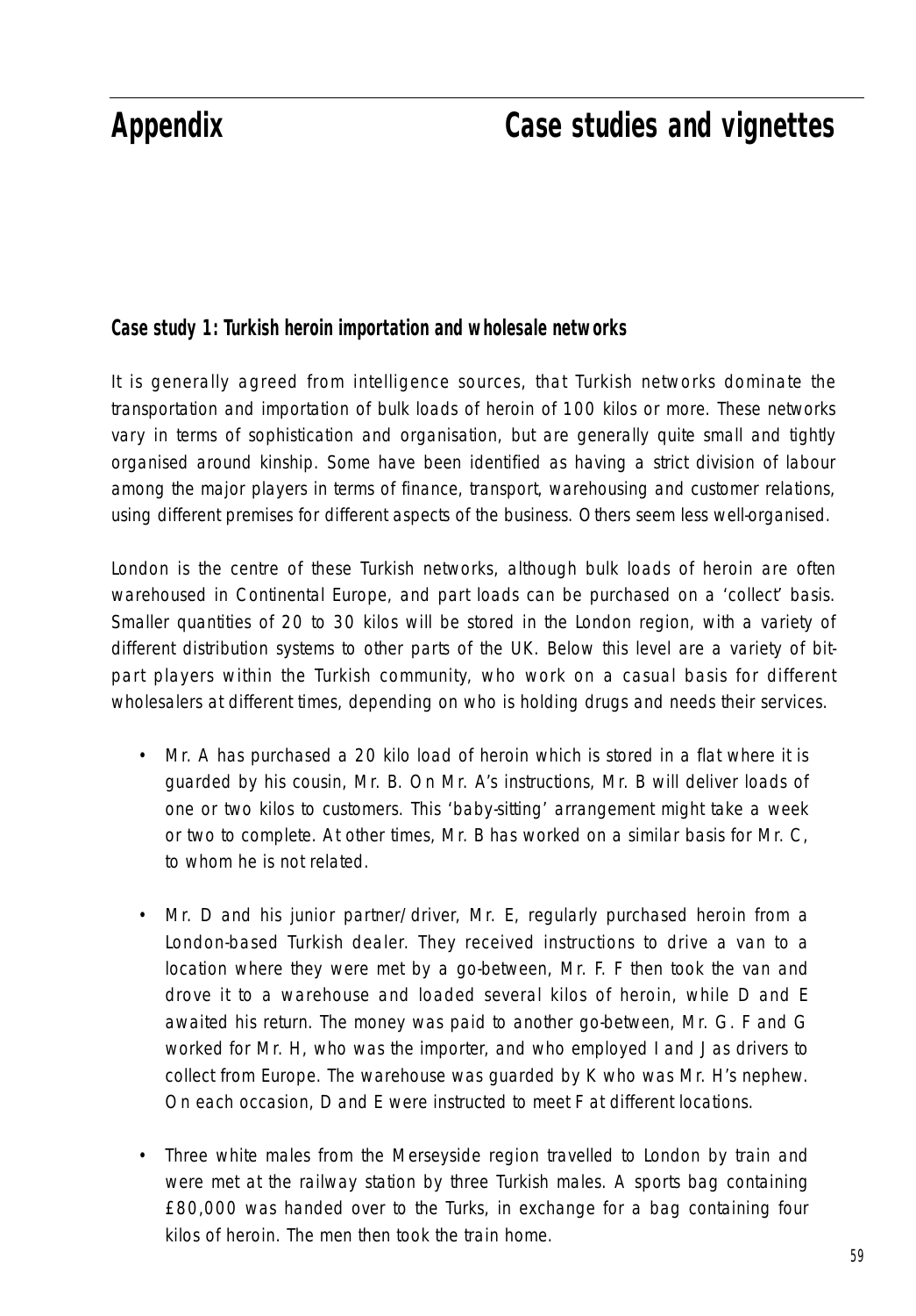# Appendix Case studies and vignettes

### Case study 1: Turkish heroin importation and wholesale networks

It is generally agreed from intelligence sources, that Turkish networks dominate the transportation and importation of bulk loads of heroin of 100 kilos or more. These networks vary in terms of sophistication and organisation, but are generally quite small and tightly organised around kinship. Some have been identified as having a strict division of labour among the major players in terms of finance, transport, warehousing and customer relations, using different premises for different aspects of the business. Others seem less well-organised.

London is the centre of these Turkish networks, although bulk loads of heroin are often warehoused in Continental Europe, and part loads can be purchased on a 'collect' basis. Smaller quantities of 20 to 30 kilos will be stored in the London region, with a variety of different distribution systems to other parts of the UK. Below this level are a variety of bit-part players within the Turkish community, who work on a casual basis for different wholesalers at different times, depending on who is holding drugs and needs their services.

- Mr. A has purchased a 20 kilo load of heroin which is stored in a flat where it is guarded by his cousin, Mr. B. On Mr. A's instructions, Mr. B will deliver loads of one or two kilos to customers. This 'baby-sitting' arrangement might take a week or two to complete. At other times, Mr. B has worked on a similar basis for Mr. C, to whom he is not related.

- Mr. D and his junior partner/driver, Mr. E, regularly purchased heroin from a London-based Turkish dealer. They received instructions to drive a van to a location where they were met by a go-between, Mr. F. F then took the van and drove it to a warehouse and loaded several kilos of heroin, while D and E awaited his return. The money was paid to another go-between, Mr. G. F and G worked for Mr. H, who was the importer, and who employed I and J as drivers to collect from Europe. The warehouse was guarded by K who was Mr. H's nephew. On each occasion, D and E were instructed to meet F at different locations.

- Three white males from the Merseyside region travelled to London by train and were met at the railway station by three Turkish males. A sports bag containing £80,000 was handed over to the Turks, in exchange for a bag containing four kilos of heroin. The men then took the train home.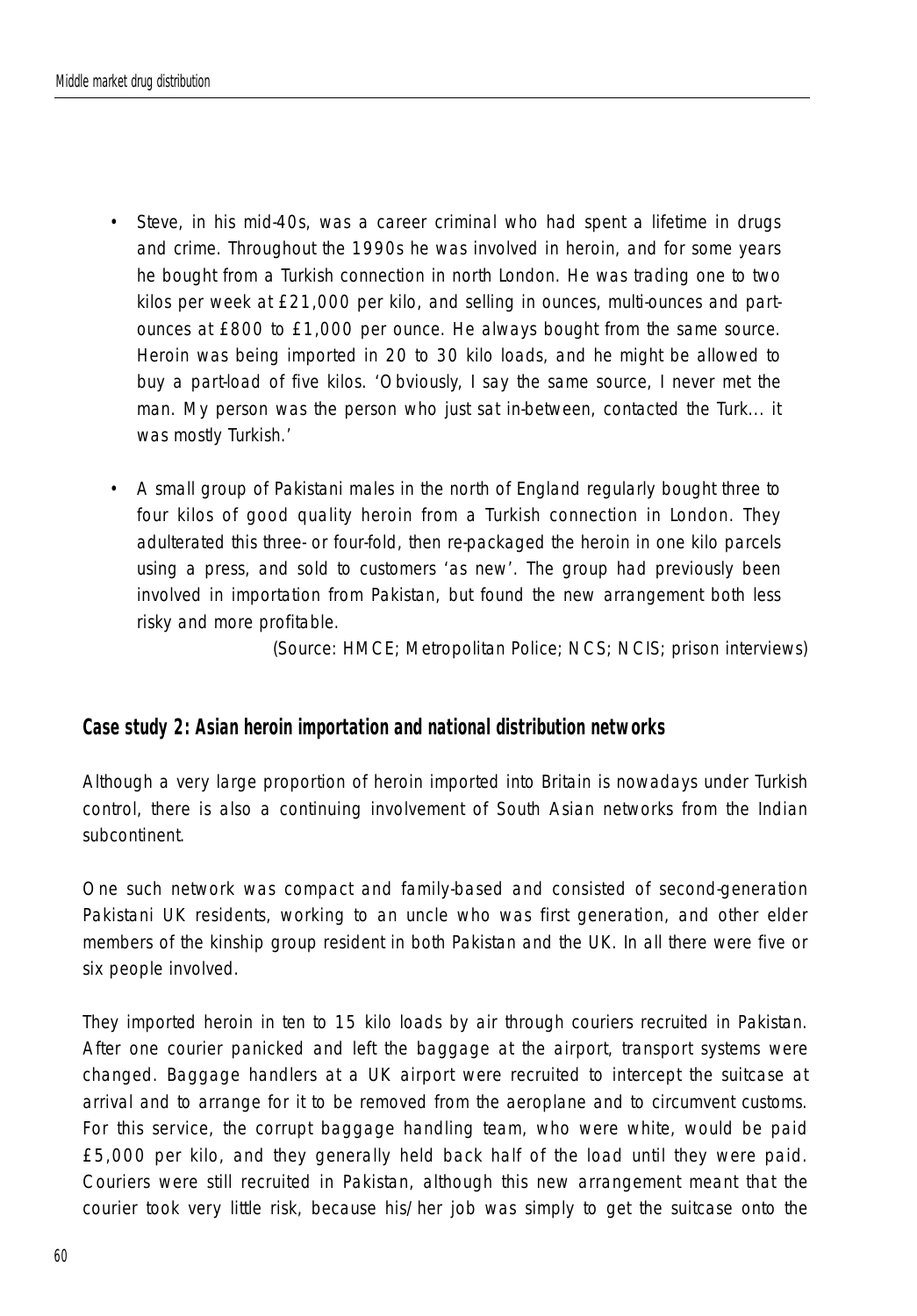- Steve, in his mid-40s, was a career criminal who had spent a lifetime in drugs and crime. Throughout the 1990s he was involved in heroin, and for some years he bought from a Turkish connection in north London. He was trading one to two kilos per week at £21,000 per kilo, and selling in ounces, multi-ounces and part-ounces at £800 to £1,000 per ounce. He always bought from the same source. Heroin was being imported in 20 to 30 kilo loads, and he might be allowed to buy a part-load of five kilos. 'Obviously, I say the same source, I never met the man. My person was the person who just sat in-between, contacted the Turk... it was mostly Turkish.'

- A small group of Pakistani males in the north of England regularly bought three to four kilos of good quality heroin from a Turkish connection in London. They adulterated this three- or four-fold, then re-packaged the heroin in one kilo parcels using a press, and sold to customers 'as new'. The group had previously been involved in importation from Pakistan, but found the new arrangement both less risky and more profitable.

(Source: HMCE; Metropolitan Police; NCS; NCIS; prison interviews)

### Case study 2: Asian heroin importation and national distribution networks

Although a very large proportion of heroin imported into Britain is nowadays under Turkish control, there is also a continuing involvement of South Asian networks from the Indian subcontinent.

One such network was compact and family-based and consisted of second-generation Pakistani UK residents, working to an uncle who was first generation, and other elder members of the kinship group resident in both Pakistan and the UK. In all there were five or six people involved.

They imported heroin in ten to 15 kilo loads by air through couriers recruited in Pakistan. After one courier panicked and left the baggage at the airport, transport systems were changed. Baggage handlers at a UK airport were recruited to intercept the suitcase at arrival and to arrange for it to be removed from the aeroplane and to circumvent customs. For this service, the corrupt baggage handling team, who were white, would be paid £5,000 per kilo, and they generally held back half of the load until they were paid. Couriers were still recruited in Pakistan, although this new arrangement meant that the courier took very little risk, because his/her job was simply to get the suitcase onto the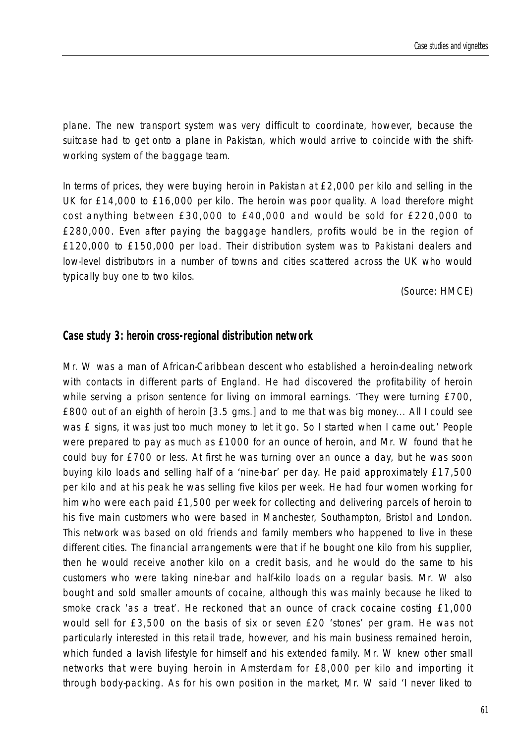plane. The new transport system was very difficult to coordinate, however, because the suitcase had to get onto a plane in Pakistan, which would arrive to coincide with the shift-working system of the baggage team.

In terms of prices, they were buying heroin in Pakistan at £2,000 per kilo and selling in the UK for £14,000 to £16,000 per kilo. The heroin was poor quality. A load therefore might cost anything between £30,000 to £40,000 and would be sold for £220,000 to £280,000. Even after paying the baggage handlers, profits would be in the region of £120,000 to £150,000 per load. Their distribution system was to Pakistani dealers and low-level distributors in a number of towns and cities scattered across the UK who would typically buy one to two kilos.

(Source: HMCE)

### Case study 3: heroin cross-regional distribution network

Mr. W was a man of African-Caribbean descent who established a heroin-dealing network with contacts in different parts of England. He had discovered the profitability of heroin while serving a prison sentence for living on immoral earnings. 'They were turning £700, £800 out of an eighth of heroin [3.5 gms.] and to me that was big money... All I could see was £ signs, it was just too much money to let it go. So I started when I came out.' People were prepared to pay as much as £1000 for an ounce of heroin, and Mr. W found that he could buy for £700 or less. At first he was turning over an ounce a day, but he was soon buying kilo loads and selling half of a 'nine-bar' per day. He paid approximately £17,500 per kilo and at his peak he was selling five kilos per week. He had four women working for him who were each paid £1,500 per week for collecting and delivering parcels of heroin to his five main customers who were based in Manchester, Southampton, Bristol and London. This network was based on old friends and family members who happened to live in these different cities. The financial arrangements were that if he bought one kilo from his supplier, then he would receive another kilo on a credit basis, and he would do the same to his customers who were taking nine-bar and half-kilo loads on a regular basis. Mr. W also bought and sold smaller amounts of cocaine, although this was mainly because he liked to smoke crack 'as a treat'. He reckoned that an ounce of crack cocaine costing £1,000 would sell for £3,500 on the basis of six or seven £20 'stones' per gram. He was not particularly interested in this retail trade, however, and his main business remained heroin, which funded a lavish lifestyle for himself and his extended family. Mr. W knew other small networks that were buying heroin in Amsterdam for £8,000 per kilo and importing it through body-packing. As for his own position in the market, Mr. W said 'I never liked to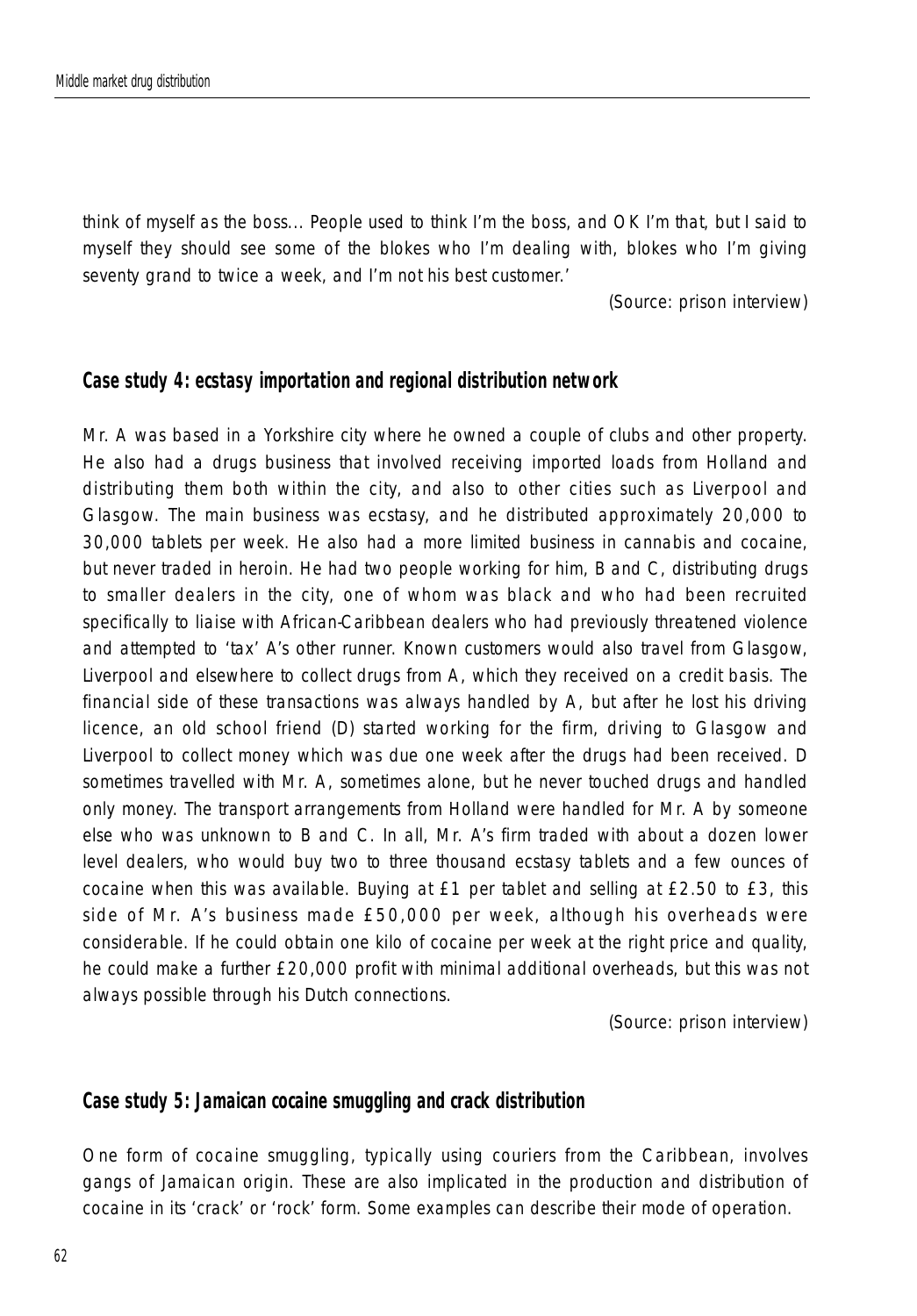think of myself as the boss... People used to think I'm the boss, and OK I'm that, but I said to myself they should see some of the blokes who I'm dealing with, blokes who I'm giving seventy grand to twice a week, and I'm not his best customer.'

(Source: prison interview)

### Case study 4: ecstasy importation and regional distribution network

Mr. A was based in a Yorkshire city where he owned a couple of clubs and other property. He also had a drugs business that involved receiving imported loads from Holland and distributing them both within the city, and also to other cities such as Liverpool and Glasgow. The main business was ecstasy, and he distributed approximately 20,000 to 30,000 tablets per week. He also had a more limited business in cannabis and cocaine, but never traded in heroin. He had two people working for him, B and C, distributing drugs to smaller dealers in the city, one of whom was black and who had been recruited specifically to liaise with African-Caribbean dealers who had previously threatened violence and attempted to 'tax' A's other runner. Known customers would also travel from Glasgow, Liverpool and elsewhere to collect drugs from A, which they received on a credit basis. The financial side of these transactions was always handled by A, but after he lost his driving licence, an old school friend (D) started working for the firm, driving to Glasgow and Liverpool to collect money which was due one week after the drugs had been received. D sometimes travelled with Mr. A, sometimes alone, but he never touched drugs and handled only money. The transport arrangements from Holland were handled for Mr. A by someone else who was unknown to B and C. In all, Mr. A's firm traded with about a dozen lower level dealers, who would buy two to three thousand ecstasy tablets and a few ounces of cocaine when this was available. Buying at £1 per tablet and selling at £2.50 to £3, this side of Mr. A's business made £50,000 per week, although his overheads were considerable. If he could obtain one kilo of cocaine per week at the right price and quality, he could make a further £20,000 profit with minimal additional overheads, but this was not always possible through his Dutch connections.

(Source: prison interview)

### Case study 5: Jamaican cocaine smuggling and crack distribution

One form of cocaine smuggling, typically using couriers from the Caribbean, involves gangs of Jamaican origin. These are also implicated in the production and distribution of cocaine in its 'crack' or 'rock' form. Some examples can describe their mode of operation.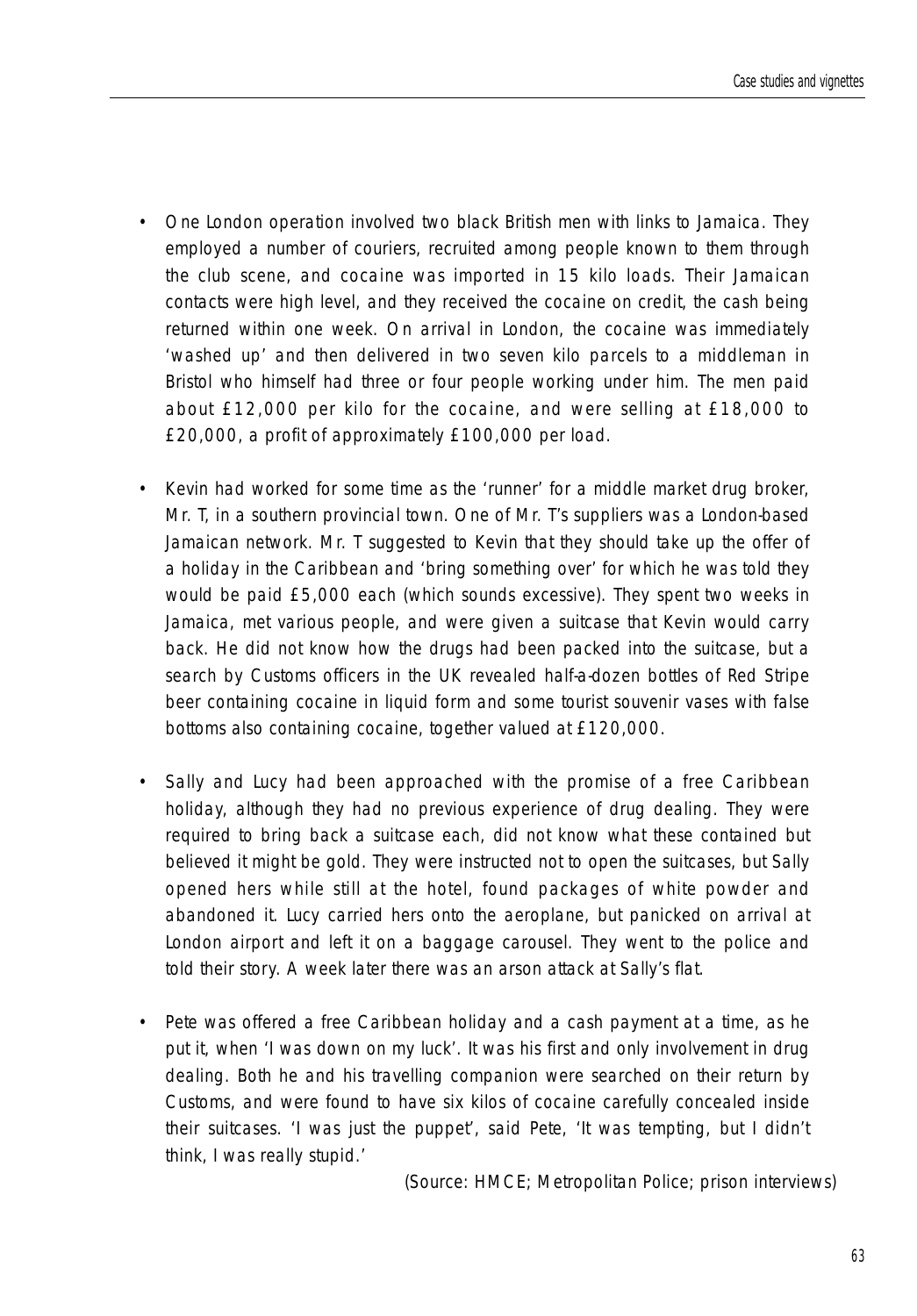- One London operation involved two black British men with links to Jamaica. They employed a number of couriers, recruited among people known to them through the club scene, and cocaine was imported in 15 kilo loads. Their Jamaican contacts were high level, and they received the cocaine on credit, the cash being returned within one week. On arrival in London, the cocaine was immediately 'washed up' and then delivered in two seven kilo parcels to a middleman in Bristol who himself had three or four people working under him. The men paid about £12,000 per kilo for the cocaine, and were selling at £18,000 to £20,000, a profit of approximately £100,000 per load.

- Kevin had worked for some time as the 'runner' for a middle market drug broker, Mr. T, in a southern provincial town. One of Mr. T's suppliers was a London-based Jamaican network. Mr. T suggested to Kevin that they should take up the offer of a holiday in the Caribbean and 'bring something over' for which he was told they would be paid £5,000 each (which sounds excessive). They spent two weeks in Jamaica, met various people, and were given a suitcase that Kevin would carry back. He did not know how the drugs had been packed into the suitcase, but a search by Customs officers in the UK revealed half-a-dozen bottles of Red Stripe beer containing cocaine in liquid form and some tourist souvenir vases with false bottoms also containing cocaine, together valued at £120,000.

- Sally and Lucy had been approached with the promise of a free Caribbean holiday, although they had no previous experience of drug dealing. They were required to bring back a suitcase each, did not know what these contained but believed it might be gold. They were instructed not to open the suitcases, but Sally opened hers while still at the hotel, found packages of white powder and abandoned it. Lucy carried hers onto the aeroplane, but panicked on arrival at London airport and left it on a baggage carousel. They went to the police and told their story. A week later there was an arson attack at Sally's flat.

- Pete was offered a free Caribbean holiday and a cash payment at a time, as he put it, when 'I was down on my luck'. It was his first and only involvement in drug dealing. Both he and his travelling companion were searched on their return by Customs, and were found to have six kilos of cocaine carefully concealed inside their suitcases. 'I was just the puppet', said Pete, 'It was tempting, but I didn't think, I was really stupid.'

(Source: HMCE; Metropolitan Police; prison interviews)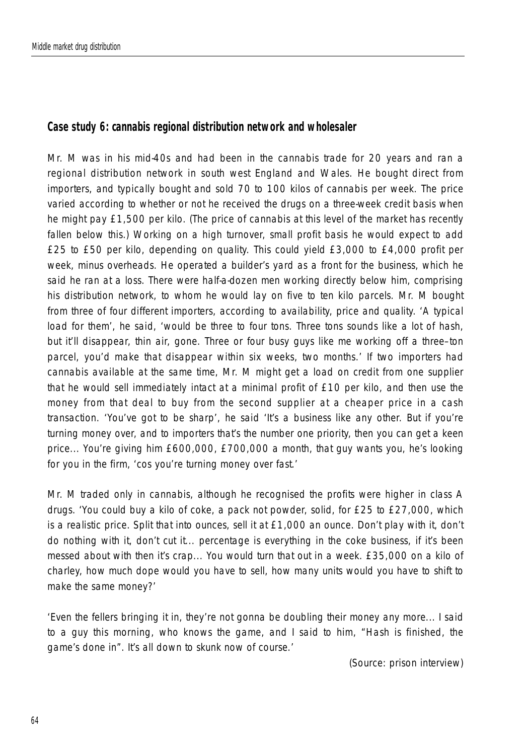## Case study 6: cannabis regional distribution network and wholesaler

Mr. M was in his mid-40s and had been in the cannabis trade for 20 years and ran a regional distribution network in south west England and Wales. He bought direct from importers, and typically bought and sold 70 to 100 kilos of cannabis per week. The price varied according to whether or not he received the drugs on a three-week credit basis when he might pay £1,500 per kilo. (The price of cannabis at this level of the market has recently fallen below this.) Working on a high turnover, small profit basis he would expect to add £25 to £50 per kilo, depending on quality. This could yield £3,000 to £4,000 profit per week, minus overheads. He operated a builder's yard as a front for the business, which he said he ran at a loss. There were half-a-dozen men working directly below him, comprising his distribution network, to whom he would lay on five to ten kilo parcels. Mr. M bought from three of four different importers, according to availability, price and quality. 'A typical load for them', he said, 'would be three to four tons. Three tons sounds like a lot of hash, but it'll disappear, thin air, gone. Three or four busy guys like me working off a three–ton parcel, you'd make that disappear within six weeks, two months.' If two importers had cannabis available at the same time, Mr. M might get a load on credit from one supplier that he would sell immediately intact at a minimal profit of £10 per kilo, and then use the money from that deal to buy from the second supplier at a cheaper price in a cash transaction. 'You've got to be sharp', he said 'It's a business like any other. But if you're turning money over, and to importers that's the number one priority, then you can get a keen price... You're giving him £600,000, £700,000 a month, that guy wants you, he's looking for you in the firm, 'cos you're turning money over fast.'

Mr. M traded only in cannabis, although he recognised the profits were higher in class A drugs. 'You could buy a kilo of coke, a pack not powder, solid, for £25 to £27,000, which is a realistic price. Split that into ounces, sell it at £1,000 an ounce. Don't play with it, don't do nothing with it, don't cut it... percentage is everything in the coke business, if it's been messed about with then it's crap... You would turn that out in a week. £35,000 on a kilo of charley, how much dope would you have to sell, how many units would you have to shift to make the same money?'

'Even the fellers bringing it in, they're not gonna be doubling their money any more... I said to a guy this morning, who knows the game, and I said to him, "Hash is finished, the game's done in". It's all down to skunk now of course.'

(Source: prison interview)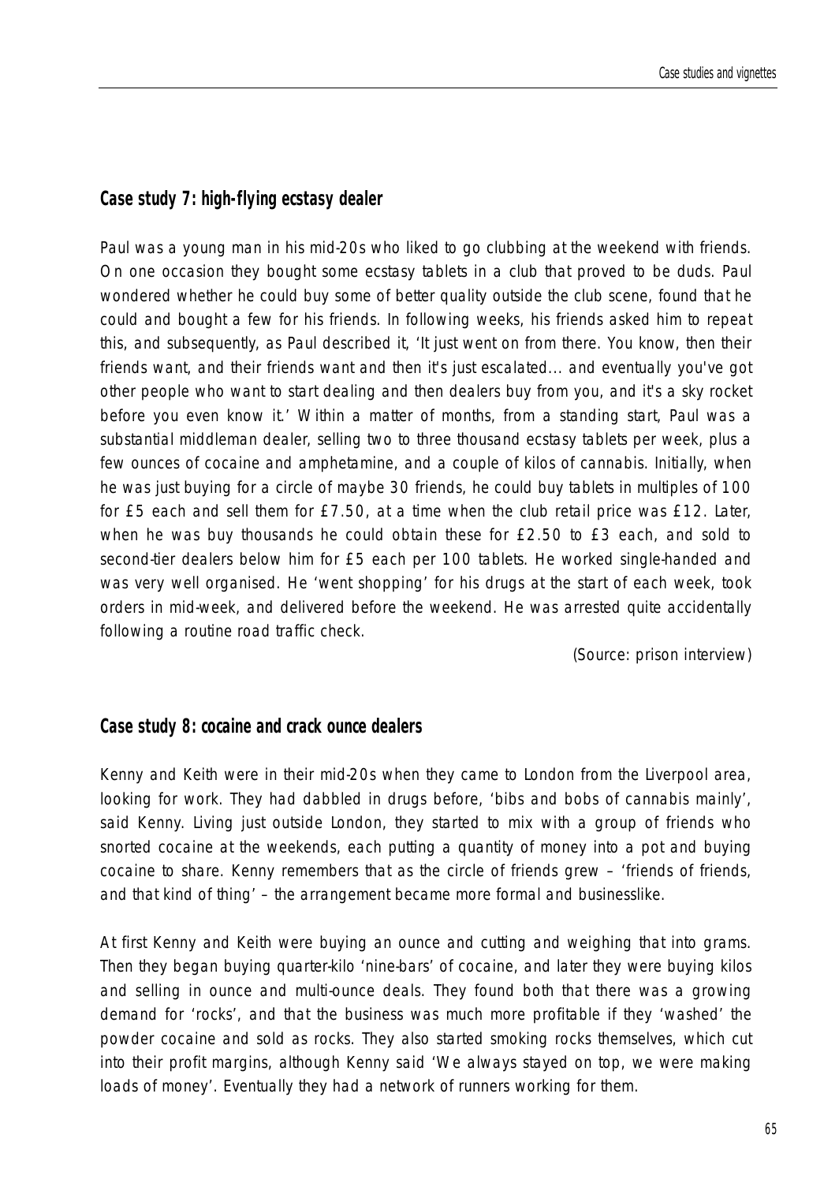### Case study 7: high-flying ecstasy dealer

Paul was a young man in his mid-20s who liked to go clubbing at the weekend with friends. On one occasion they bought some ecstasy tablets in a club that proved to be duds. Paul wondered whether he could buy some of better quality outside the club scene, found that he could and bought a few for his friends. In following weeks, his friends asked him to repeat this, and subsequently, as Paul described it, 'It just went on from there. You know, then their friends want, and their friends want and then it's just escalated... and eventually you've got other people who want to start dealing and then dealers buy from you, and it's a sky rocket before you even know it.' Within a matter of months, from a standing start, Paul was a substantial middleman dealer, selling two to three thousand ecstasy tablets per week, plus a few ounces of cocaine and amphetamine, and a couple of kilos of cannabis. Initially, when he was just buying for a circle of maybe 30 friends, he could buy tablets in multiples of 100 for £5 each and sell them for £7.50, at a time when the club retail price was £12. Later, when he was buy thousands he could obtain these for £2.50 to £3 each, and sold to second-tier dealers below him for £5 each per 100 tablets. He worked single-handed and was very well organised. He 'went shopping' for his drugs at the start of each week, took orders in mid-week, and delivered before the weekend. He was arrested quite accidentally following a routine road traffic check.

(Source: prison interview)

### Case study 8: cocaine and crack ounce dealers

Kenny and Keith were in their mid-20s when they came to London from the Liverpool area, looking for work. They had dabbled in drugs before, 'bibs and bobs of cannabis mainly', said Kenny. Living just outside London, they started to mix with a group of friends who snorted cocaine at the weekends, each putting a quantity of money into a pot and buying cocaine to share. Kenny remembers that as the circle of friends grew – 'friends of friends, and that kind of thing' – the arrangement became more formal and businesslike.

At first Kenny and Keith were buying an ounce and cutting and weighing that into grams. Then they began buying quarter-kilo 'nine-bars' of cocaine, and later they were buying kilos and selling in ounce and multi-ounce deals. They found both that there was a growing demand for 'rocks', and that the business was much more profitable if they 'washed' the powder cocaine and sold as rocks. They also started smoking rocks themselves, which cut into their profit margins, although Kenny said 'We always stayed on top, we were making loads of money'. Eventually they had a network of runners working for them.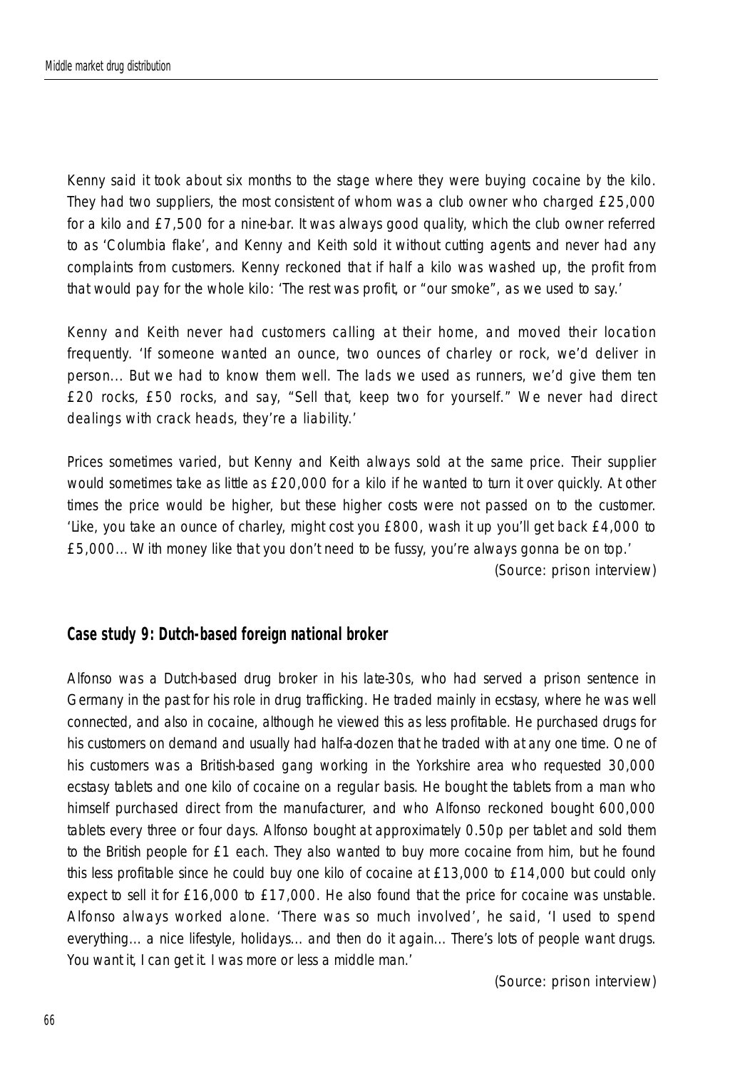Kenny said it took about six months to the stage where they were buying cocaine by the kilo. They had two suppliers, the most consistent of whom was a club owner who charged £25,000 for a kilo and £7,500 for a nine-bar. It was always good quality, which the club owner referred to as 'Columbia flake', and Kenny and Keith sold it without cutting agents and never had any complaints from customers. Kenny reckoned that if half a kilo was washed up, the profit from that would pay for the whole kilo: 'The rest was profit, or "our smoke", as we used to say.'

Kenny and Keith never had customers calling at their home, and moved their location frequently. 'If someone wanted an ounce, two ounces of charley or rock, we'd deliver in person… But we had to know them well. The lads we used as runners, we'd give them ten £20 rocks, £50 rocks, and say, "Sell that, keep two for yourself." We never had direct dealings with crack heads, they're a liability.'

Prices sometimes varied, but Kenny and Keith always sold at the same price. Their supplier would sometimes take as little as £20,000 for a kilo if he wanted to turn it over quickly. At other times the price would be higher, but these higher costs were not passed on to the customer. 'Like, you take an ounce of charley, might cost you £800, wash it up you'll get back £4,000 to £5,000… With money like that you don't need to be fussy, you're always gonna be on top.'

(Source: prison interview)

## Case study 9: Dutch-based foreign national broker

Alfonso was a Dutch-based drug broker in his late-30s, who had served a prison sentence in Germany in the past for his role in drug trafficking. He traded mainly in ecstasy, where he was well connected, and also in cocaine, although he viewed this as less profitable. He purchased drugs for his customers on demand and usually had half-a-dozen that he traded with at any one time. One of his customers was a British-based gang working in the Yorkshire area who requested 30,000 ecstasy tablets and one kilo of cocaine on a regular basis. He bought the tablets from a man who himself purchased direct from the manufacturer, and who Alfonso reckoned bought 600,000 tablets every three or four days. Alfonso bought at approximately 0.50p per tablet and sold them to the British people for £1 each. They also wanted to buy more cocaine from him, but he found this less profitable since he could buy one kilo of cocaine at £13,000 to £14,000 but could only expect to sell it for £16,000 to £17,000. He also found that the price for cocaine was unstable. Alfonso always worked alone. 'There was so much involved', he said, 'I used to spend everything… a nice lifestyle, holidays… and then do it again… There's lots of people want drugs. You want it, I can get it. I was more or less a middle man.'

(Source: prison interview)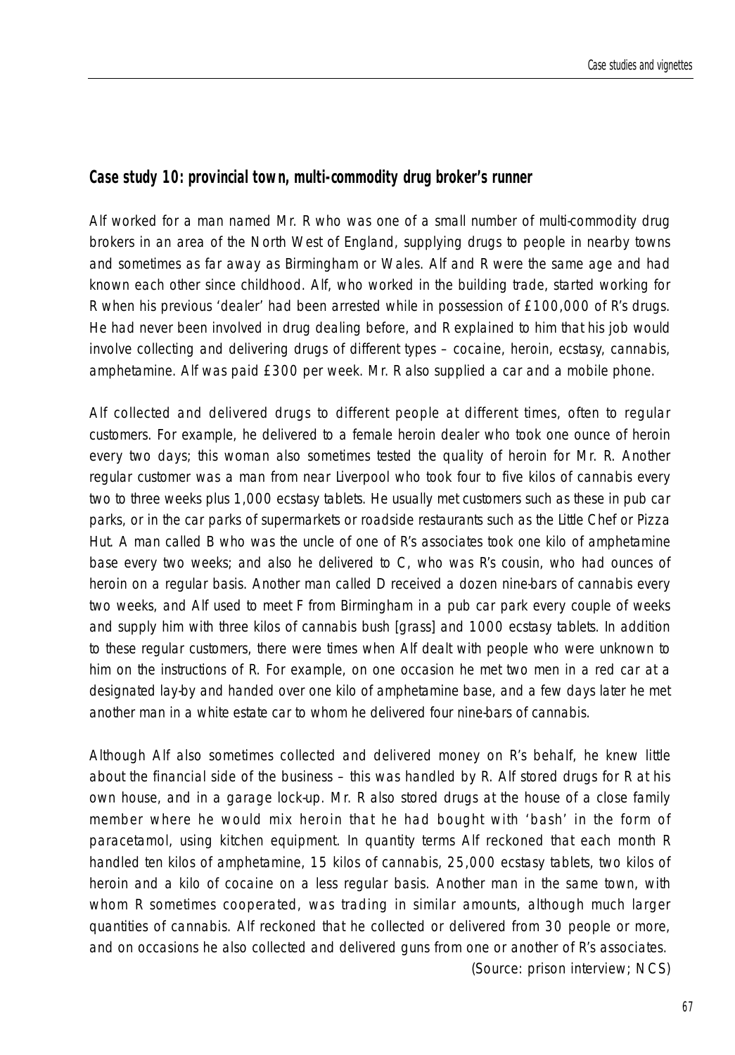### Case study 10: provincial town, multi-commodity drug broker's runner

Alf worked for a man named Mr. R who was one of a small number of multi-commodity drug brokers in an area of the North West of England, supplying drugs to people in nearby towns and sometimes as far away as Birmingham or Wales. Alf and R were the same age and had known each other since childhood. Alf, who worked in the building trade, started working for R when his previous 'dealer' had been arrested while in possession of £100,000 of R's drugs. He had never been involved in drug dealing before, and R explained to him that his job would involve collecting and delivering drugs of different types – cocaine, heroin, ecstasy, cannabis, amphetamine. Alf was paid £300 per week. Mr. R also supplied a car and a mobile phone.

Alf collected and delivered drugs to different people at different times, often to regular customers. For example, he delivered to a female heroin dealer who took one ounce of heroin every two days; this woman also sometimes tested the quality of heroin for Mr. R. Another regular customer was a man from near Liverpool who took four to five kilos of cannabis every two to three weeks plus 1,000 ecstasy tablets. He usually met customers such as these in pub car parks, or in the car parks of supermarkets or roadside restaurants such as the Little Chef or Pizza Hut. A man called B who was the uncle of one of R's associates took one kilo of amphetamine base every two weeks; and also he delivered to C, who was R's cousin, who had ounces of heroin on a regular basis. Another man called D received a dozen nine-bars of cannabis every two weeks, and Alf used to meet F from Birmingham in a pub car park every couple of weeks and supply him with three kilos of cannabis bush [grass] and 1000 ecstasy tablets. In addition to these regular customers, there were times when Alf dealt with people who were unknown to him on the instructions of R. For example, on one occasion he met two men in a red car at a designated lay-by and handed over one kilo of amphetamine base, and a few days later he met another man in a white estate car to whom he delivered four nine-bars of cannabis.

Although Alf also sometimes collected and delivered money on R's behalf, he knew little about the financial side of the business – this was handled by R. Alf stored drugs for R at his own house, and in a garage lock-up. Mr. R also stored drugs at the house of a close family member where he would mix heroin that he had bought with 'bash' in the form of paracetamol, using kitchen equipment. In quantity terms Alf reckoned that each month R handled ten kilos of amphetamine, 15 kilos of cannabis, 25,000 ecstasy tablets, two kilos of heroin and a kilo of cocaine on a less regular basis. Another man in the same town, with whom R sometimes cooperated, was trading in similar amounts, although much larger quantities of cannabis. Alf reckoned that he collected or delivered from 30 people or more, and on occasions he also collected and delivered guns from one or another of R's associates.

(Source: prison interview; NCS)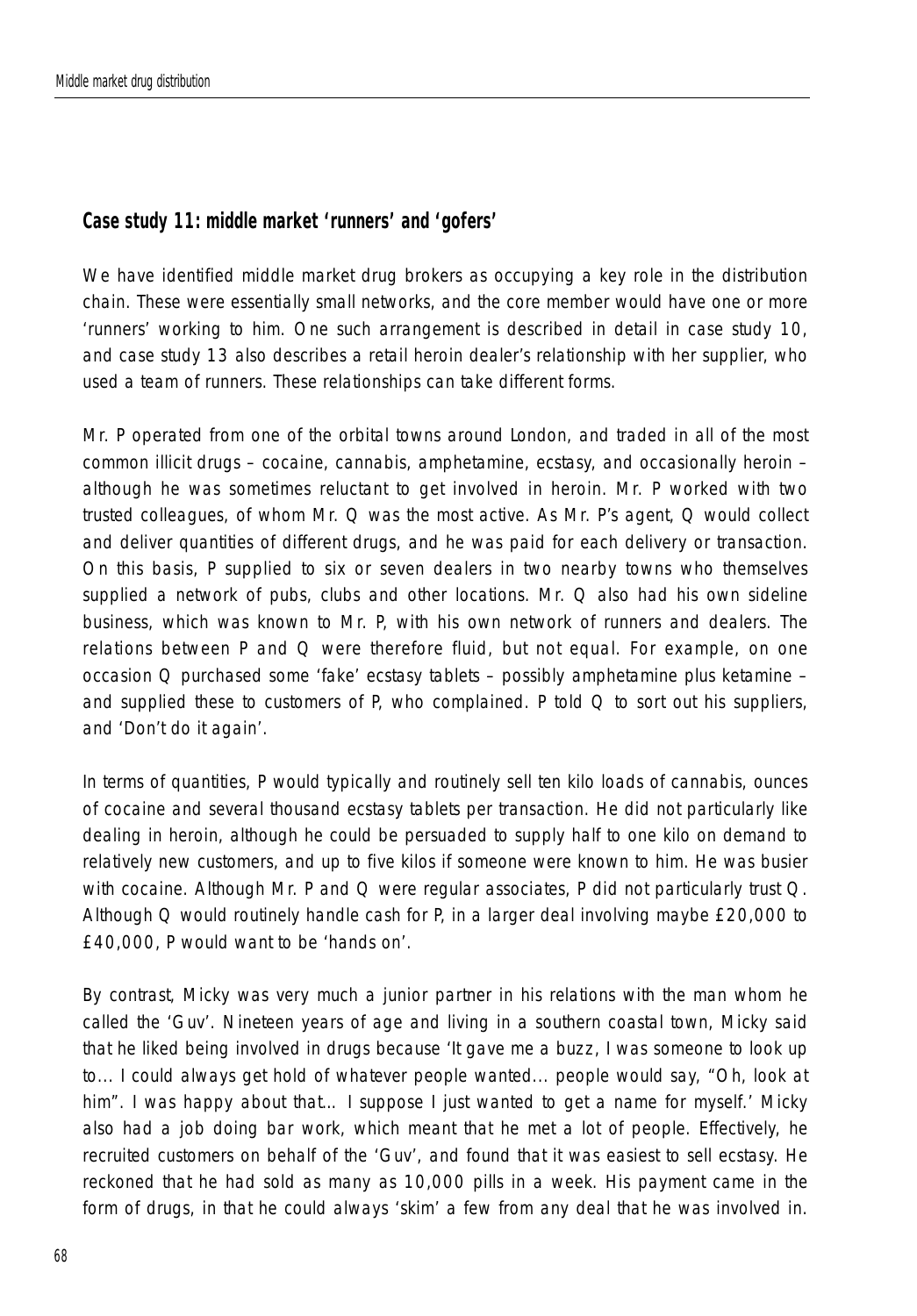## Case study 11: middle market 'runners' and 'gofers'

We have identified middle market drug brokers as occupying a key role in the distribution chain. These were essentially small networks, and the core member would have one or more 'runners' working to him. One such arrangement is described in detail in case study 10, and case study 13 also describes a retail heroin dealer's relationship with her supplier, who used a team of runners. These relationships can take different forms.

Mr. P operated from one of the orbital towns around London, and traded in all of the most common illicit drugs – cocaine, cannabis, amphetamine, ecstasy, and occasionally heroin – although he was sometimes reluctant to get involved in heroin. Mr. P worked with two trusted colleagues, of whom Mr. Q was the most active. As Mr. P's agent, Q would collect and deliver quantities of different drugs, and he was paid for each delivery or transaction. On this basis, P supplied to six or seven dealers in two nearby towns who themselves supplied a network of pubs, clubs and other locations. Mr. Q also had his own sideline business, which was known to Mr. P, with his own network of runners and dealers. The relations between P and Q were therefore fluid, but not equal. For example, on one occasion Q purchased some 'fake' ecstasy tablets – possibly amphetamine plus ketamine – and supplied these to customers of P, who complained. P told Q to sort out his suppliers, and 'Don't do it again'.

In terms of quantities, P would typically and routinely sell ten kilo loads of cannabis, ounces of cocaine and several thousand ecstasy tablets per transaction. He did not particularly like dealing in heroin, although he could be persuaded to supply half to one kilo on demand to relatively new customers, and up to five kilos if someone were known to him. He was busier with cocaine. Although Mr. P and Q were regular associates, P did not particularly trust Q. Although Q would routinely handle cash for P, in a larger deal involving maybe £20,000 to £40,000, P would want to be 'hands on'.

By contrast, Micky was very much a junior partner in his relations with the man whom he called the 'Guv'. Nineteen years of age and living in a southern coastal town, Micky said that he liked being involved in drugs because 'It gave me a buzz, I was someone to look up to... I could always get hold of whatever people wanted... people would say, "Oh, look at him". I was happy about that... I suppose I just wanted to get a name for myself.' Micky also had a job doing bar work, which meant that he met a lot of people. Effectively, he recruited customers on behalf of the 'Guv', and found that it was easiest to sell ecstasy. He reckoned that he had sold as many as 10,000 pills in a week. His payment came in the form of drugs, in that he could always 'skim' a few from any deal that he was involved in.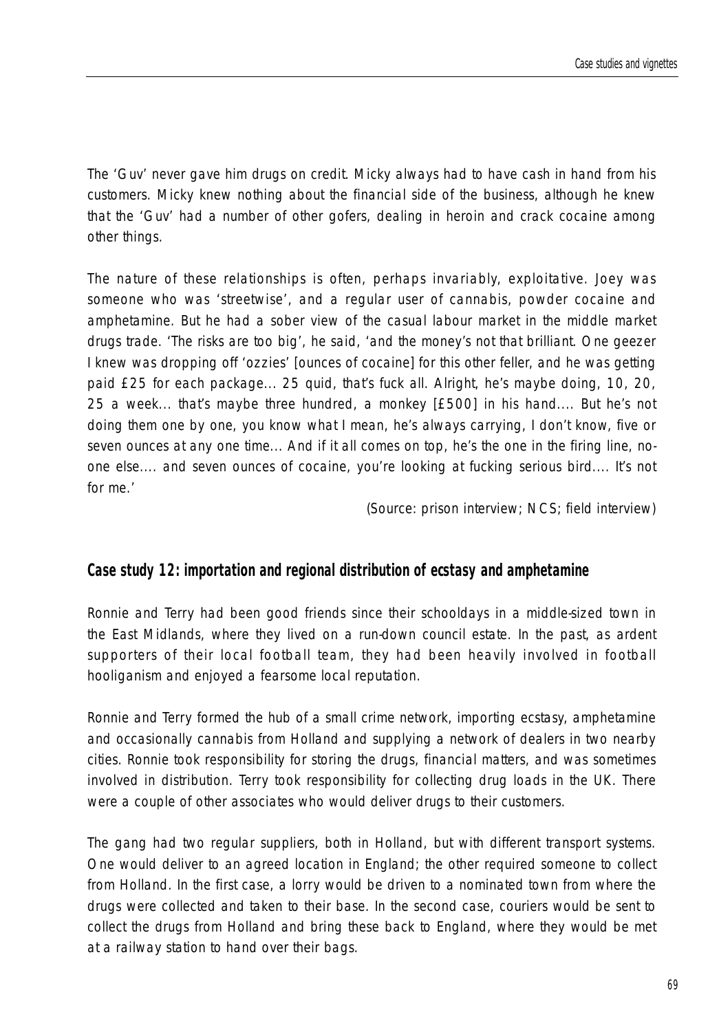The 'Guv' never gave him drugs on credit. Micky always had to have cash in hand from his customers. Micky knew nothing about the financial side of the business, although he knew that the 'Guv' had a number of other gofers, dealing in heroin and crack cocaine among other things.

The nature of these relationships is often, perhaps invariably, exploitative. Joey was someone who was 'streetwise', and a regular user of cannabis, powder cocaine and amphetamine. But he had a sober view of the casual labour market in the middle market drugs trade. 'The risks are too big', he said, 'and the money's not that brilliant. One geezer I knew was dropping off 'ozzies' [ounces of cocaine] for this other feller, and he was getting paid £25 for each package... 25 quid, that's fuck all. Alright, he's maybe doing, 10, 20, 25 a week... that's maybe three hundred, a monkey [£500] in his hand.... But he's not doing them one by one, you know what I mean, he's always carrying, I don't know, five or seven ounces at any one time... And if it all comes on top, he's the one in the firing line, no-one else.... and seven ounces of cocaine, you're looking at fucking serious bird.... It's not for me.'

(Source: prison interview; NCS; field interview)

## Case study 12: importation and regional distribution of ecstasy and amphetamine

Ronnie and Terry had been good friends since their schooldays in a middle-sized town in the East Midlands, where they lived on a run-down council estate. In the past, as ardent supporters of their local football team, they had been heavily involved in football hooliganism and enjoyed a fearsome local reputation.

Ronnie and Terry formed the hub of a small crime network, importing ecstasy, amphetamine and occasionally cannabis from Holland and supplying a network of dealers in two nearby cities. Ronnie took responsibility for storing the drugs, financial matters, and was sometimes involved in distribution. Terry took responsibility for collecting drug loads in the UK. There were a couple of other associates who would deliver drugs to their customers.

The gang had two regular suppliers, both in Holland, but with different transport systems. One would deliver to an agreed location in England; the other required someone to collect from Holland. In the first case, a lorry would be driven to a nominated town from where the drugs were collected and taken to their base. In the second case, couriers would be sent to collect the drugs from Holland and bring these back to England, where they would be met at a railway station to hand over their bags.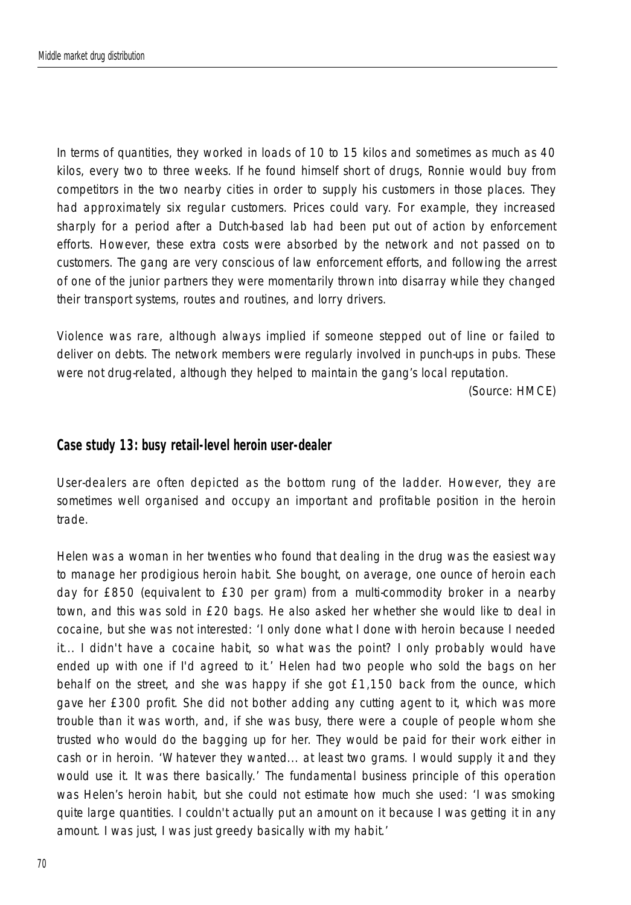In terms of quantities, they worked in loads of 10 to 15 kilos and sometimes as much as 40 kilos, every two to three weeks. If he found himself short of drugs, Ronnie would buy from competitors in the two nearby cities in order to supply his customers in those places. They had approximately six regular customers. Prices could vary. For example, they increased sharply for a period after a Dutch-based lab had been put out of action by enforcement efforts. However, these extra costs were absorbed by the network and not passed on to customers. The gang are very conscious of law enforcement efforts, and following the arrest of one of the junior partners they were momentarily thrown into disarray while they changed their transport systems, routes and routines, and lorry drivers.

Violence was rare, although always implied if someone stepped out of line or failed to deliver on debts. The network members were regularly involved in punch-ups in pubs. These were not drug-related, although they helped to maintain the gang's local reputation.

(Source: HMCE)

### Case study 13: busy retail-level heroin user-dealer

User-dealers are often depicted as the bottom rung of the ladder. However, they are sometimes well organised and occupy an important and profitable position in the heroin trade.

Helen was a woman in her twenties who found that dealing in the drug was the easiest way to manage her prodigious heroin habit. She bought, on average, one ounce of heroin each day for £850 (equivalent to £30 per gram) from a multi-commodity broker in a nearby town, and this was sold in £20 bags. He also asked her whether she would like to deal in cocaine, but she was not interested: 'I only done what I done with heroin because I needed it... I didn't have a cocaine habit, so what was the point? I only probably would have ended up with one if I'd agreed to it.' Helen had two people who sold the bags on her behalf on the street, and she was happy if she got £1,150 back from the ounce, which gave her £300 profit. She did not bother adding any cutting agent to it, which was more trouble than it was worth, and, if she was busy, there were a couple of people whom she trusted who would do the bagging up for her. They would be paid for their work either in cash or in heroin. 'Whatever they wanted... at least two grams. I would supply it and they would use it. It was there basically.' The fundamental business principle of this operation was Helen's heroin habit, but she could not estimate how much she used: 'I was smoking quite large quantities. I couldn't actually put an amount on it because I was getting it in any amount. I was just, I was just greedy basically with my habit.'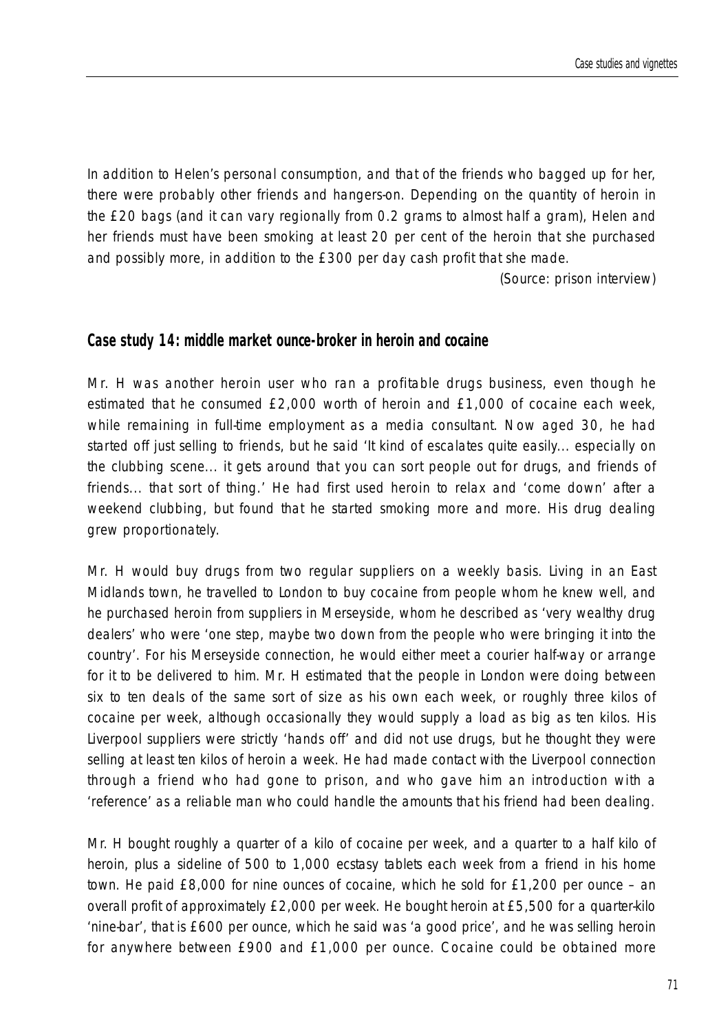In addition to Helen's personal consumption, and that of the friends who bagged up for her, there were probably other friends and hangers-on. Depending on the quantity of heroin in the £20 bags (and it can vary regionally from 0.2 grams to almost half a gram), Helen and her friends must have been smoking at least 20 per cent of the heroin that she purchased and possibly more, in addition to the £300 per day cash profit that she made.

(Source: prison interview)

## Case study 14: middle market ounce-broker in heroin and cocaine

Mr. H was another heroin user who ran a profitable drugs business, even though he estimated that he consumed £2,000 worth of heroin and £1,000 of cocaine each week, while remaining in full-time employment as a media consultant. Now aged 30, he had started off just selling to friends, but he said 'It kind of escalates quite easily... especially on the clubbing scene... it gets around that you can sort people out for drugs, and friends of friends... that sort of thing.' He had first used heroin to relax and 'come down' after a weekend clubbing, but found that he started smoking more and more. His drug dealing grew proportionately.

Mr. H would buy drugs from two regular suppliers on a weekly basis. Living in an East Midlands town, he travelled to London to buy cocaine from people whom he knew well, and he purchased heroin from suppliers in Merseyside, whom he described as 'very wealthy drug dealers' who were 'one step, maybe two down from the people who were bringing it into the country'. For his Merseyside connection, he would either meet a courier half-way or arrange for it to be delivered to him. Mr. H estimated that the people in London were doing between six to ten deals of the same sort of size as his own each week, or roughly three kilos of cocaine per week, although occasionally they would supply a load as big as ten kilos. His Liverpool suppliers were strictly 'hands off' and did not use drugs, but he thought they were selling at least ten kilos of heroin a week. He had made contact with the Liverpool connection through a friend who had gone to prison, and who gave him an introduction with a 'reference' as a reliable man who could handle the amounts that his friend had been dealing.

Mr. H bought roughly a quarter of a kilo of cocaine per week, and a quarter to a half kilo of heroin, plus a sideline of 500 to 1,000 ecstasy tablets each week from a friend in his home town. He paid £8,000 for nine ounces of cocaine, which he sold for £1,200 per ounce – an overall profit of approximately £2,000 per week. He bought heroin at £5,500 for a quarter-kilo 'nine-bar', that is £600 per ounce, which he said was 'a good price', and he was selling heroin for anywhere between £900 and £1,000 per ounce. Cocaine could be obtained more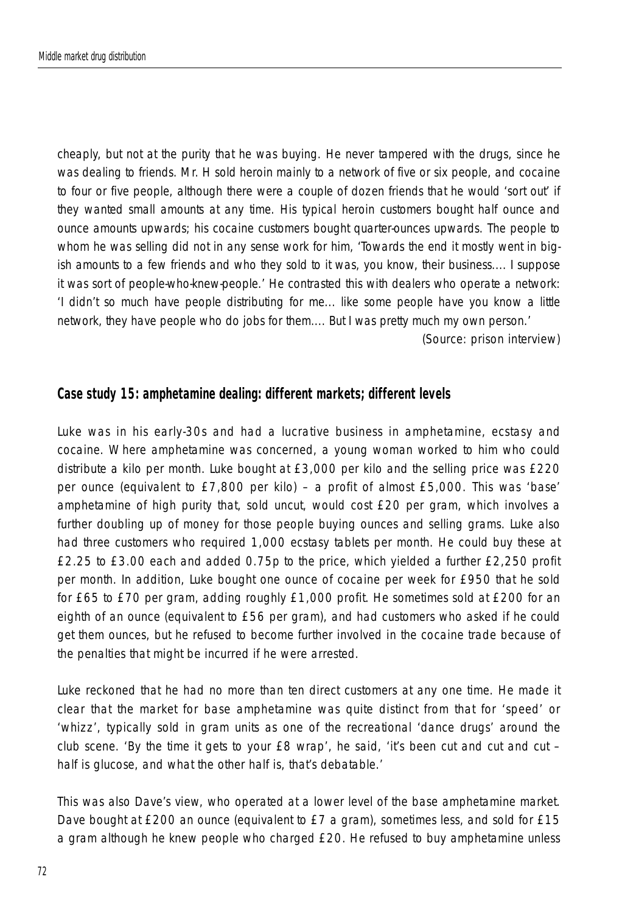cheaply, but not at the purity that he was buying. He never tampered with the drugs, since he was dealing to friends. Mr. H sold heroin mainly to a network of five or six people, and cocaine to four or five people, although there were a couple of dozen friends that he would 'sort out' if they wanted small amounts at any time. His typical heroin customers bought half ounce and ounce amounts upwards; his cocaine customers bought quarter-ounces upwards. The people to whom he was selling did not in any sense work for him, 'Towards the end it mostly went in big-ish amounts to a few friends and who they sold to it was, you know, their business.... I suppose it was sort of people-who-knew-people.' He contrasted this with dealers who operate a network: 'I didn't so much have people distributing for me... like some people have you know a little network, they have people who do jobs for them.... But I was pretty much my own person.'

(Source: prison interview)

### Case study 15: amphetamine dealing: different markets; different levels

Luke was in his early-30s and had a lucrative business in amphetamine, ecstasy and cocaine. Where amphetamine was concerned, a young woman worked to him who could distribute a kilo per month. Luke bought at £3,000 per kilo and the selling price was £220 per ounce (equivalent to £7,800 per kilo) – a profit of almost £5,000. This was 'base' amphetamine of high purity that, sold uncut, would cost £20 per gram, which involves a further doubling up of money for those people buying ounces and selling grams. Luke also had three customers who required 1,000 ecstasy tablets per month. He could buy these at £2.25 to £3.00 each and added 0.75p to the price, which yielded a further £2,250 profit per month. In addition, Luke bought one ounce of cocaine per week for £950 that he sold for £65 to £70 per gram, adding roughly £1,000 profit. He sometimes sold at £200 for an eighth of an ounce (equivalent to £56 per gram), and had customers who asked if he could get them ounces, but he refused to become further involved in the cocaine trade because of the penalties that might be incurred if he were arrested.

Luke reckoned that he had no more than ten direct customers at any one time. He made it clear that the market for base amphetamine was quite distinct from that for 'speed' or 'whizz', typically sold in gram units as one of the recreational 'dance drugs' around the club scene. 'By the time it gets to your £8 wrap', he said, 'it's been cut and cut and cut – half is glucose, and what the other half is, that's debatable.'

This was also Dave's view, who operated at a lower level of the base amphetamine market. Dave bought at £200 an ounce (equivalent to £7 a gram), sometimes less, and sold for £15 a gram although he knew people who charged £20. He refused to buy amphetamine unless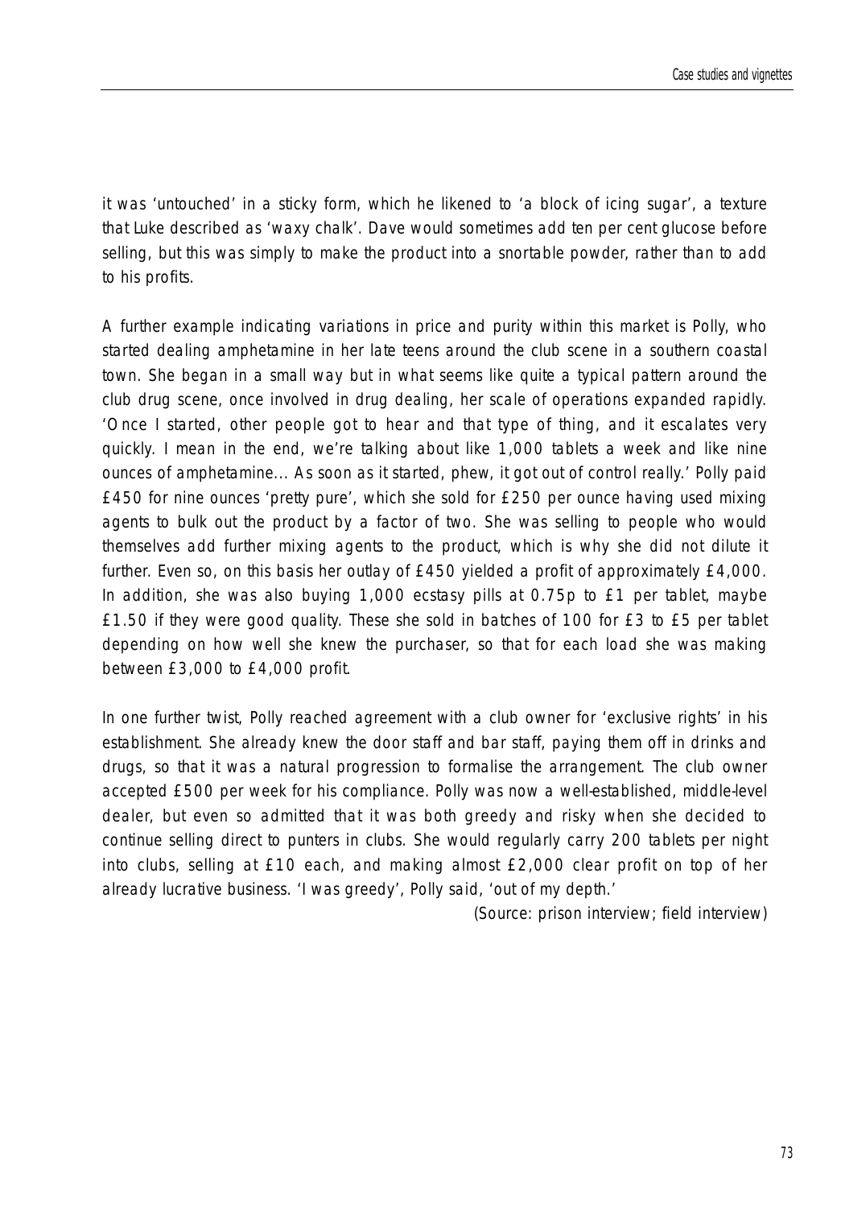it was 'untouched' in a sticky form, which he likened to 'a block of icing sugar', a texture that Luke described as 'waxy chalk'. Dave would sometimes add ten per cent glucose before selling, but this was simply to make the product into a snortable powder, rather than to add to his profits.

A further example indicating variations in price and purity within this market is Polly, who started dealing amphetamine in her late teens around the club scene in a southern coastal town. She began in a small way but in what seems like quite a typical pattern around the club drug scene, once involved in drug dealing, her scale of operations expanded rapidly. 'Once I started, other people got to hear and that type of thing, and it escalates very quickly. I mean in the end, we're talking about like 1,000 tablets a week and like nine ounces of amphetamine... As soon as it started, phew, it got out of control really.' Polly paid £450 for nine ounces 'pretty pure', which she sold for £250 per ounce having used mixing agents to bulk out the product by a factor of two. She was selling to people who would themselves add further mixing agents to the product, which is why she did not dilute it further. Even so, on this basis her outlay of £450 yielded a profit of approximately £4,000. In addition, she was also buying 1,000 ecstasy pills at 0.75p to £1 per tablet, maybe £1.50 if they were good quality. These she sold in batches of 100 for £3 to £5 per tablet depending on how well she knew the purchaser, so that for each load she was making between £3,000 to £4,000 profit.

In one further twist, Polly reached agreement with a club owner for 'exclusive rights' in his establishment. She already knew the door staff and bar staff, paying them off in drinks and drugs, so that it was a natural progression to formalise the arrangement. The club owner accepted £500 per week for his compliance. Polly was now a well-established, middle-level dealer, but even so admitted that it was both greedy and risky when she decided to continue selling direct to punters in clubs. She would regularly carry 200 tablets per night into clubs, selling at £10 each, and making almost £2,000 clear profit on top of her already lucrative business. 'I was greedy', Polly said, 'out of my depth.'

(Source: prison interview; field interview)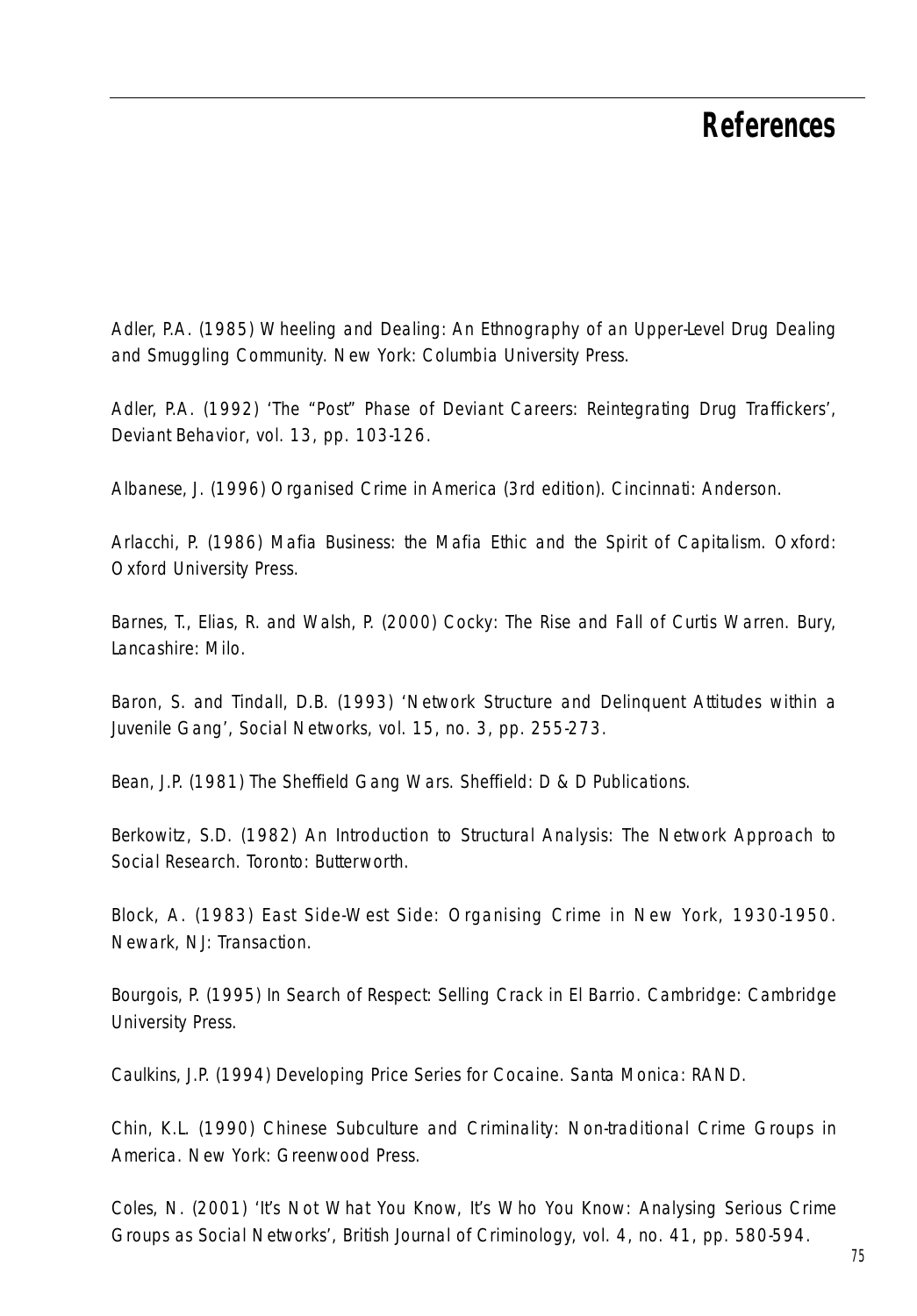# References

Adler, P.A. (1985) Wheeling and Dealing: An Ethnography of an Upper-Level Drug Dealing and Smuggling Community. New York: Columbia University Press.

Adler, P.A. (1992) 'The "Post" Phase of Deviant Careers: Reintegrating Drug Traffickers', Deviant Behavior, vol. 13, pp. 103-126.

Albanese, J. (1996) Organised Crime in America (3rd edition). Cincinnati: Anderson.

Arlacchi, P. (1986) Mafia Business: the Mafia Ethic and the Spirit of Capitalism. Oxford: Oxford University Press.

Barnes, T., Elias, R. and Walsh, P. (2000) Cocky: The Rise and Fall of Curtis Warren. Bury, Lancashire: Milo.

Baron, S. and Tindall, D.B. (1993) 'Network Structure and Delinquent Attitudes within a Juvenile Gang', Social Networks, vol. 15, no. 3, pp. 255-273.

Bean, J.P. (1981) The Sheffield Gang Wars. Sheffield: D & D Publications.

Berkowitz, S.D. (1982) An Introduction to Structural Analysis: The Network Approach to Social Research. Toronto: Butterworth.

Block, A. (1983) East Side-West Side: Organising Crime in New York, 1930-1950. Newark, NJ: Transaction.

Bourgois, P. (1995) In Search of Respect: Selling Crack in El Barrio. Cambridge: Cambridge University Press.

Caulkins, J.P. (1994) Developing Price Series for Cocaine. Santa Monica: RAND.

Chin, K.L. (1990) Chinese Subculture and Criminality: Non-traditional Crime Groups in America. New York: Greenwood Press.

Coles, N. (2001) 'It's Not What You Know, It's Who You Know: Analysing Serious Crime Groups as Social Networks', British Journal of Criminology, vol. 4, no. 41, pp. 580-594.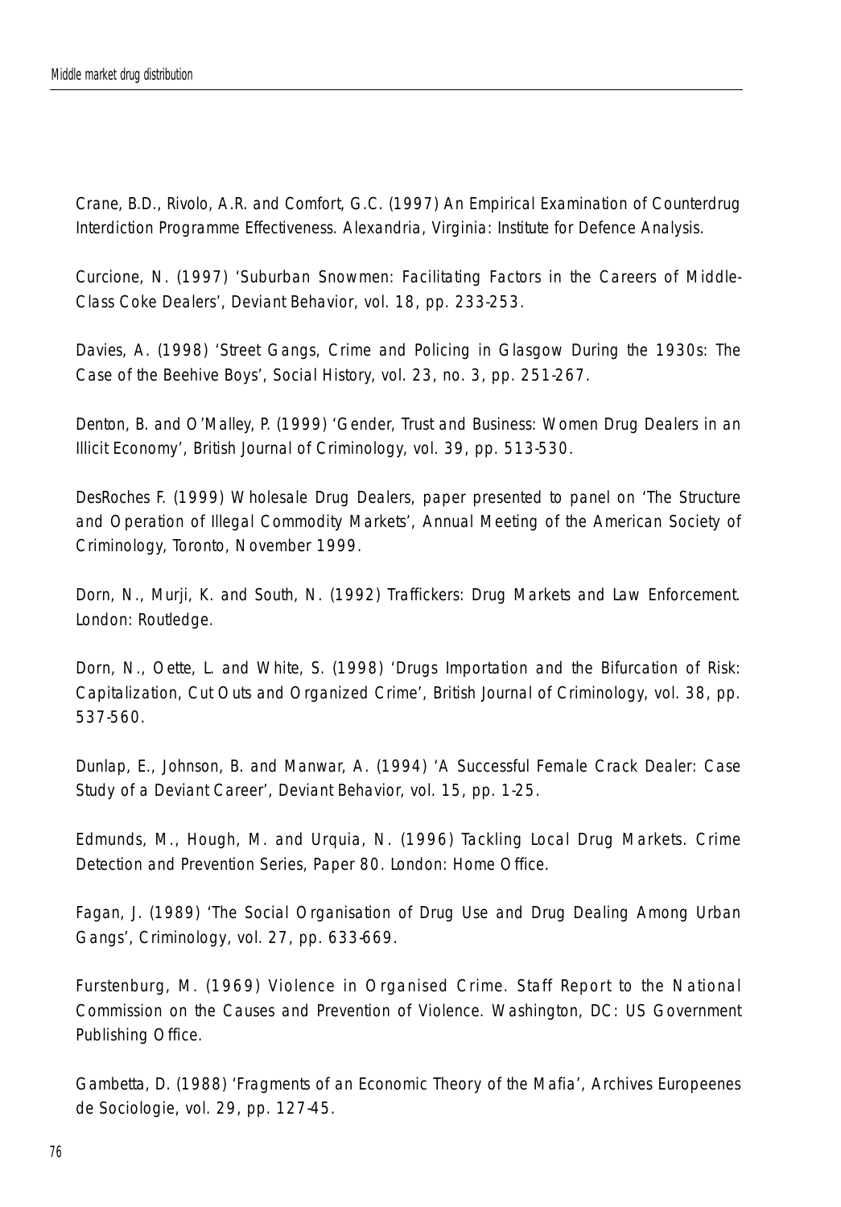Crane, B.D., Rivolo, A.R. and Comfort, G.C. (1997) An Empirical Examination of Counterdrug Interdiction Programme Effectiveness. Alexandria, Virginia: Institute for Defence Analysis.

Curcione, N. (1997) 'Suburban Snowmen: Facilitating Factors in the Careers of Middle-Class Coke Dealers', Deviant Behavior, vol. 18, pp. 233-253.

Davies, A. (1998) 'Street Gangs, Crime and Policing in Glasgow During the 1930s: The Case of the Beehive Boys', Social History, vol. 23, no. 3, pp. 251-267.

Denton, B. and O'Malley, P. (1999) 'Gender, Trust and Business: Women Drug Dealers in an Illicit Economy', British Journal of Criminology, vol. 39, pp. 513-530.

DesRoches F. (1999) Wholesale Drug Dealers, paper presented to panel on 'The Structure and Operation of Illegal Commodity Markets', Annual Meeting of the American Society of Criminology, Toronto, November 1999.

Dorn, N., Murji, K. and South, N. (1992) Traffickers: Drug Markets and Law Enforcement. London: Routledge.

Dorn, N., Oette, L. and White, S. (1998) 'Drugs Importation and the Bifurcation of Risk: Capitalization, Cut Outs and Organized Crime', British Journal of Criminology, vol. 38, pp. 537-560.

Dunlap, E., Johnson, B. and Manwar, A. (1994) 'A Successful Female Crack Dealer: Case Study of a Deviant Career', Deviant Behavior, vol. 15, pp. 1-25.

Edmunds, M., Hough, M. and Urquia, N. (1996) Tackling Local Drug Markets. Crime Detection and Prevention Series, Paper 80. London: Home Office.

Fagan, J. (1989) 'The Social Organisation of Drug Use and Drug Dealing Among Urban Gangs', Criminology, vol. 27, pp. 633-669.

Furstenburg, M. (1969) Violence in Organised Crime. Staff Report to the National Commission on the Causes and Prevention of Violence. Washington, DC: US Government Publishing Office.

Gambetta, D. (1988) 'Fragments of an Economic Theory of the Mafia', Archives Europeenes de Sociologie, vol. 29, pp. 127-45.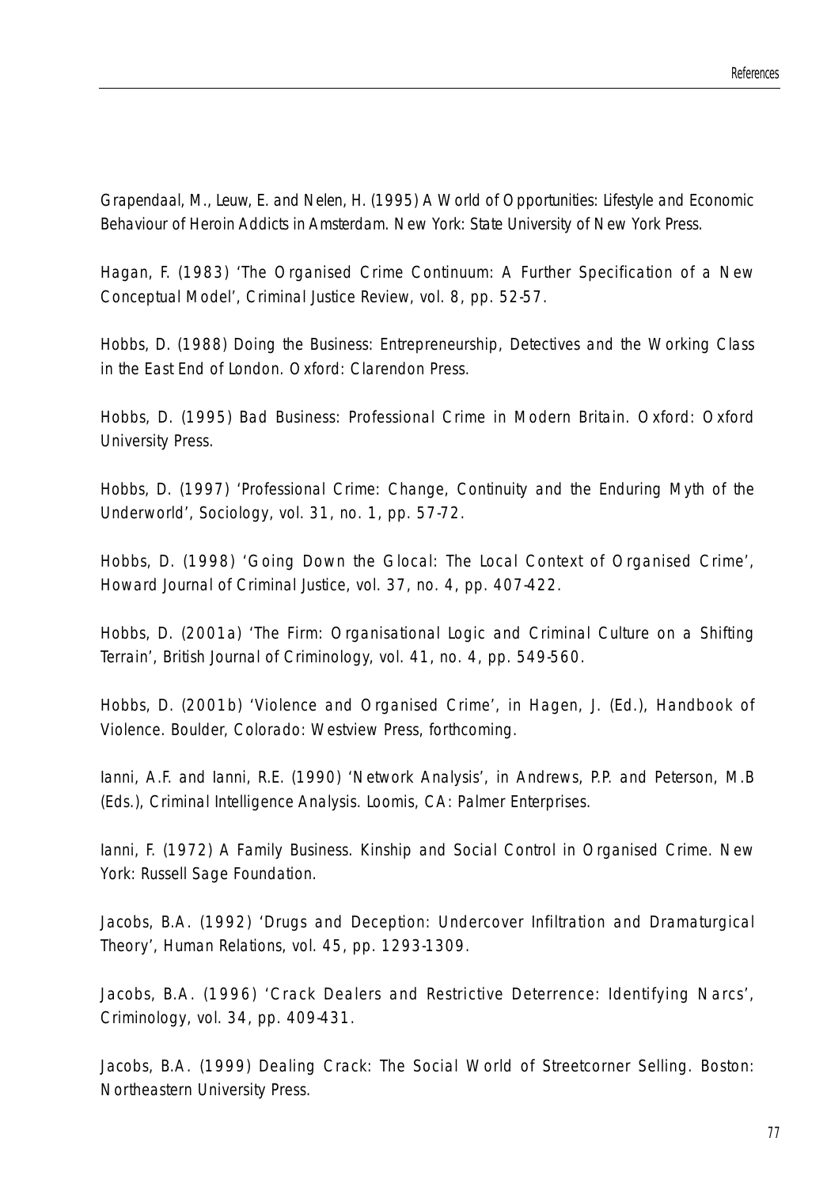Grapendaal, M., Leuw, E. and Nelen, H. (1995) A World of Opportunities: Lifestyle and Economic Behaviour of Heroin Addicts in Amsterdam. New York: State University of New York Press.

Hagan, F. (1983) 'The Organised Crime Continuum: A Further Specification of a New Conceptual Model', Criminal Justice Review, vol. 8, pp. 52-57.

Hobbs, D. (1988) Doing the Business: Entrepreneurship, Detectives and the Working Class in the East End of London. Oxford: Clarendon Press.

Hobbs, D. (1995) Bad Business: Professional Crime in Modern Britain. Oxford: Oxford University Press.

Hobbs, D. (1997) 'Professional Crime: Change, Continuity and the Enduring Myth of the Underworld', Sociology, vol. 31, no. 1, pp. 57-72.

Hobbs, D. (1998) 'Going Down the Glocal: The Local Context of Organised Crime', Howard Journal of Criminal Justice, vol. 37, no. 4, pp. 407-422.

Hobbs, D. (2001a) 'The Firm: Organisational Logic and Criminal Culture on a Shifting Terrain', British Journal of Criminology, vol. 41, no. 4, pp. 549-560.

Hobbs, D. (2001b) 'Violence and Organised Crime', in Hagen, J. (Ed.), Handbook of Violence. Boulder, Colorado: Westview Press, forthcoming.

Ianni, A.F. and Ianni, R.E. (1990) 'Network Analysis', in Andrews, P.P. and Peterson, M.B (Eds.), Criminal Intelligence Analysis. Loomis, CA: Palmer Enterprises.

Ianni, F. (1972) A Family Business. Kinship and Social Control in Organised Crime. New York: Russell Sage Foundation.

Jacobs, B.A. (1992) 'Drugs and Deception: Undercover Infiltration and Dramaturgical Theory', Human Relations, vol. 45, pp. 1293-1309.

Jacobs, B.A. (1996) 'Crack Dealers and Restrictive Deterrence: Identifying Narcs', Criminology, vol. 34, pp. 409-431.

Jacobs, B.A. (1999) Dealing Crack: The Social World of Streetcorner Selling. Boston: Northeastern University Press.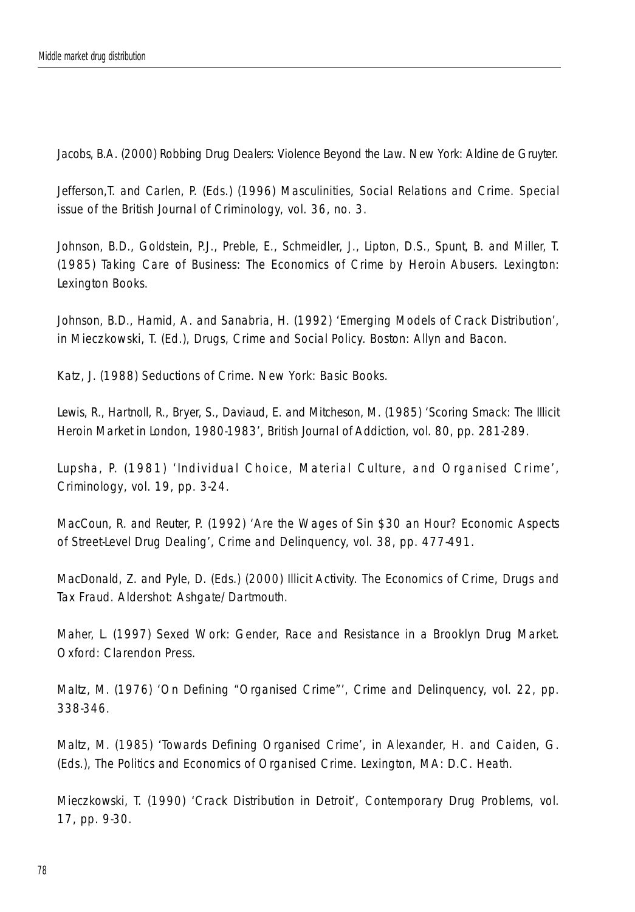Jacobs, B.A. (2000) Robbing Drug Dealers: Violence Beyond the Law. New York: Aldine de Gruyter.

Jefferson,T. and Carlen, P. (Eds.) (1996) Masculinities, Social Relations and Crime. Special issue of the British Journal of Criminology, vol. 36, no. 3.

Johnson, B.D., Goldstein, P.J., Preble, E., Schmeidler, J., Lipton, D.S., Spunt, B. and Miller, T. (1985) Taking Care of Business: The Economics of Crime by Heroin Abusers. Lexington: Lexington Books.

Johnson, B.D., Hamid, A. and Sanabria, H. (1992) 'Emerging Models of Crack Distribution', in Mieczkowski, T. (Ed.), Drugs, Crime and Social Policy. Boston: Allyn and Bacon.

Katz, J. (1988) Seductions of Crime. New York: Basic Books.

Lewis, R., Hartnoll, R., Bryer, S., Daviaud, E. and Mitcheson, M. (1985) 'Scoring Smack: The Illicit Heroin Market in London, 1980-1983', British Journal of Addiction, vol. 80, pp. 281-289.

Lupsha, P. (1981) 'Individual Choice, Material Culture, and Organised Crime', Criminology, vol. 19, pp. 3-24.

MacCoun, R. and Reuter, P. (1992) 'Are the Wages of Sin $30 an Hour? Economic Aspects of Street-Level Drug Dealing', Crime and Delinquency, vol. 38, pp. 477-491.

MacDonald, Z. and Pyle, D. (Eds.) (2000) Illicit Activity. The Economics of Crime, Drugs and Tax Fraud. Aldershot: Ashgate/Dartmouth.

Maher, L. (1997) Sexed Work: Gender, Race and Resistance in a Brooklyn Drug Market. Oxford: Clarendon Press.

Maltz, M. (1976) 'On Defining "Organised Crime"', Crime and Delinquency, vol. 22, pp. 338-346.

Maltz, M. (1985) 'Towards Defining Organised Crime', in Alexander, H. and Caiden, G. (Eds.), The Politics and Economics of Organised Crime. Lexington, MA: D.C. Heath.

Mieczkowski, T. (1990) 'Crack Distribution in Detroit', Contemporary Drug Problems, vol. 17, pp. 9-30.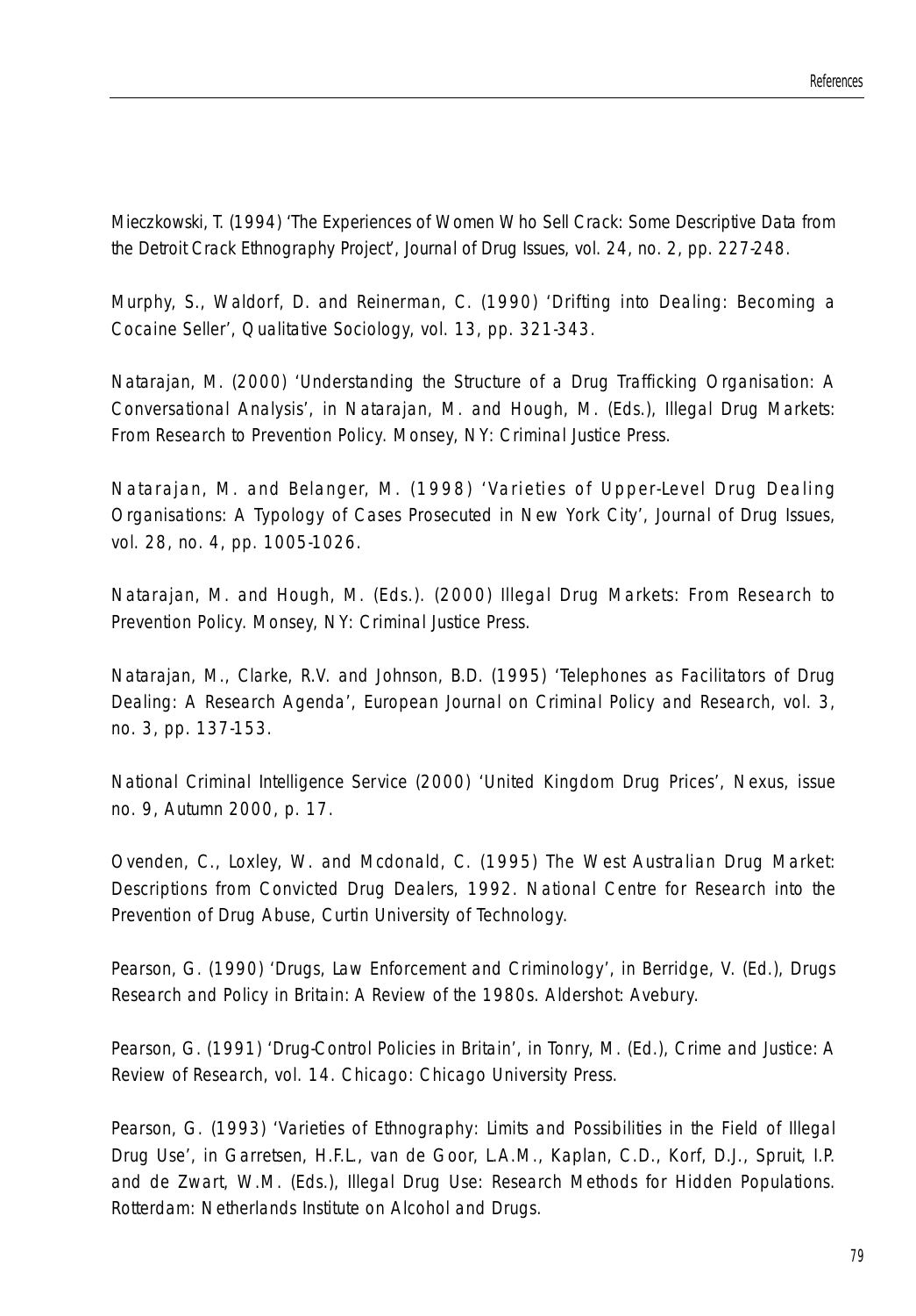Mieczkowski, T. (1994) 'The Experiences of Women Who Sell Crack: Some Descriptive Data from the Detroit Crack Ethnography Project', Journal of Drug Issues, vol. 24, no. 2, pp. 227-248.

Murphy, S., Waldorf, D. and Reinerman, C. (1990) 'Drifting into Dealing: Becoming a Cocaine Seller', Qualitative Sociology, vol. 13, pp. 321-343.

Natarajan, M. (2000) 'Understanding the Structure of a Drug Trafficking Organisation: A Conversational Analysis', in Natarajan, M. and Hough, M. (Eds.), Illegal Drug Markets: From Research to Prevention Policy. Monsey, NY: Criminal Justice Press.

Natarajan, M. and Belanger, M. (1998) 'Varieties of Upper-Level Drug Dealing Organisations: A Typology of Cases Prosecuted in New York City', Journal of Drug Issues, vol. 28, no. 4, pp. 1005-1026.

Natarajan, M. and Hough, M. (Eds.). (2000) Illegal Drug Markets: From Research to Prevention Policy. Monsey, NY: Criminal Justice Press.

Natarajan, M., Clarke, R.V. and Johnson, B.D. (1995) 'Telephones as Facilitators of Drug Dealing: A Research Agenda', European Journal on Criminal Policy and Research, vol. 3, no. 3, pp. 137-153.

National Criminal Intelligence Service (2000) 'United Kingdom Drug Prices', Nexus, issue no. 9, Autumn 2000, p. 17.

Ovenden, C., Loxley, W. and Mcdonald, C. (1995) The West Australian Drug Market: Descriptions from Convicted Drug Dealers, 1992. National Centre for Research into the Prevention of Drug Abuse, Curtin University of Technology.

Pearson, G. (1990) 'Drugs, Law Enforcement and Criminology', in Berridge, V. (Ed.), Drugs Research and Policy in Britain: A Review of the 1980s. Aldershot: Avebury.

Pearson, G. (1991) 'Drug-Control Policies in Britain', in Tonry, M. (Ed.), Crime and Justice: A Review of Research, vol. 14. Chicago: Chicago University Press.

Pearson, G. (1993) 'Varieties of Ethnography: Limits and Possibilities in the Field of Illegal Drug Use', in Garretsen, H.F.L., van de Goor, L.A.M., Kaplan, C.D., Korf, D.J., Spruit, I.P. and de Zwart, W.M. (Eds.), Illegal Drug Use: Research Methods for Hidden Populations. Rotterdam: Netherlands Institute on Alcohol and Drugs.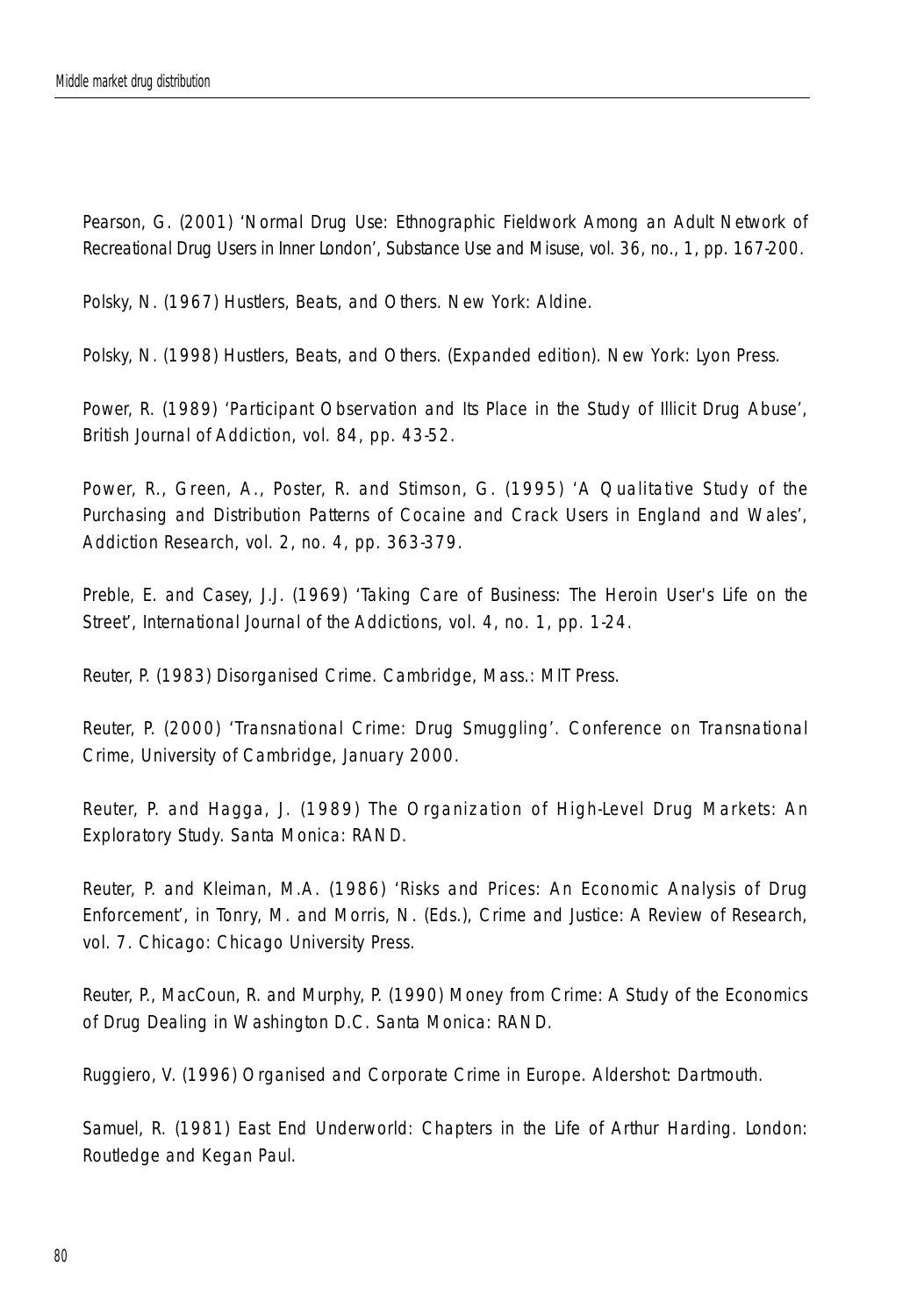Pearson, G. (2001) 'Normal Drug Use: Ethnographic Fieldwork Among an Adult Network of Recreational Drug Users in Inner London', Substance Use and Misuse, vol. 36, no., 1, pp. 167-200.

Polsky, N. (1967) Hustlers, Beats, and Others. New York: Aldine.

Polsky, N. (1998) Hustlers, Beats, and Others. (Expanded edition). New York: Lyon Press.

Power, R. (1989) 'Participant Observation and Its Place in the Study of Illicit Drug Abuse', British Journal of Addiction, vol. 84, pp. 43-52.

Power, R., Green, A., Poster, R. and Stimson, G. (1995) 'A Qualitative Study of the Purchasing and Distribution Patterns of Cocaine and Crack Users in England and Wales', Addiction Research, vol. 2, no. 4, pp. 363-379.

Preble, E. and Casey, J.J. (1969) 'Taking Care of Business: The Heroin User's Life on the Street', International Journal of the Addictions, vol. 4, no. 1, pp. 1-24.

Reuter, P. (1983) Disorganised Crime. Cambridge, Mass.: MIT Press.

Reuter, P. (2000) 'Transnational Crime: Drug Smuggling'. Conference on Transnational Crime, University of Cambridge, January 2000.

Reuter, P. and Hagga, J. (1989) The Organization of High-Level Drug Markets: An Exploratory Study. Santa Monica: RAND.

Reuter, P. and Kleiman, M.A. (1986) 'Risks and Prices: An Economic Analysis of Drug Enforcement', in Tonry, M. and Morris, N. (Eds.), Crime and Justice: A Review of Research, vol. 7. Chicago: Chicago University Press.

Reuter, P., MacCoun, R. and Murphy, P. (1990) Money from Crime: A Study of the Economics of Drug Dealing in Washington D.C. Santa Monica: RAND.

Ruggiero, V. (1996) Organised and Corporate Crime in Europe. Aldershot: Dartmouth.

Samuel, R. (1981) East End Underworld: Chapters in the Life of Arthur Harding. London: Routledge and Kegan Paul.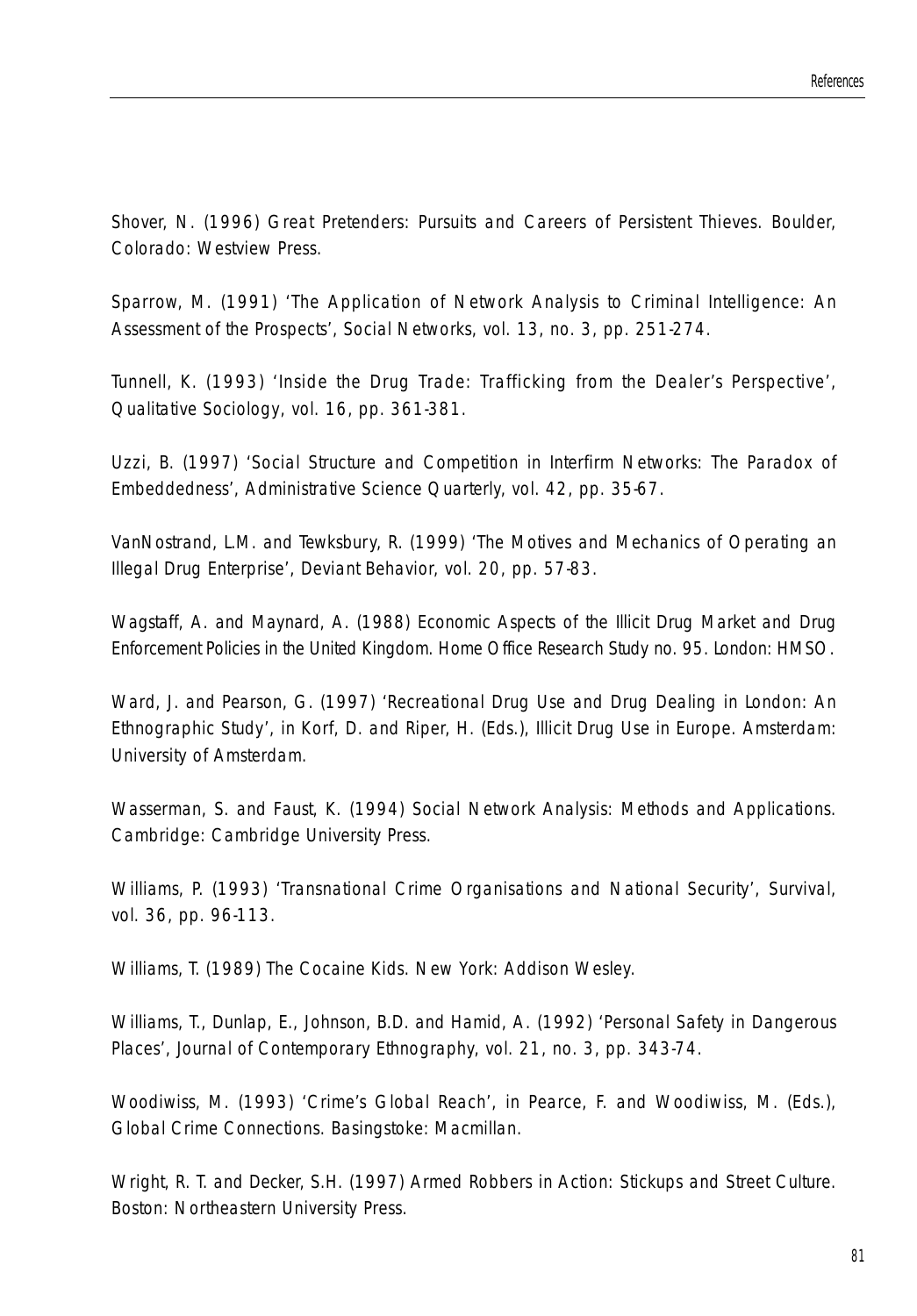Shover, N. (1996) Great Pretenders: Pursuits and Careers of Persistent Thieves. Boulder, Colorado: Westview Press.

Sparrow, M. (1991) 'The Application of Network Analysis to Criminal Intelligence: An Assessment of the Prospects', Social Networks, vol. 13, no. 3, pp. 251-274.

Tunnell, K. (1993) 'Inside the Drug Trade: Trafficking from the Dealer's Perspective', Qualitative Sociology, vol. 16, pp. 361-381.

Uzzi, B. (1997) 'Social Structure and Competition in Interfirm Networks: The Paradox of Embeddedness', Administrative Science Quarterly, vol. 42, pp. 35-67.

VanNostrand, L.M. and Tewksbury, R. (1999) 'The Motives and Mechanics of Operating an Illegal Drug Enterprise', Deviant Behavior, vol. 20, pp. 57-83.

Wagstaff, A. and Maynard, A. (1988) Economic Aspects of the Illicit Drug Market and Drug Enforcement Policies in the United Kingdom. Home Office Research Study no. 95. London: HMSO.

Ward, J. and Pearson, G. (1997) 'Recreational Drug Use and Drug Dealing in London: An Ethnographic Study', in Korf, D. and Riper, H. (Eds.), Illicit Drug Use in Europe. Amsterdam: University of Amsterdam.

Wasserman, S. and Faust, K. (1994) Social Network Analysis: Methods and Applications. Cambridge: Cambridge University Press.

Williams, P. (1993) 'Transnational Crime Organisations and National Security', Survival, vol. 36, pp. 96-113.

Williams, T. (1989) The Cocaine Kids. New York: Addison Wesley.

Williams, T., Dunlap, E., Johnson, B.D. and Hamid, A. (1992) 'Personal Safety in Dangerous Places', Journal of Contemporary Ethnography, vol. 21, no. 3, pp. 343-74.

Woodiwiss, M. (1993) 'Crime's Global Reach', in Pearce, F. and Woodiwiss, M. (Eds.), Global Crime Connections. Basingstoke: Macmillan.

Wright, R. T. and Decker, S.H. (1997) Armed Robbers in Action: Stickups and Street Culture. Boston: Northeastern University Press.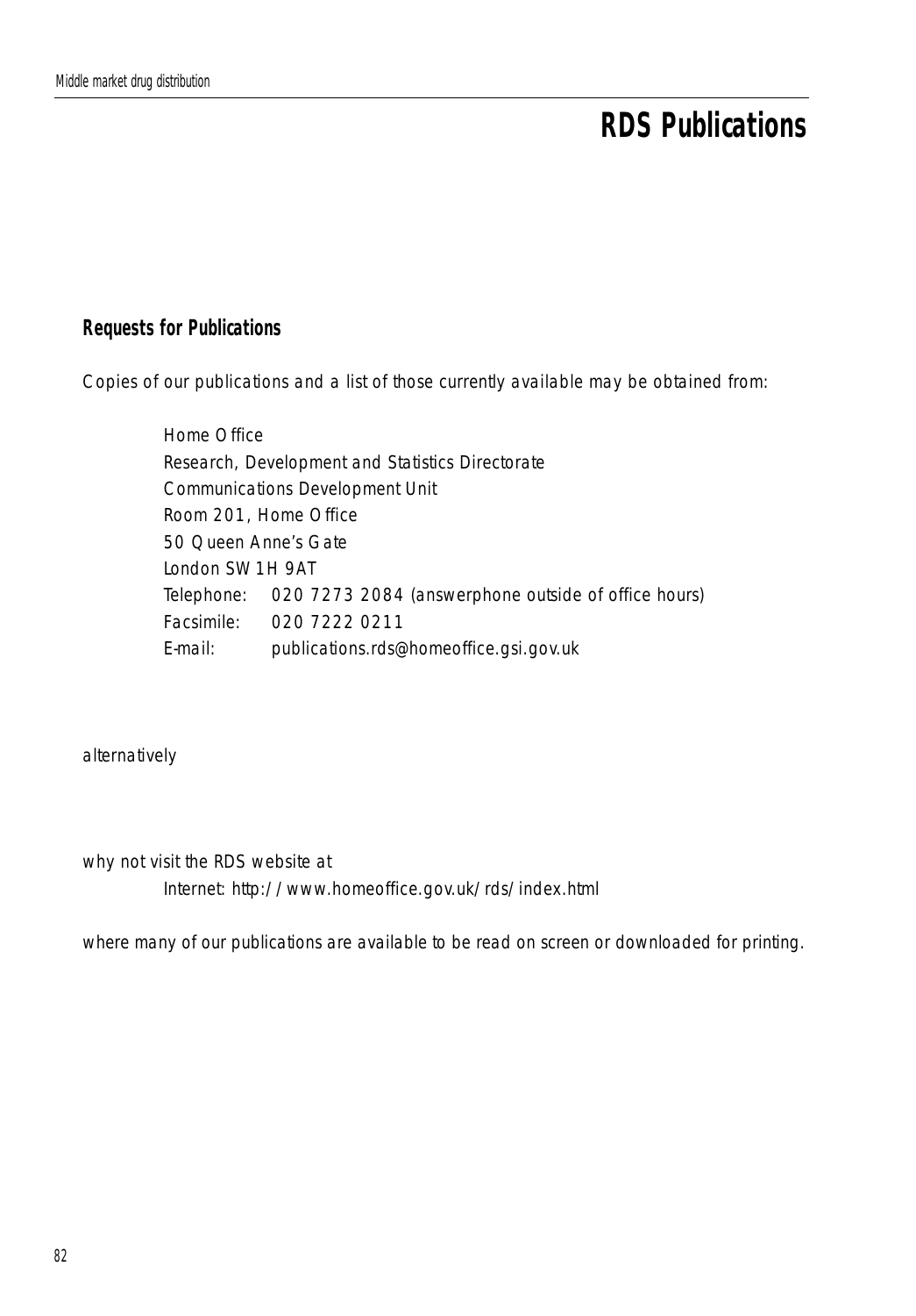# RDS Publications

## Requests for Publications

Copies of our publications and a list of those currently available may be obtained from:

Home Office
Research, Development and Statistics Directorate
Communications Development Unit
Room 201, Home Office
50 Queen Anne's Gate
London SW1H 9AT
Telephone: 020 7273 2084 (answerphone outside of office hours)
Facsimile: 020 7222 0211
E-mail: publications.rds@homeoffice.gsi.gov.uk

alternatively

why not visit the RDS website at
Internet: http://www.homeoffice.gov.uk/rds/index.html

where many of our publications are available to be read on screen or downloaded for printing.